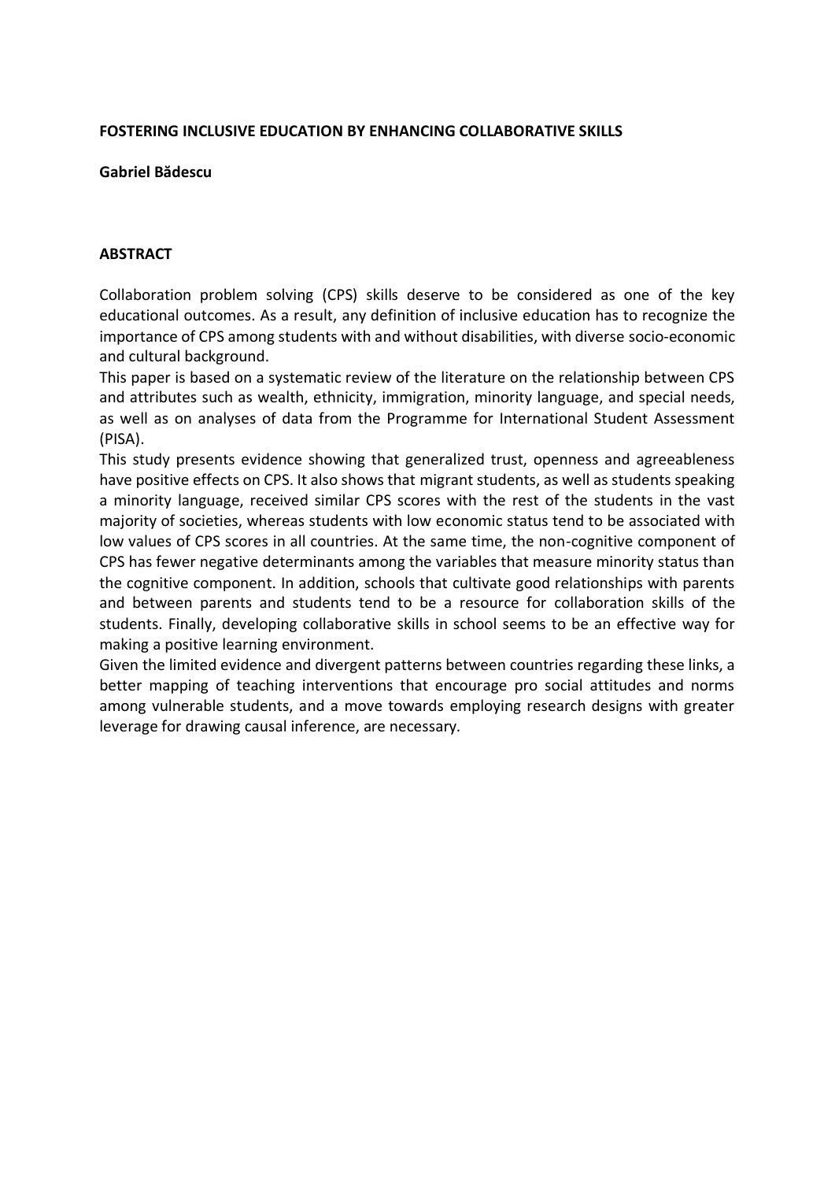# FOSTERING INCLUSIVE EDUCATION BY ENHANCING COLLABORATIVE SKILLS

**Gabriel Bădescu**

## ABSTRACT

Collaboration problem solving (CPS) skills deserve to be considered as one of the key educational outcomes. As a result, any definition of inclusive education has to recognize the importance of CPS among students with and without disabilities, with diverse socio-economic and cultural background.

This paper is based on a systematic review of the literature on the relationship between CPS and attributes such as wealth, ethnicity, immigration, minority language, and special needs, as well as on analyses of data from the Programme for International Student Assessment (PISA).

This study presents evidence showing that generalized trust, openness and agreeableness have positive effects on CPS. It also shows that migrant students, as well as students speaking a minority language, received similar CPS scores with the rest of the students in the vast majority of societies, whereas students with low economic status tend to be associated with low values of CPS scores in all countries. At the same time, the non-cognitive component of CPS has fewer negative determinants among the variables that measure minority status than the cognitive component. In addition, schools that cultivate good relationships with parents and between parents and students tend to be a resource for collaboration skills of the students. Finally, developing collaborative skills in school seems to be an effective way for making a positive learning environment.

Given the limited evidence and divergent patterns between countries regarding these links, a better mapping of teaching interventions that encourage pro social attitudes and norms among vulnerable students, and a move towards employing research designs with greater leverage for drawing causal inference, are necessary.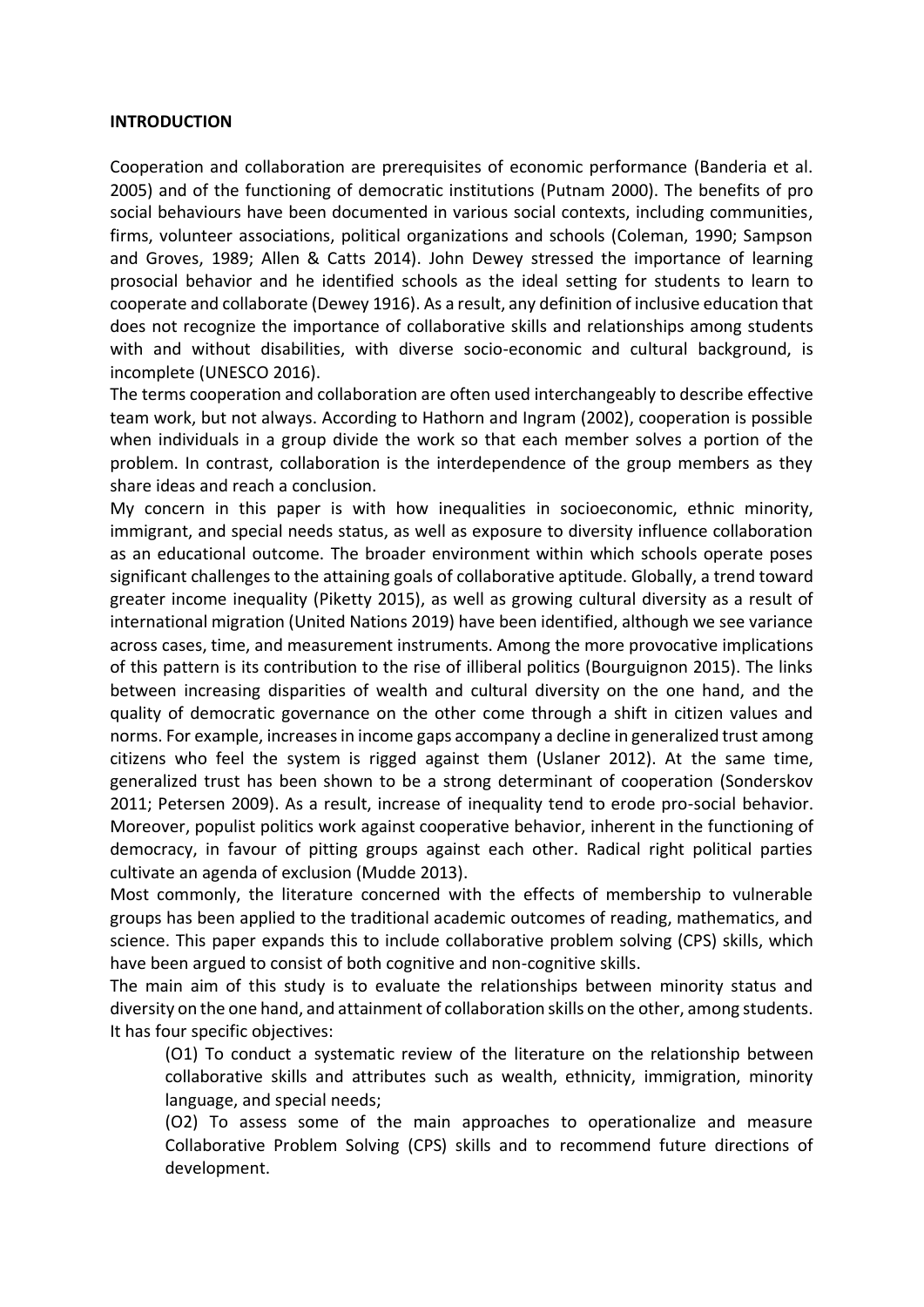**INTRODUCTION**

Cooperation and collaboration are prerequisites of economic performance (Banderia et al. 2005) and of the functioning of democratic institutions (Putnam 2000). The benefits of pro social behaviours have been documented in various social contexts, including communities, firms, volunteer associations, political organizations and schools (Coleman, 1990; Sampson and Groves, 1989; Allen & Catts 2014). John Dewey stressed the importance of learning prosocial behavior and he identified schools as the ideal setting for students to learn to cooperate and collaborate (Dewey 1916). As a result, any definition of inclusive education that does not recognize the importance of collaborative skills and relationships among students with and without disabilities, with diverse socio-economic and cultural background, is incomplete (UNESCO 2016).

The terms cooperation and collaboration are often used interchangeably to describe effective team work, but not always. According to Hathorn and Ingram (2002), cooperation is possible when individuals in a group divide the work so that each member solves a portion of the problem. In contrast, collaboration is the interdependence of the group members as they share ideas and reach a conclusion.

My concern in this paper is with how inequalities in socioeconomic, ethnic minority, immigrant, and special needs status, as well as exposure to diversity influence collaboration as an educational outcome. The broader environment within which schools operate poses significant challenges to the attaining goals of collaborative aptitude. Globally, a trend toward greater income inequality (Piketty 2015), as well as growing cultural diversity as a result of international migration (United Nations 2019) have been identified, although we see variance across cases, time, and measurement instruments. Among the more provocative implications of this pattern is its contribution to the rise of illiberal politics (Bourguignon 2015). The links between increasing disparities of wealth and cultural diversity on the one hand, and the quality of democratic governance on the other come through a shift in citizen values and norms. For example, increases in income gaps accompany a decline in generalized trust among citizens who feel the system is rigged against them (Uslaner 2012). At the same time, generalized trust has been shown to be a strong determinant of cooperation (Sonderskov 2011; Petersen 2009). As a result, increase of inequality tend to erode pro-social behavior. Moreover, populist politics work against cooperative behavior, inherent in the functioning of democracy, in favour of pitting groups against each other. Radical right political parties cultivate an agenda of exclusion (Mudde 2013).

Most commonly, the literature concerned with the effects of membership to vulnerable groups has been applied to the traditional academic outcomes of reading, mathematics, and science. This paper expands this to include collaborative problem solving (CPS) skills, which have been argued to consist of both cognitive and non-cognitive skills.

The main aim of this study is to evaluate the relationships between minority status and diversity on the one hand, and attainment of collaboration skills on the other, among students. It has four specific objectives:

(O1) To conduct a systematic review of the literature on the relationship between collaborative skills and attributes such as wealth, ethnicity, immigration, minority language, and special needs;

(O2) To assess some of the main approaches to operationalize and measure Collaborative Problem Solving (CPS) skills and to recommend future directions of development.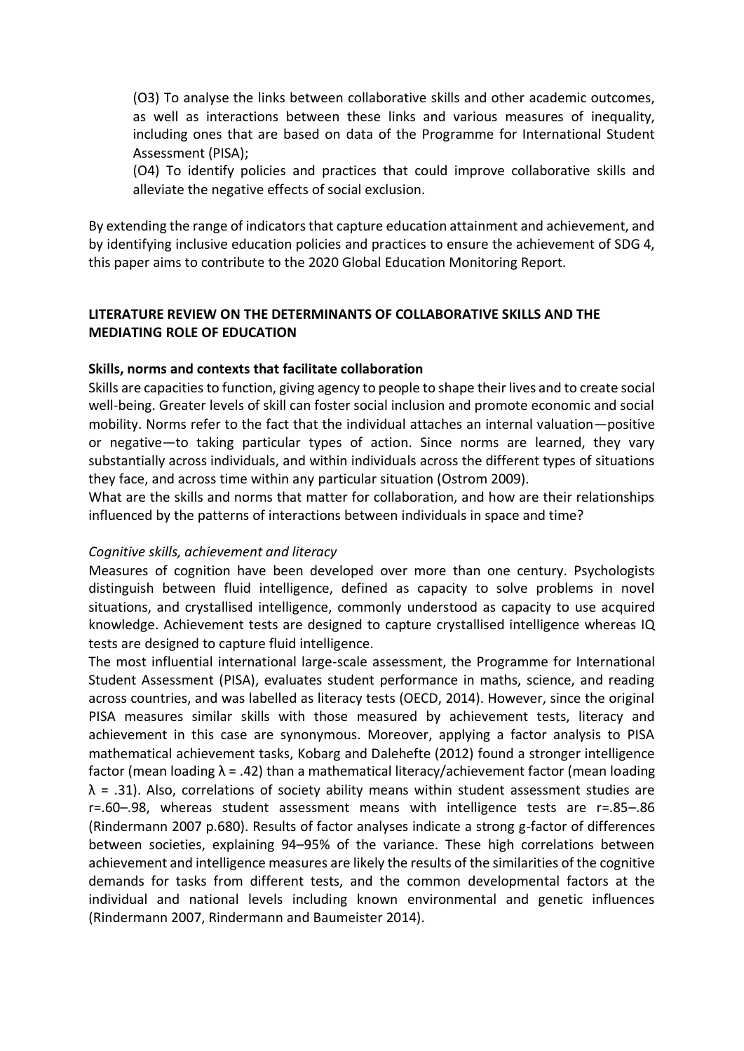(O3) To analyse the links between collaborative skills and other academic outcomes, as well as interactions between these links and various measures of inequality, including ones that are based on data of the Programme for International Student Assessment (PISA);

(O4) To identify policies and practices that could improve collaborative skills and alleviate the negative effects of social exclusion.

By extending the range of indicators that capture education attainment and achievement, and by identifying inclusive education policies and practices to ensure the achievement of SDG 4, this paper aims to contribute to the 2020 Global Education Monitoring Report.

## LITERATURE REVIEW ON THE DETERMINANTS OF COLLABORATIVE SKILLS AND THE MEDIATING ROLE OF EDUCATION

### Skills, norms and contexts that facilitate collaboration

Skills are capacities to function, giving agency to people to shape their lives and to create social well-being. Greater levels of skill can foster social inclusion and promote economic and social mobility. Norms refer to the fact that the individual attaches an internal valuation—positive or negative—to taking particular types of action. Since norms are learned, they vary substantially across individuals, and within individuals across the different types of situations they face, and across time within any particular situation (Ostrom 2009).

What are the skills and norms that matter for collaboration, and how are their relationships influenced by the patterns of interactions between individuals in space and time?

#### *Cognitive skills, achievement and literacy*

Measures of cognition have been developed over more than one century. Psychologists distinguish between fluid intelligence, defined as capacity to solve problems in novel situations, and crystallised intelligence, commonly understood as capacity to use acquired knowledge. Achievement tests are designed to capture crystallised intelligence whereas IQ tests are designed to capture fluid intelligence.

The most influential international large-scale assessment, the Programme for International Student Assessment (PISA), evaluates student performance in maths, science, and reading across countries, and was labelled as literacy tests (OECD, 2014). However, since the original PISA measures similar skills with those measured by achievement tests, literacy and achievement in this case are synonymous. Moreover, applying a factor analysis to PISA mathematical achievement tasks, Kobarg and Dalehefte (2012) found a stronger intelligence factor (mean loading $\lambda = .42$) than a mathematical literacy/achievement factor (mean loading $\lambda = .31$). Also, correlations of society ability means within student assessment studies are $r=.60$–$.98$, whereas student assessment means with intelligence tests are $r=.85$–$.86$ (Rindermann 2007 p.680). Results of factor analyses indicate a strong g-factor of differences between societies, explaining 94–95% of the variance. These high correlations between achievement and intelligence measures are likely the results of the similarities of the cognitive demands for tasks from different tests, and the common developmental factors at the individual and national levels including known environmental and genetic influences (Rindermann 2007, Rindermann and Baumeister 2014).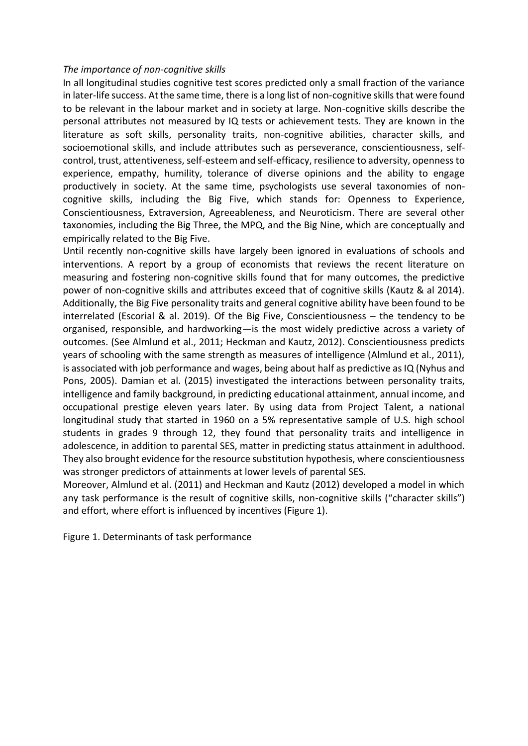*The importance of non-cognitive skills*

In all longitudinal studies cognitive test scores predicted only a small fraction of the variance in later-life success. At the same time, there is a long list of non-cognitive skills that were found to be relevant in the labour market and in society at large. Non-cognitive skills describe the personal attributes not measured by IQ tests or achievement tests. They are known in the literature as soft skills, personality traits, non-cognitive abilities, character skills, and socioemotional skills, and include attributes such as perseverance, conscientiousness, self-control, trust, attentiveness, self-esteem and self-efficacy, resilience to adversity, openness to experience, empathy, humility, tolerance of diverse opinions and the ability to engage productively in society. At the same time, psychologists use several taxonomies of non-cognitive skills, including the Big Five, which stands for: Openness to Experience, Conscientiousness, Extraversion, Agreeableness, and Neuroticism. There are several other taxonomies, including the Big Three, the MPQ, and the Big Nine, which are conceptually and empirically related to the Big Five.

Until recently non-cognitive skills have largely been ignored in evaluations of schools and interventions. A report by a group of economists that reviews the recent literature on measuring and fostering non-cognitive skills found that for many outcomes, the predictive power of non-cognitive skills and attributes exceed that of cognitive skills (Kautz & al 2014). Additionally, the Big Five personality traits and general cognitive ability have been found to be interrelated (Escorial & al. 2019). Of the Big Five, Conscientiousness – the tendency to be organised, responsible, and hardworking—is the most widely predictive across a variety of outcomes. (See Almlund et al., 2011; Heckman and Kautz, 2012). Conscientiousness predicts years of schooling with the same strength as measures of intelligence (Almlund et al., 2011), is associated with job performance and wages, being about half as predictive as IQ (Nyhus and Pons, 2005). Damian et al. (2015) investigated the interactions between personality traits, intelligence and family background, in predicting educational attainment, annual income, and occupational prestige eleven years later. By using data from Project Talent, a national longitudinal study that started in 1960 on a 5% representative sample of U.S. high school students in grades 9 through 12, they found that personality traits and intelligence in adolescence, in addition to parental SES, matter in predicting status attainment in adulthood. They also brought evidence for the resource substitution hypothesis, where conscientiousness was stronger predictors of attainments at lower levels of parental SES.

Moreover, Almlund et al. (2011) and Heckman and Kautz (2012) developed a model in which any task performance is the result of cognitive skills, non-cognitive skills ("character skills") and effort, where effort is influenced by incentives (Figure 1).

Figure 1. Determinants of task performance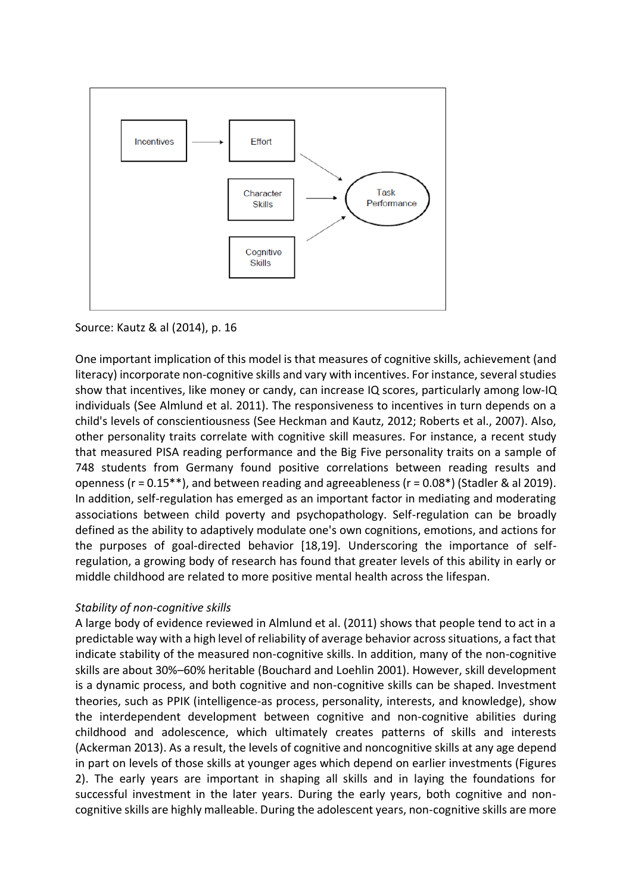Source: Kautz & al (2014), p. 16

One important implication of this model is that measures of cognitive skills, achievement (and literacy) incorporate non-cognitive skills and vary with incentives. For instance, several studies show that incentives, like money or candy, can increase IQ scores, particularly among low-IQ individuals (See Almlund et al. 2011). The responsiveness to incentives in turn depends on a child's levels of conscientiousness (See Heckman and Kautz, 2012; Roberts et al., 2007). Also, other personality traits correlate with cognitive skill measures. For instance, a recent study that measured PISA reading performance and the Big Five personality traits on a sample of 748 students from Germany found positive correlations between reading results and openness ($r = 0.15$**), and between reading and agreeableness ($r = 0.08$*) (Stadler & al 2019). In addition, self-regulation has emerged as an important factor in mediating and moderating associations between child poverty and psychopathology. Self-regulation can be broadly defined as the ability to adaptively modulate one's own cognitions, emotions, and actions for the purposes of goal-directed behavior [18,19]. Underscoring the importance of self-regulation, a growing body of research has found that greater levels of this ability in early or middle childhood are related to more positive mental health across the lifespan.

*Stability of non-cognitive skills*

A large body of evidence reviewed in Almlund et al. (2011) shows that people tend to act in a predictable way with a high level of reliability of average behavior across situations, a fact that indicate stability of the measured non-cognitive skills. In addition, many of the non-cognitive skills are about 30%–60% heritable (Bouchard and Loehlin 2001). However, skill development is a dynamic process, and both cognitive and non-cognitive skills can be shaped. Investment theories, such as PPIK (intelligence-as process, personality, interests, and knowledge), show the interdependent development between cognitive and non-cognitive abilities during childhood and adolescence, which ultimately creates patterns of skills and interests (Ackerman 2013). As a result, the levels of cognitive and noncognitive skills at any age depend in part on levels of those skills at younger ages which depend on earlier investments (Figures 2). The early years are important in shaping all skills and in laying the foundations for successful investment in the later years. During the early years, both cognitive and non-cognitive skills are highly malleable. During the adolescent years, non-cognitive skills are more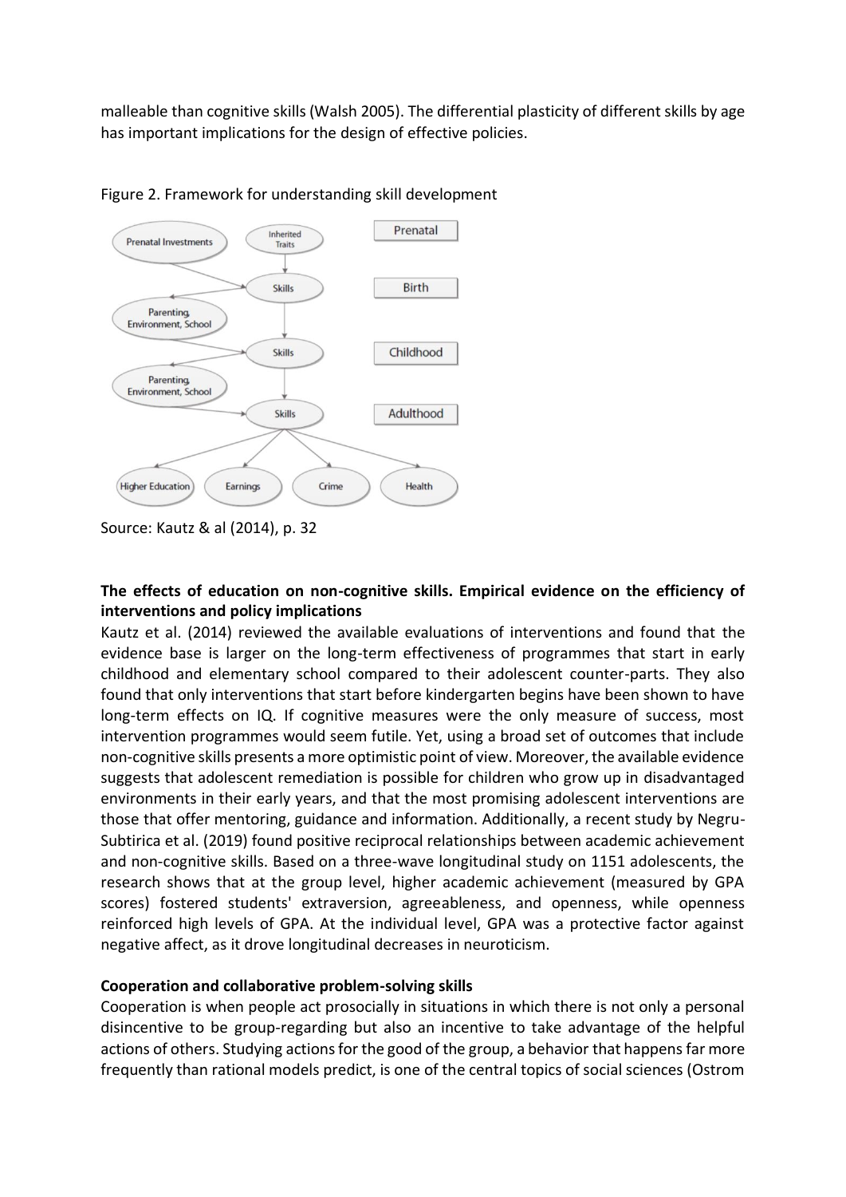malleable than cognitive skills (Walsh 2005). The differential plasticity of different skills by age has important implications for the design of effective policies.

Figure 2. Framework for understanding skill development

Source: Kautz & al (2014), p. 32

**The effects of education on non-cognitive skills. Empirical evidence on the efficiency of interventions and policy implications**

Kautz et al. (2014) reviewed the available evaluations of interventions and found that the evidence base is larger on the long-term effectiveness of programmes that start in early childhood and elementary school compared to their adolescent counter-parts. They also found that only interventions that start before kindergarten begins have been shown to have long-term effects on IQ. If cognitive measures were the only measure of success, most intervention programmes would seem futile. Yet, using a broad set of outcomes that include non-cognitive skills presents a more optimistic point of view. Moreover, the available evidence suggests that adolescent remediation is possible for children who grow up in disadvantaged environments in their early years, and that the most promising adolescent interventions are those that offer mentoring, guidance and information. Additionally, a recent study by Negru-Subtirica et al. (2019) found positive reciprocal relationships between academic achievement and non-cognitive skills. Based on a three-wave longitudinal study on 1151 adolescents, the research shows that at the group level, higher academic achievement (measured by GPA scores) fostered students' extraversion, agreeableness, and openness, while openness reinforced high levels of GPA. At the individual level, GPA was a protective factor against negative affect, as it drove longitudinal decreases in neuroticism.

**Cooperation and collaborative problem-solving skills**

Cooperation is when people act prosocially in situations in which there is not only a personal disincentive to be group-regarding but also an incentive to take advantage of the helpful actions of others. Studying actions for the good of the group, a behavior that happens far more frequently than rational models predict, is one of the central topics of social sciences (Ostrom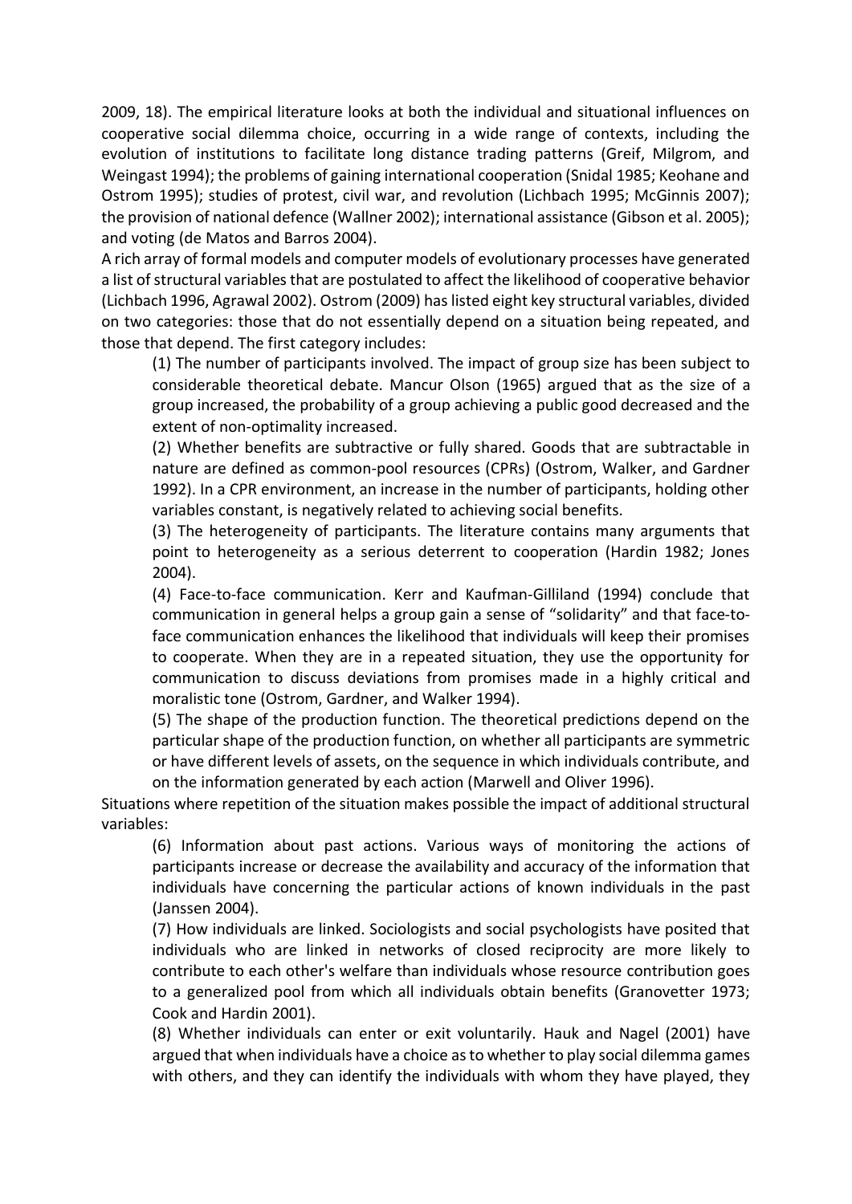2009, 18). The empirical literature looks at both the individual and situational influences on cooperative social dilemma choice, occurring in a wide range of contexts, including the evolution of institutions to facilitate long distance trading patterns (Greif, Milgrom, and Weingast 1994); the problems of gaining international cooperation (Snidal 1985; Keohane and Ostrom 1995); studies of protest, civil war, and revolution (Lichbach 1995; McGinnis 2007); the provision of national defence (Wallner 2002); international assistance (Gibson et al. 2005); and voting (de Matos and Barros 2004).

A rich array of formal models and computer models of evolutionary processes have generated a list of structural variables that are postulated to affect the likelihood of cooperative behavior (Lichbach 1996, Agrawal 2002). Ostrom (2009) has listed eight key structural variables, divided on two categories: those that do not essentially depend on a situation being repeated, and those that depend. The first category includes:

(1) The number of participants involved. The impact of group size has been subject to considerable theoretical debate. Mancur Olson (1965) argued that as the size of a group increased, the probability of a group achieving a public good decreased and the extent of non-optimality increased.

(2) Whether benefits are subtractive or fully shared. Goods that are subtractable in nature are defined as common-pool resources (CPRs) (Ostrom, Walker, and Gardner 1992). In a CPR environment, an increase in the number of participants, holding other variables constant, is negatively related to achieving social benefits.

(3) The heterogeneity of participants. The literature contains many arguments that point to heterogeneity as a serious deterrent to cooperation (Hardin 1982; Jones 2004).

(4) Face-to-face communication. Kerr and Kaufman-Gilliland (1994) conclude that communication in general helps a group gain a sense of "solidarity" and that face-to-face communication enhances the likelihood that individuals will keep their promises to cooperate. When they are in a repeated situation, they use the opportunity for communication to discuss deviations from promises made in a highly critical and moralistic tone (Ostrom, Gardner, and Walker 1994).

(5) The shape of the production function. The theoretical predictions depend on the particular shape of the production function, on whether all participants are symmetric or have different levels of assets, on the sequence in which individuals contribute, and on the information generated by each action (Marwell and Oliver 1996).

Situations where repetition of the situation makes possible the impact of additional structural variables:

(6) Information about past actions. Various ways of monitoring the actions of participants increase or decrease the availability and accuracy of the information that individuals have concerning the particular actions of known individuals in the past (Janssen 2004).

(7) How individuals are linked. Sociologists and social psychologists have posited that individuals who are linked in networks of closed reciprocity are more likely to contribute to each other's welfare than individuals whose resource contribution goes to a generalized pool from which all individuals obtain benefits (Granovetter 1973; Cook and Hardin 2001).

(8) Whether individuals can enter or exit voluntarily. Hauk and Nagel (2001) have argued that when individuals have a choice as to whether to play social dilemma games with others, and they can identify the individuals with whom they have played, they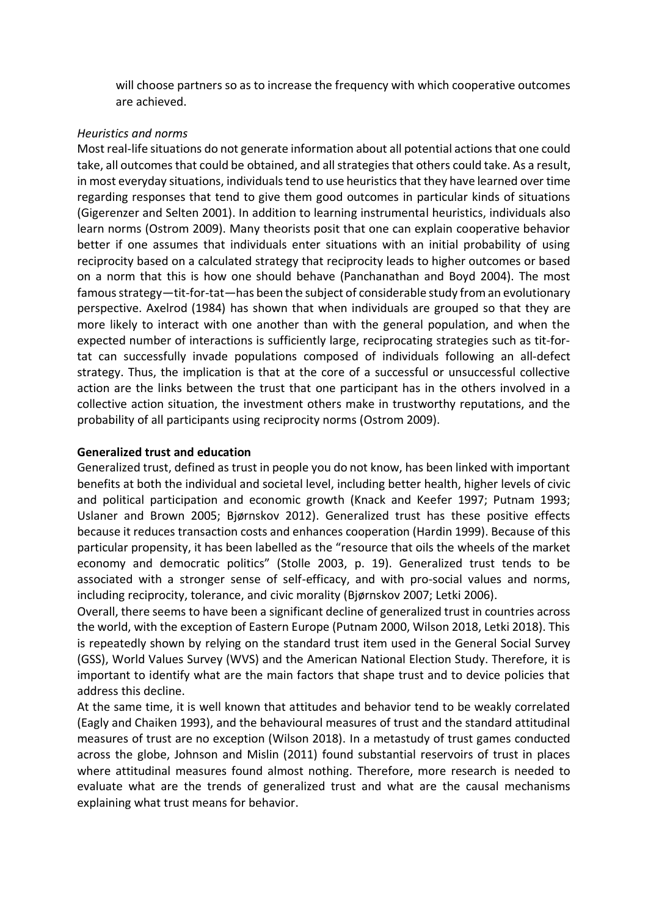will choose partners so as to increase the frequency with which cooperative outcomes are achieved.

*Heuristics and norms*

Most real-life situations do not generate information about all potential actions that one could take, all outcomes that could be obtained, and all strategies that others could take. As a result, in most everyday situations, individuals tend to use heuristics that they have learned over time regarding responses that tend to give them good outcomes in particular kinds of situations (Gigerenzer and Selten 2001). In addition to learning instrumental heuristics, individuals also learn norms (Ostrom 2009). Many theorists posit that one can explain cooperative behavior better if one assumes that individuals enter situations with an initial probability of using reciprocity based on a calculated strategy that reciprocity leads to higher outcomes or based on a norm that this is how one should behave (Panchanathan and Boyd 2004). The most famous strategy—tit-for-tat—has been the subject of considerable study from an evolutionary perspective. Axelrod (1984) has shown that when individuals are grouped so that they are more likely to interact with one another than with the general population, and when the expected number of interactions is sufficiently large, reciprocating strategies such as tit-for-tat can successfully invade populations composed of individuals following an all-defect strategy. Thus, the implication is that at the core of a successful or unsuccessful collective action are the links between the trust that one participant has in the others involved in a collective action situation, the investment others make in trustworthy reputations, and the probability of all participants using reciprocity norms (Ostrom 2009).

**Generalized trust and education**

Generalized trust, defined as trust in people you do not know, has been linked with important benefits at both the individual and societal level, including better health, higher levels of civic and political participation and economic growth (Knack and Keefer 1997; Putnam 1993; Uslaner and Brown 2005; Bjørnskov 2012). Generalized trust has these positive effects because it reduces transaction costs and enhances cooperation (Hardin 1999). Because of this particular propensity, it has been labelled as the "resource that oils the wheels of the market economy and democratic politics" (Stolle 2003, p. 19). Generalized trust tends to be associated with a stronger sense of self-efficacy, and with pro-social values and norms, including reciprocity, tolerance, and civic morality (Bjørnskov 2007; Letki 2006).

Overall, there seems to have been a significant decline of generalized trust in countries across the world, with the exception of Eastern Europe (Putnam 2000, Wilson 2018, Letki 2018). This is repeatedly shown by relying on the standard trust item used in the General Social Survey (GSS), World Values Survey (WVS) and the American National Election Study. Therefore, it is important to identify what are the main factors that shape trust and to device policies that address this decline.

At the same time, it is well known that attitudes and behavior tend to be weakly correlated (Eagly and Chaiken 1993), and the behavioural measures of trust and the standard attitudinal measures of trust are no exception (Wilson 2018). In a metastudy of trust games conducted across the globe, Johnson and Mislin (2011) found substantial reservoirs of trust in places where attitudinal measures found almost nothing. Therefore, more research is needed to evaluate what are the trends of generalized trust and what are the causal mechanisms explaining what trust means for behavior.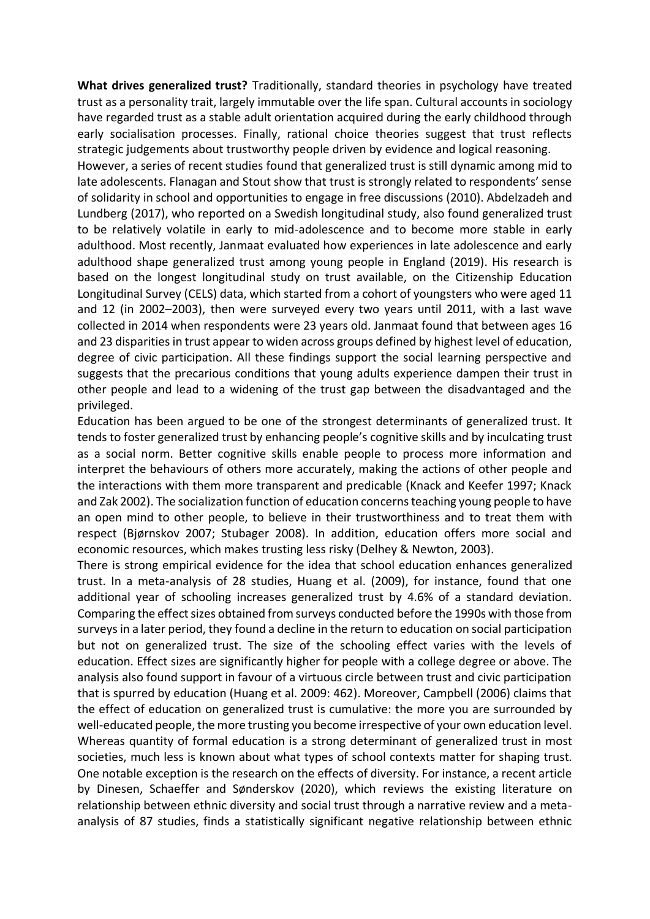**What drives generalized trust?** Traditionally, standard theories in psychology have treated trust as a personality trait, largely immutable over the life span. Cultural accounts in sociology have regarded trust as a stable adult orientation acquired during the early childhood through early socialisation processes. Finally, rational choice theories suggest that trust reflects strategic judgements about trustworthy people driven by evidence and logical reasoning.

However, a series of recent studies found that generalized trust is still dynamic among mid to late adolescents. Flanagan and Stout show that trust is strongly related to respondents' sense of solidarity in school and opportunities to engage in free discussions (2010). Abdelzadeh and Lundberg (2017), who reported on a Swedish longitudinal study, also found generalized trust to be relatively volatile in early to mid-adolescence and to become more stable in early adulthood. Most recently, Janmaat evaluated how experiences in late adolescence and early adulthood shape generalized trust among young people in England (2019). His research is based on the longest longitudinal study on trust available, on the Citizenship Education Longitudinal Survey (CELS) data, which started from a cohort of youngsters who were aged 11 and 12 (in 2002–2003), then were surveyed every two years until 2011, with a last wave collected in 2014 when respondents were 23 years old. Janmaat found that between ages 16 and 23 disparities in trust appear to widen across groups defined by highest level of education, degree of civic participation. All these findings support the social learning perspective and suggests that the precarious conditions that young adults experience dampen their trust in other people and lead to a widening of the trust gap between the disadvantaged and the privileged.

Education has been argued to be one of the strongest determinants of generalized trust. It tends to foster generalized trust by enhancing people's cognitive skills and by inculcating trust as a social norm. Better cognitive skills enable people to process more information and interpret the behaviours of others more accurately, making the actions of other people and the interactions with them more transparent and predicable (Knack and Keefer 1997; Knack and Zak 2002). The socialization function of education concerns teaching young people to have an open mind to other people, to believe in their trustworthiness and to treat them with respect (Bjørnskov 2007; Stubager 2008). In addition, education offers more social and economic resources, which makes trusting less risky (Delhey & Newton, 2003).

There is strong empirical evidence for the idea that school education enhances generalized trust. In a meta-analysis of 28 studies, Huang et al. (2009), for instance, found that one additional year of schooling increases generalized trust by 4.6% of a standard deviation. Comparing the effect sizes obtained from surveys conducted before the 1990s with those from surveys in a later period, they found a decline in the return to education on social participation but not on generalized trust. The size of the schooling effect varies with the levels of education. Effect sizes are significantly higher for people with a college degree or above. The analysis also found support in favour of a virtuous circle between trust and civic participation that is spurred by education (Huang et al. 2009: 462). Moreover, Campbell (2006) claims that the effect of education on generalized trust is cumulative: the more you are surrounded by well-educated people, the more trusting you become irrespective of your own education level.

Whereas quantity of formal education is a strong determinant of generalized trust in most societies, much less is known about what types of school contexts matter for shaping trust. One notable exception is the research on the effects of diversity. For instance, a recent article by Dinesen, Schaeffer and Sønderskov (2020), which reviews the existing literature on relationship between ethnic diversity and social trust through a narrative review and a meta-analysis of 87 studies, finds a statistically significant negative relationship between ethnic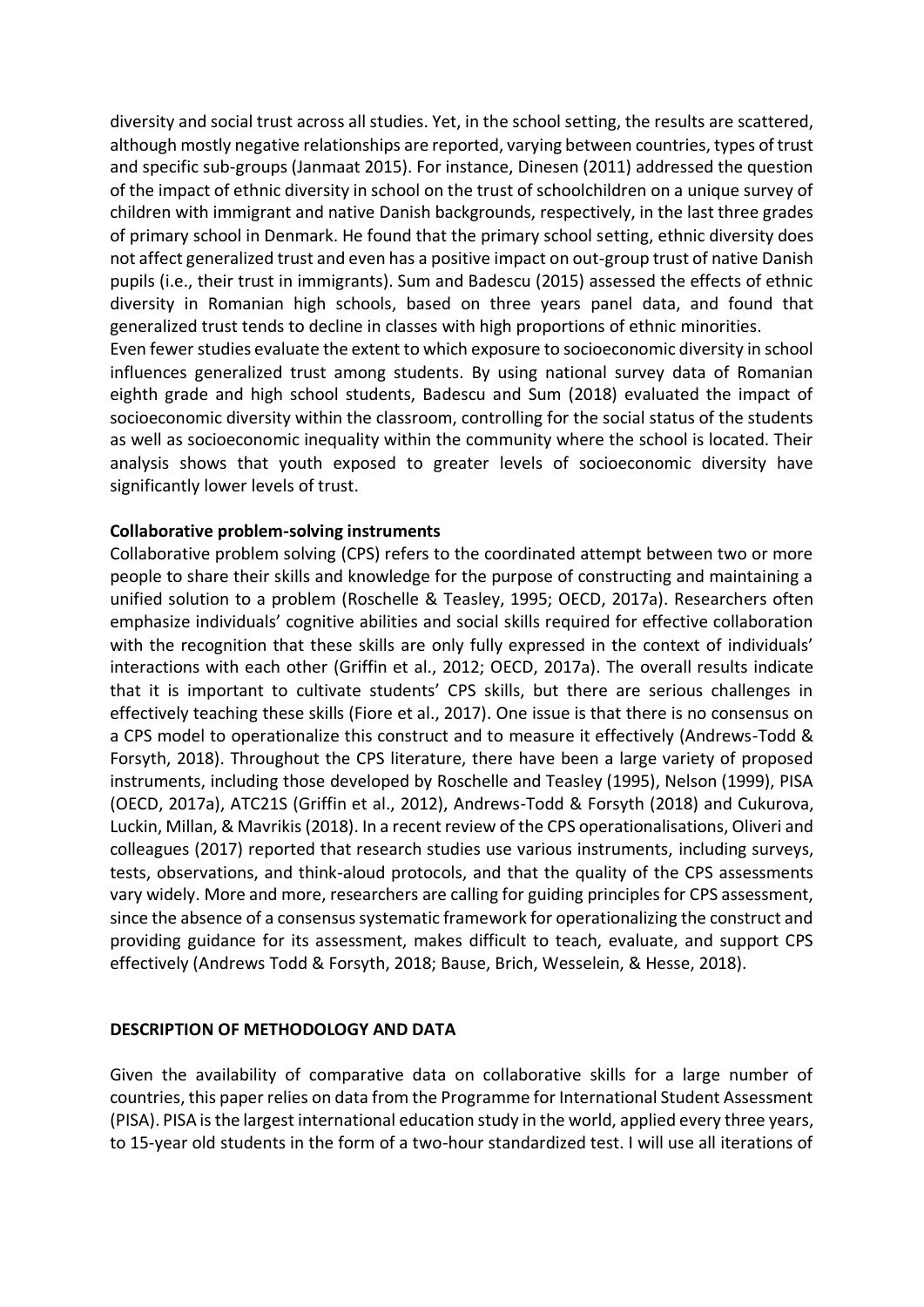diversity and social trust across all studies. Yet, in the school setting, the results are scattered, although mostly negative relationships are reported, varying between countries, types of trust and specific sub-groups (Janmaat 2015). For instance, Dinesen (2011) addressed the question of the impact of ethnic diversity in school on the trust of schoolchildren on a unique survey of children with immigrant and native Danish backgrounds, respectively, in the last three grades of primary school in Denmark. He found that the primary school setting, ethnic diversity does not affect generalized trust and even has a positive impact on out-group trust of native Danish pupils (i.e., their trust in immigrants). Sum and Badescu (2015) assessed the effects of ethnic diversity in Romanian high schools, based on three years panel data, and found that generalized trust tends to decline in classes with high proportions of ethnic minorities.

Even fewer studies evaluate the extent to which exposure to socioeconomic diversity in school influences generalized trust among students. By using national survey data of Romanian eighth grade and high school students, Badescu and Sum (2018) evaluated the impact of socioeconomic diversity within the classroom, controlling for the social status of the students as well as socioeconomic inequality within the community where the school is located. Their analysis shows that youth exposed to greater levels of socioeconomic diversity have significantly lower levels of trust.

**Collaborative problem-solving instruments**

Collaborative problem solving (CPS) refers to the coordinated attempt between two or more people to share their skills and knowledge for the purpose of constructing and maintaining a unified solution to a problem (Roschelle & Teasley, 1995; OECD, 2017a). Researchers often emphasize individuals' cognitive abilities and social skills required for effective collaboration with the recognition that these skills are only fully expressed in the context of individuals' interactions with each other (Griffin et al., 2012; OECD, 2017a). The overall results indicate that it is important to cultivate students' CPS skills, but there are serious challenges in effectively teaching these skills (Fiore et al., 2017). One issue is that there is no consensus on a CPS model to operationalize this construct and to measure it effectively (Andrews-Todd & Forsyth, 2018). Throughout the CPS literature, there have been a large variety of proposed instruments, including those developed by Roschelle and Teasley (1995), Nelson (1999), PISA (OECD, 2017a), ATC21S (Griffin et al., 2012), Andrews-Todd & Forsyth (2018) and Cukurova, Luckin, Millan, & Mavrikis (2018). In a recent review of the CPS operationalisations, Oliveri and colleagues (2017) reported that research studies use various instruments, including surveys, tests, observations, and think-aloud protocols, and that the quality of the CPS assessments vary widely. More and more, researchers are calling for guiding principles for CPS assessment, since the absence of a consensus systematic framework for operationalizing the construct and providing guidance for its assessment, makes difficult to teach, evaluate, and support CPS effectively (Andrews Todd & Forsyth, 2018; Bause, Brich, Wesselein, & Hesse, 2018).

## DESCRIPTION OF METHODOLOGY AND DATA

Given the availability of comparative data on collaborative skills for a large number of countries, this paper relies on data from the Programme for International Student Assessment (PISA). PISA is the largest international education study in the world, applied every three years, to 15-year old students in the form of a two-hour standardized test. I will use all iterations of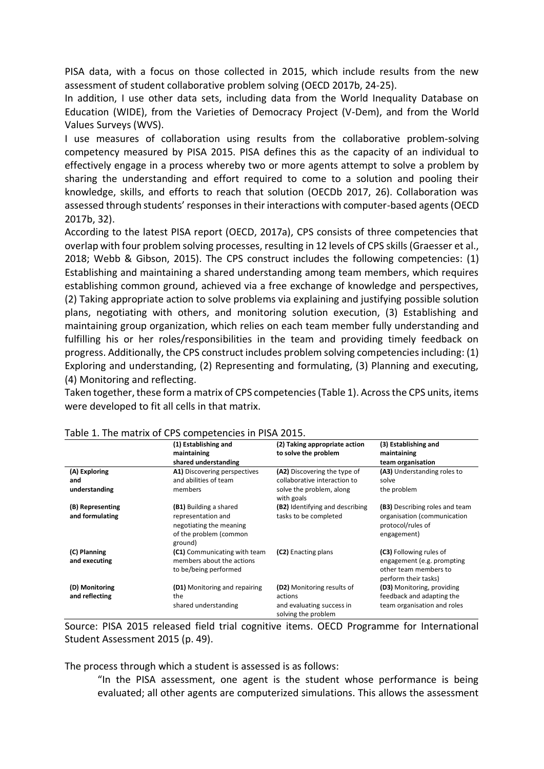PISA data, with a focus on those collected in 2015, which include results from the new assessment of student collaborative problem solving (OECD 2017b, 24-25).

In addition, I use other data sets, including data from the World Inequality Database on Education (WIDE), from the Varieties of Democracy Project (V-Dem), and from the World Values Surveys (WVS).

I use measures of collaboration using results from the collaborative problem-solving competency measured by PISA 2015. PISA defines this as the capacity of an individual to effectively engage in a process whereby two or more agents attempt to solve a problem by sharing the understanding and effort required to come to a solution and pooling their knowledge, skills, and efforts to reach that solution (OECDb 2017, 26). Collaboration was assessed through students' responses in their interactions with computer-based agents (OECD 2017b, 32).

According to the latest PISA report (OECD, 2017a), CPS consists of three competencies that overlap with four problem solving processes, resulting in 12 levels of CPS skills (Graesser et al., 2018; Webb & Gibson, 2015). The CPS construct includes the following competencies: (1) Establishing and maintaining a shared understanding among team members, which requires establishing common ground, achieved via a free exchange of knowledge and perspectives, (2) Taking appropriate action to solve problems via explaining and justifying possible solution plans, negotiating with others, and monitoring solution execution, (3) Establishing and maintaining group organization, which relies on each team member fully understanding and fulfilling his or her roles/responsibilities in the team and providing timely feedback on progress. Additionally, the CPS construct includes problem solving competencies including: (1) Exploring and understanding, (2) Representing and formulating, (3) Planning and executing, (4) Monitoring and reflecting.

Taken together, these form a matrix of CPS competencies (Table 1). Across the CPS units, items were developed to fit all cells in that matrix.

Table 1. The matrix of CPS competencies in PISA 2015.

| | **(1) Establishing and maintaining shared understanding** | **(2) Taking appropriate action to solve the problem** | **(3) Establishing and maintaining team organisation** |
|---|---|---|---|
| **(A) Exploring and understanding** | **A1)** Discovering perspectives and abilities of team members | **(A2)** Discovering the type of collaborative interaction to solve the problem, along with goals | **(A3)** Understanding roles to solve the problem |
| **(B) Representing and formulating** | **(B1)** Building a shared representation and negotiating the meaning of the problem (common ground) | **(B2)** Identifying and describing tasks to be completed | **(B3)** Describing roles and team organisation (communication protocol/rules of engagement) |
| **(C) Planning and executing** | **(C1)** Communicating with team members about the actions to be/being performed | **(C2)** Enacting plans | **(C3)** Following rules of engagement (e.g. prompting other team members to perform their tasks) |
| **(D) Monitoring and reflecting** | **(D1)** Monitoring and repairing the shared understanding | **(D2)** Monitoring results of actions and evaluating success in solving the problem | **(D3)** Monitoring, providing feedback and adapting the team organisation and roles |

Source: PISA 2015 released field trial cognitive items. OECD Programme for International Student Assessment 2015 (p. 49).

The process through which a student is assessed is as follows:

> "In the PISA assessment, one agent is the student whose performance is being evaluated; all other agents are computerized simulations. This allows the assessment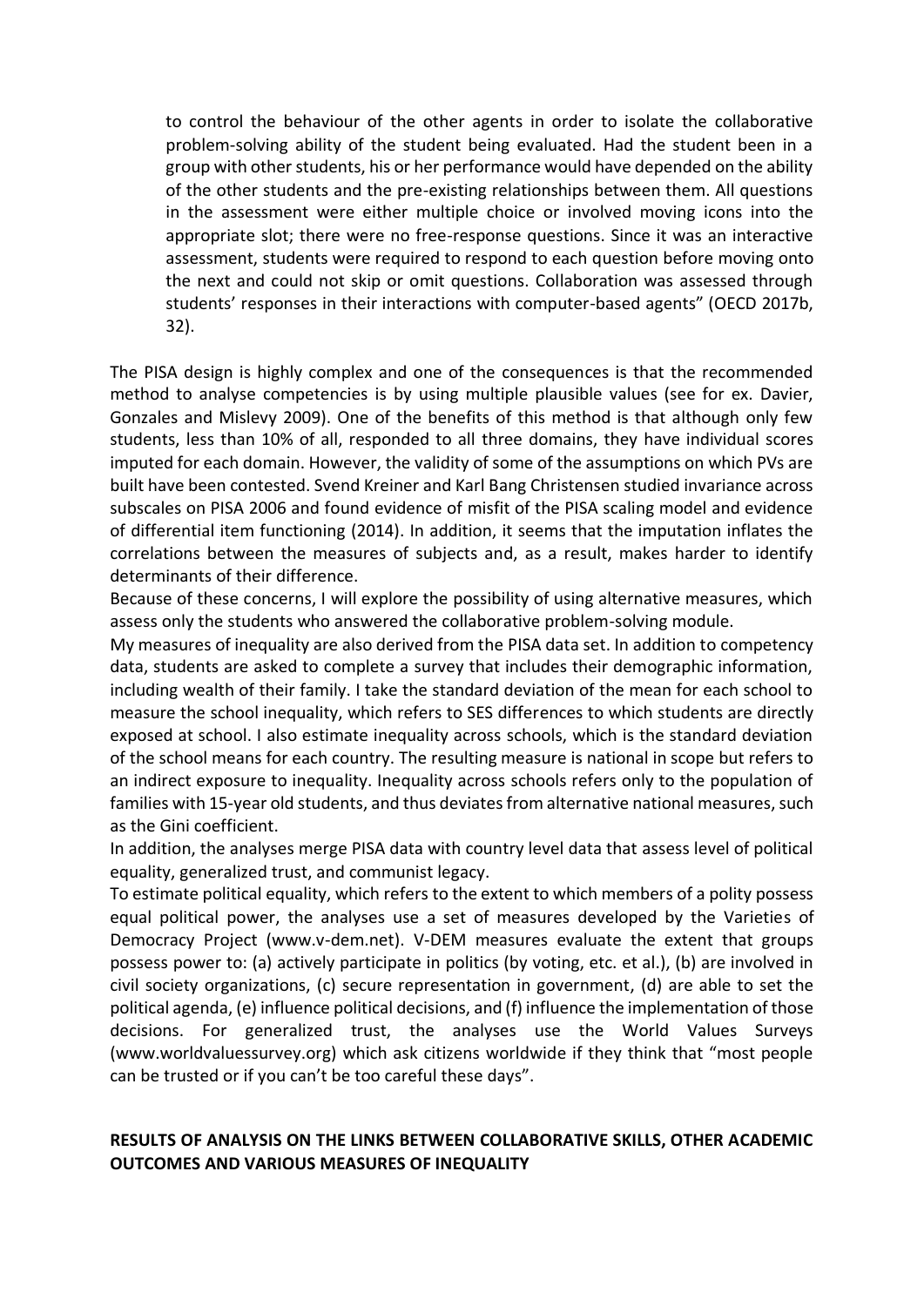> to control the behaviour of the other agents in order to isolate the collaborative problem-solving ability of the student being evaluated. Had the student been in a group with other students, his or her performance would have depended on the ability of the other students and the pre-existing relationships between them. All questions in the assessment were either multiple choice or involved moving icons into the appropriate slot; there were no free-response questions. Since it was an interactive assessment, students were required to respond to each question before moving onto the next and could not skip or omit questions. Collaboration was assessed through students' responses in their interactions with computer-based agents" (OECD 2017b, 32).

The PISA design is highly complex and one of the consequences is that the recommended method to analyse competencies is by using multiple plausible values (see for ex. Davier, Gonzales and Mislevy 2009). One of the benefits of this method is that although only few students, less than 10% of all, responded to all three domains, they have individual scores imputed for each domain. However, the validity of some of the assumptions on which PVs are built have been contested. Svend Kreiner and Karl Bang Christensen studied invariance across subscales on PISA 2006 and found evidence of misfit of the PISA scaling model and evidence of differential item functioning (2014). In addition, it seems that the imputation inflates the correlations between the measures of subjects and, as a result, makes harder to identify determinants of their difference.

Because of these concerns, I will explore the possibility of using alternative measures, which assess only the students who answered the collaborative problem-solving module.

My measures of inequality are also derived from the PISA data set. In addition to competency data, students are asked to complete a survey that includes their demographic information, including wealth of their family. I take the standard deviation of the mean for each school to measure the school inequality, which refers to SES differences to which students are directly exposed at school. I also estimate inequality across schools, which is the standard deviation of the school means for each country. The resulting measure is national in scope but refers to an indirect exposure to inequality. Inequality across schools refers only to the population of families with 15-year old students, and thus deviates from alternative national measures, such as the Gini coefficient.

In addition, the analyses merge PISA data with country level data that assess level of political equality, generalized trust, and communist legacy.

To estimate political equality, which refers to the extent to which members of a polity possess equal political power, the analyses use a set of measures developed by the Varieties of Democracy Project (www.v-dem.net). V-DEM measures evaluate the extent that groups possess power to: (a) actively participate in politics (by voting, etc. et al.), (b) are involved in civil society organizations, (c) secure representation in government, (d) are able to set the political agenda, (e) influence political decisions, and (f) influence the implementation of those decisions. For generalized trust, the analyses use the World Values Surveys (www.worldvaluessurvey.org) which ask citizens worldwide if they think that "most people can be trusted or if you can't be too careful these days".

## RESULTS OF ANALYSIS ON THE LINKS BETWEEN COLLABORATIVE SKILLS, OTHER ACADEMIC OUTCOMES AND VARIOUS MEASURES OF INEQUALITY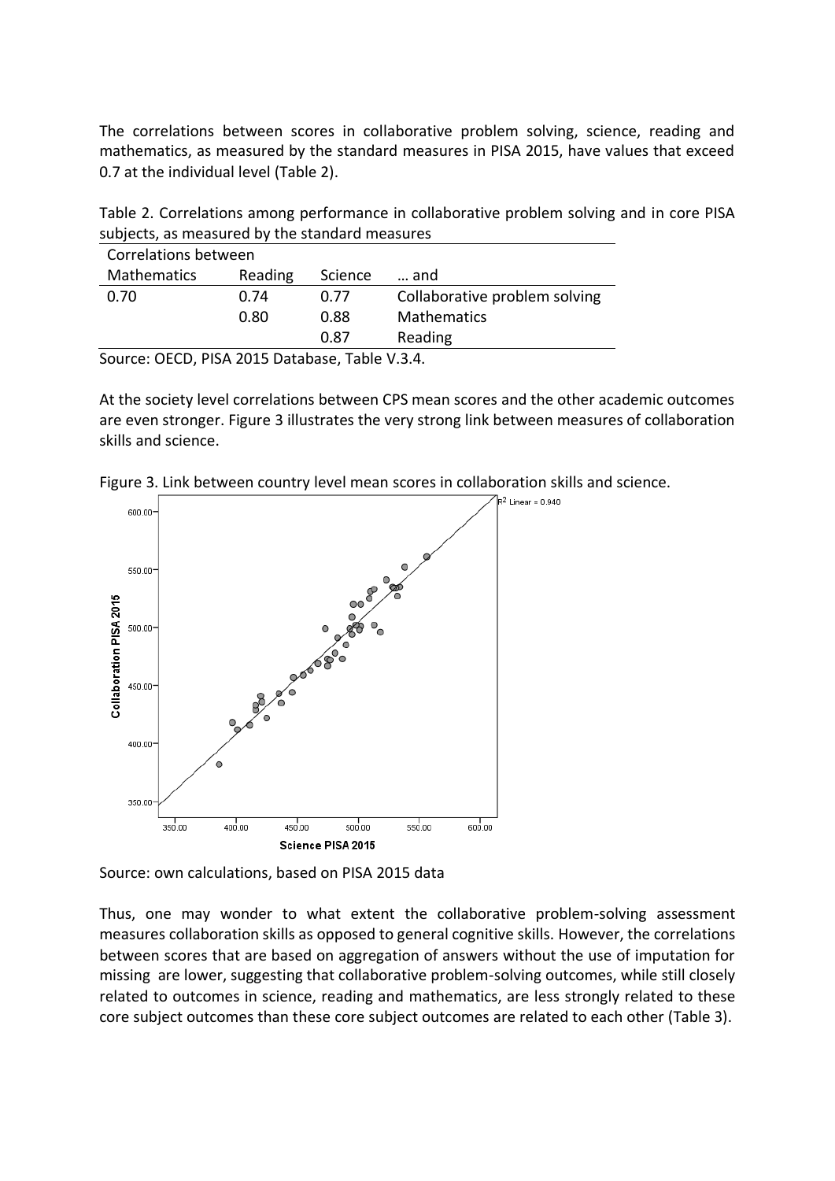The correlations between scores in collaborative problem solving, science, reading and mathematics, as measured by the standard measures in PISA 2015, have values that exceed 0.7 at the individual level (Table 2).

Table 2. Correlations among performance in collaborative problem solving and in core PISA subjects, as measured by the standard measures

| Correlations between | | | |
|---|---|---|---|
| Mathematics | Reading | Science | … and |
| 0.70 | 0.74 | 0.77 | Collaborative problem solving |
| | 0.80 | 0.88 | Mathematics |
| | | 0.87 | Reading |

Source: OECD, PISA 2015 Database, Table V.3.4.

At the society level correlations between CPS mean scores and the other academic outcomes are even stronger. Figure 3 illustrates the very strong link between measures of collaboration skills and science.

Figure 3. Link between country level mean scores in collaboration skills and science.

Source: own calculations, based on PISA 2015 data

Thus, one may wonder to what extent the collaborative problem-solving assessment measures collaboration skills as opposed to general cognitive skills. However, the correlations between scores that are based on aggregation of answers without the use of imputation for missing are lower, suggesting that collaborative problem-solving outcomes, while still closely related to outcomes in science, reading and mathematics, are less strongly related to these core subject outcomes than these core subject outcomes are related to each other (Table 3).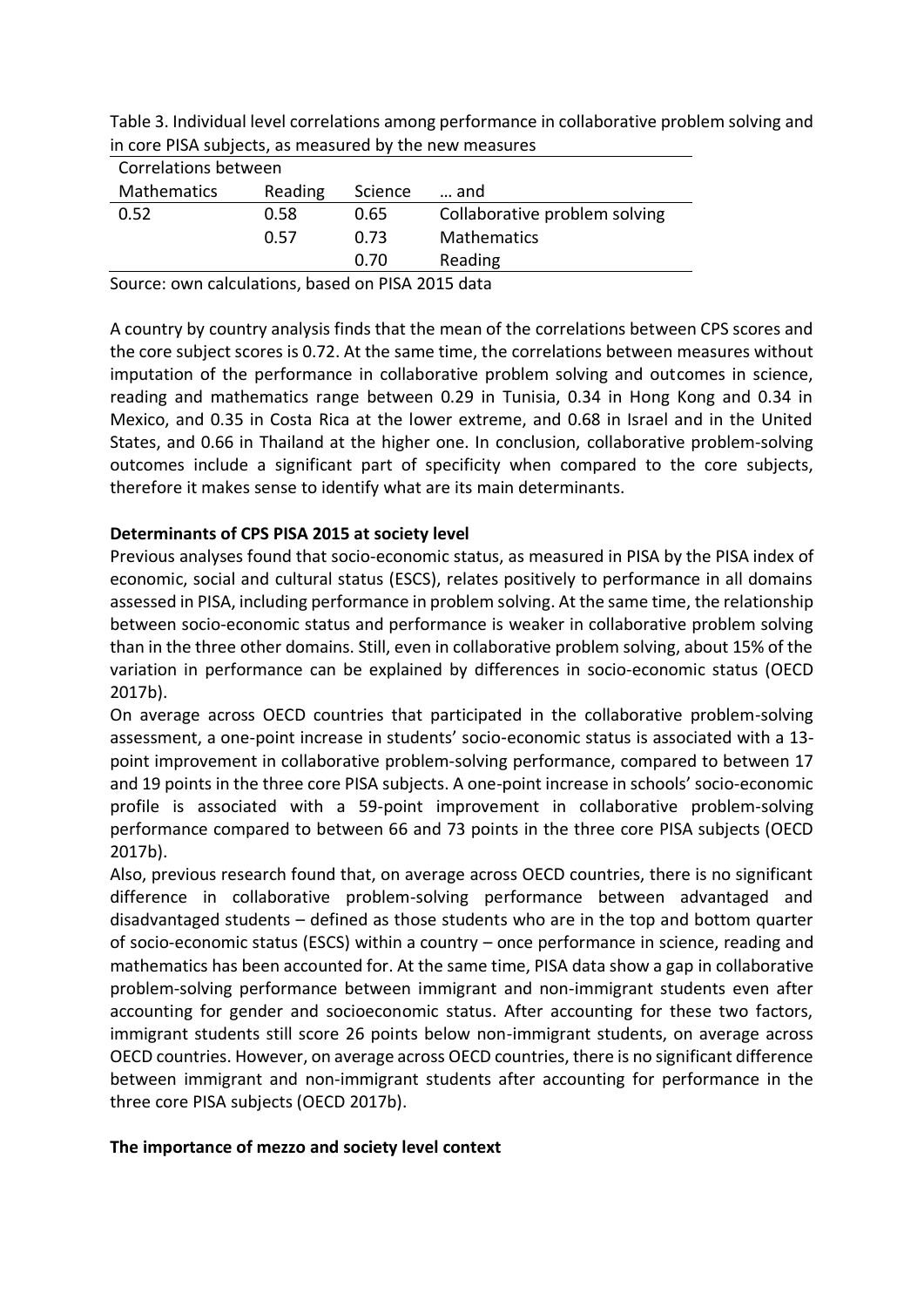Table 3. Individual level correlations among performance in collaborative problem solving and in core PISA subjects, as measured by the new measures

| Correlations between | | | |
|---|---|---|---|
| Mathematics | Reading | Science | … and |
| 0.52 | 0.58 | 0.65 | Collaborative problem solving |
| | 0.57 | 0.73 | Mathematics |
| | | 0.70 | Reading |

Source: own calculations, based on PISA 2015 data

A country by country analysis finds that the mean of the correlations between CPS scores and the core subject scores is 0.72. At the same time, the correlations between measures without imputation of the performance in collaborative problem solving and outcomes in science, reading and mathematics range between 0.29 in Tunisia, 0.34 in Hong Kong and 0.34 in Mexico, and 0.35 in Costa Rica at the lower extreme, and 0.68 in Israel and in the United States, and 0.66 in Thailand at the higher one. In conclusion, collaborative problem-solving outcomes include a significant part of specificity when compared to the core subjects, therefore it makes sense to identify what are its main determinants.

**Determinants of CPS PISA 2015 at society level**

Previous analyses found that socio-economic status, as measured in PISA by the PISA index of economic, social and cultural status (ESCS), relates positively to performance in all domains assessed in PISA, including performance in problem solving. At the same time, the relationship between socio-economic status and performance is weaker in collaborative problem solving than in the three other domains. Still, even in collaborative problem solving, about 15% of the variation in performance can be explained by differences in socio-economic status (OECD 2017b).

On average across OECD countries that participated in the collaborative problem-solving assessment, a one-point increase in students' socio-economic status is associated with a 13-point improvement in collaborative problem-solving performance, compared to between 17 and 19 points in the three core PISA subjects. A one-point increase in schools' socio-economic profile is associated with a 59-point improvement in collaborative problem-solving performance compared to between 66 and 73 points in the three core PISA subjects (OECD 2017b).

Also, previous research found that, on average across OECD countries, there is no significant difference in collaborative problem-solving performance between advantaged and disadvantaged students – defined as those students who are in the top and bottom quarter of socio-economic status (ESCS) within a country – once performance in science, reading and mathematics has been accounted for. At the same time, PISA data show a gap in collaborative problem-solving performance between immigrant and non-immigrant students even after accounting for gender and socioeconomic status. After accounting for these two factors, immigrant students still score 26 points below non-immigrant students, on average across OECD countries. However, on average across OECD countries, there is no significant difference between immigrant and non-immigrant students after accounting for performance in the three core PISA subjects (OECD 2017b).

**The importance of mezzo and society level context**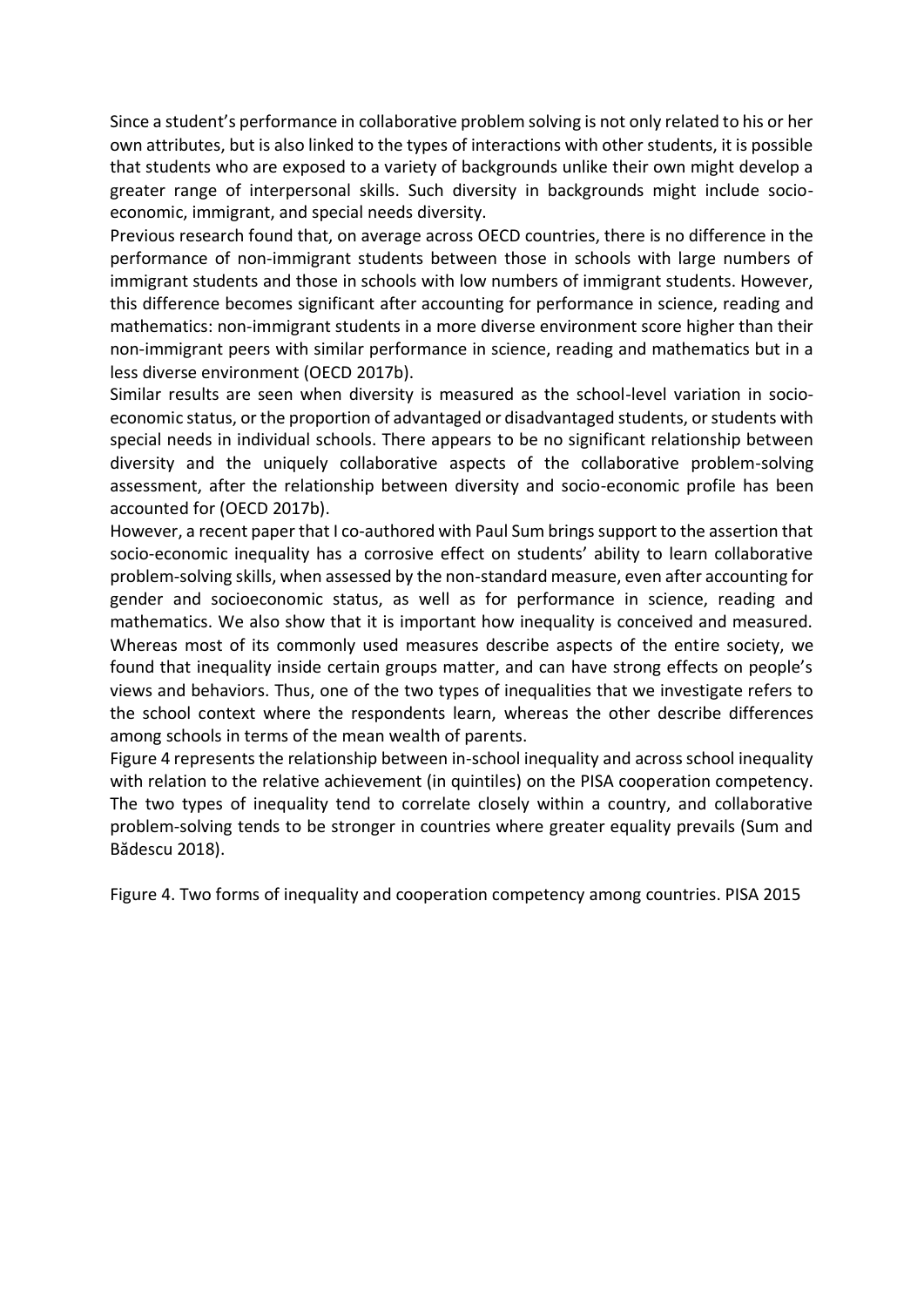Since a student's performance in collaborative problem solving is not only related to his or her own attributes, but is also linked to the types of interactions with other students, it is possible that students who are exposed to a variety of backgrounds unlike their own might develop a greater range of interpersonal skills. Such diversity in backgrounds might include socio-economic, immigrant, and special needs diversity.

Previous research found that, on average across OECD countries, there is no difference in the performance of non-immigrant students between those in schools with large numbers of immigrant students and those in schools with low numbers of immigrant students. However, this difference becomes significant after accounting for performance in science, reading and mathematics: non-immigrant students in a more diverse environment score higher than their non-immigrant peers with similar performance in science, reading and mathematics but in a less diverse environment (OECD 2017b).

Similar results are seen when diversity is measured as the school-level variation in socio-economic status, or the proportion of advantaged or disadvantaged students, or students with special needs in individual schools. There appears to be no significant relationship between diversity and the uniquely collaborative aspects of the collaborative problem-solving assessment, after the relationship between diversity and socio-economic profile has been accounted for (OECD 2017b).

However, a recent paper that I co-authored with Paul Sum brings support to the assertion that socio-economic inequality has a corrosive effect on students' ability to learn collaborative problem-solving skills, when assessed by the non-standard measure, even after accounting for gender and socioeconomic status, as well as for performance in science, reading and mathematics. We also show that it is important how inequality is conceived and measured. Whereas most of its commonly used measures describe aspects of the entire society, we found that inequality inside certain groups matter, and can have strong effects on people's views and behaviors. Thus, one of the two types of inequalities that we investigate refers to the school context where the respondents learn, whereas the other describe differences among schools in terms of the mean wealth of parents.

Figure 4 represents the relationship between in-school inequality and across school inequality with relation to the relative achievement (in quintiles) on the PISA cooperation competency. The two types of inequality tend to correlate closely within a country, and collaborative problem-solving tends to be stronger in countries where greater equality prevails (Sum and Bădescu 2018).

Figure 4. Two forms of inequality and cooperation competency among countries. PISA 2015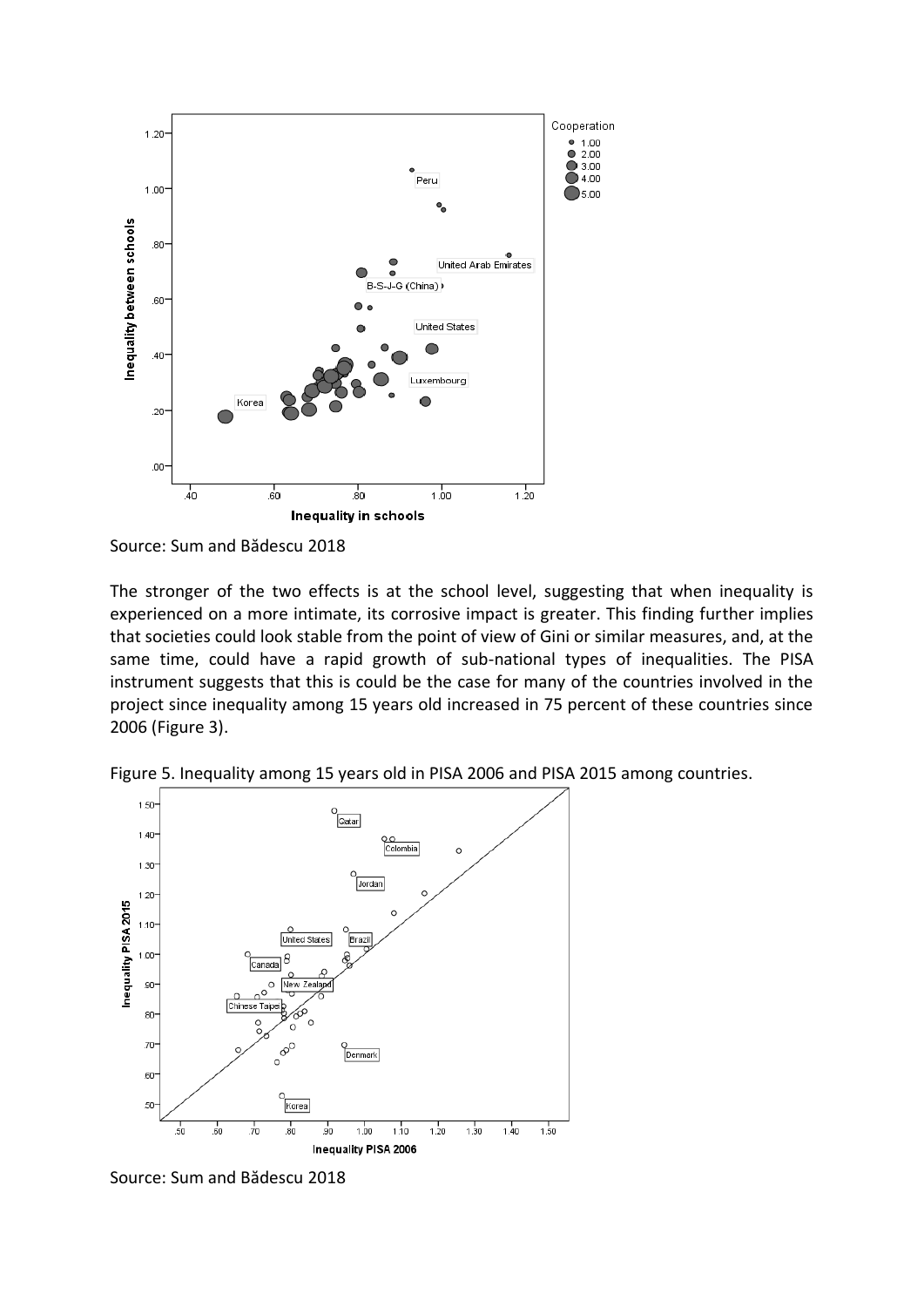Source: Sum and Bădescu 2018

The stronger of the two effects is at the school level, suggesting that when inequality is experienced on a more intimate, its corrosive impact is greater. This finding further implies that societies could look stable from the point of view of Gini or similar measures, and, at the same time, could have a rapid growth of sub-national types of inequalities. The PISA instrument suggests that this is could be the case for many of the countries involved in the project since inequality among 15 years old increased in 75 percent of these countries since 2006 (Figure 3).

Figure 5. Inequality among 15 years old in PISA 2006 and PISA 2015 among countries.

Source: Sum and Bădescu 2018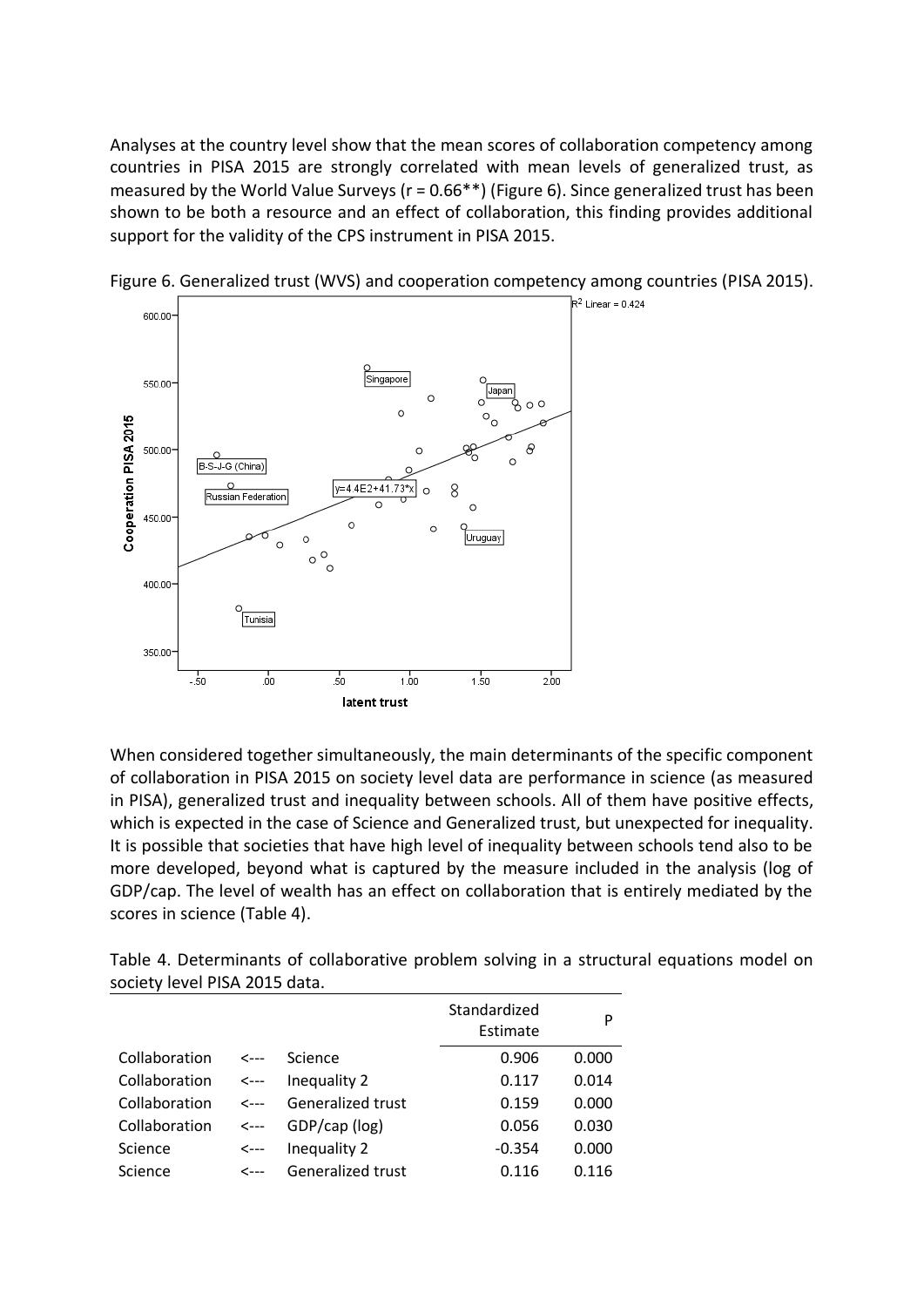Analyses at the country level show that the mean scores of collaboration competency among countries in PISA 2015 are strongly correlated with mean levels of generalized trust, as measured by the World Value Surveys (r = 0.66**) (Figure 6). Since generalized trust has been shown to be both a resource and an effect of collaboration, this finding provides additional support for the validity of the CPS instrument in PISA 2015.

Figure 6. Generalized trust (WVS) and cooperation competency among countries (PISA 2015).

When considered together simultaneously, the main determinants of the specific component of collaboration in PISA 2015 on society level data are performance in science (as measured in PISA), generalized trust and inequality between schools. All of them have positive effects, which is expected in the case of Science and Generalized trust, but unexpected for inequality. It is possible that societies that have high level of inequality between schools tend also to be more developed, beyond what is captured by the measure included in the analysis (log of GDP/cap. The level of wealth has an effect on collaboration that is entirely mediated by the scores in science (Table 4).

Table 4. Determinants of collaborative problem solving in a structural equations model on society level PISA 2015 data.

| | | | Standardized Estimate | P |
|---|---|---|---|---|
| Collaboration | <--- | Science | 0.906 | 0.000 |
| Collaboration | <--- | Inequality 2 | 0.117 | 0.014 |
| Collaboration | <--- | Generalized trust | 0.159 | 0.000 |
| Collaboration | <--- | GDP/cap (log) | 0.056 | 0.030 |
| Science | <--- | Inequality 2 | -0.354 | 0.000 |
| Science | <--- | Generalized trust | 0.116 | 0.116 |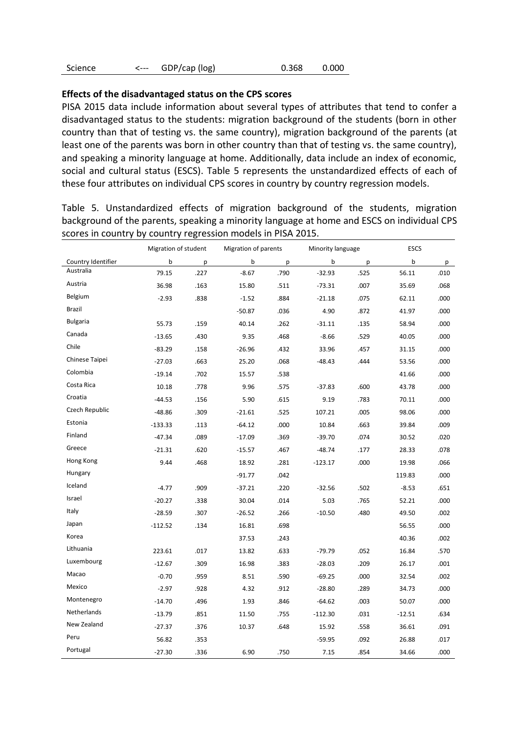| Science | <--- | GDP/cap (log) | 0.368 | 0.000 |
|---|---|---|---|---|

**Effects of the disadvantaged status on the CPS scores**

PISA 2015 data include information about several types of attributes that tend to confer a disadvantaged status to the students: migration background of the students (born in other country than that of testing vs. the same country), migration background of the parents (at least one of the parents was born in other country than that of testing vs. the same country), and speaking a minority language at home. Additionally, data include an index of economic, social and cultural status (ESCS). Table 5 represents the unstandardized effects of each of these four attributes on individual CPS scores in country by country regression models.

Table 5. Unstandardized effects of migration background of the students, migration background of the parents, speaking a minority language at home and ESCS on individual CPS scores in country by country regression models in PISA 2015.

| | Migration of student | | Migration of parents | | Minority language | | ESCS | |
|---|---|---|---|---|---|---|---|---|
| Country Identifier | b | p | b | p | b | p | b | p |
| Australia | 79.15 | .227 | -8.67 | .790 | -32.93 | .525 | 56.11 | .010 |
| Austria | 36.98 | .163 | 15.80 | .511 | -73.31 | .007 | 35.69 | .068 |
| Belgium | -2.93 | .838 | -1.52 | .884 | -21.18 | .075 | 62.11 | .000 |
| Brazil | | | -50.87 | .036 | 4.90 | .872 | 41.97 | .000 |
| Bulgaria | 55.73 | .159 | 40.14 | .262 | -31.11 | .135 | 58.94 | .000 |
| Canada | -13.65 | .430 | 9.35 | .468 | -8.66 | .529 | 40.05 | .000 |
| Chile | -83.29 | .158 | -26.96 | .432 | 33.96 | .457 | 31.15 | .000 |
| Chinese Taipei | -27.03 | .663 | 25.20 | .068 | -48.43 | .444 | 53.56 | .000 |
| Colombia | -19.14 | .702 | 15.57 | .538 | | | 41.66 | .000 |
| Costa Rica | 10.18 | .778 | 9.96 | .575 | -37.83 | .600 | 43.78 | .000 |
| Croatia | -44.53 | .156 | 5.90 | .615 | 9.19 | .783 | 70.11 | .000 |
| Czech Republic | -48.86 | .309 | -21.61 | .525 | 107.21 | .005 | 98.06 | .000 |
| Estonia | -133.33 | .113 | -64.12 | .000 | 10.84 | .663 | 39.84 | .009 |
| Finland | -47.34 | .089 | -17.09 | .369 | -39.70 | .074 | 30.52 | .020 |
| Greece | -21.31 | .620 | -15.57 | .467 | -48.74 | .177 | 28.33 | .078 |
| Hong Kong | 9.44 | .468 | 18.92 | .281 | -123.17 | .000 | 19.98 | .066 |
| Hungary | | | -91.77 | .042 | | | 119.83 | .000 |
| Iceland | -4.77 | .909 | -37.21 | .220 | -32.56 | .502 | -8.53 | .651 |
| Israel | -20.27 | .338 | 30.04 | .014 | 5.03 | .765 | 52.21 | .000 |
| Italy | -28.59 | .307 | -26.52 | .266 | -10.50 | .480 | 49.50 | .002 |
| Japan | -112.52 | .134 | 16.81 | .698 | | | 56.55 | .000 |
| Korea | | | 37.53 | .243 | | | 40.36 | .002 |
| Lithuania | 223.61 | .017 | 13.82 | .633 | -79.79 | .052 | 16.84 | .570 |
| Luxembourg | -12.67 | .309 | 16.98 | .383 | -28.03 | .209 | 26.17 | .001 |
| Macao | -0.70 | .959 | 8.51 | .590 | -69.25 | .000 | 32.54 | .002 |
| Mexico | -2.97 | .928 | 4.32 | .912 | -28.80 | .289 | 34.73 | .000 |
| Montenegro | -14.70 | .496 | 1.93 | .846 | -64.62 | .003 | 50.07 | .000 |
| Netherlands | -13.79 | .851 | 11.50 | .755 | -112.30 | .031 | -12.51 | .634 |
| New Zealand | -27.37 | .376 | 10.37 | .648 | 15.92 | .558 | 36.61 | .091 |
| Peru | 56.82 | .353 | | | -59.95 | .092 | 26.88 | .017 |
| Portugal | -27.30 | .336 | 6.90 | .750 | 7.15 | .854 | 34.66 | .000 |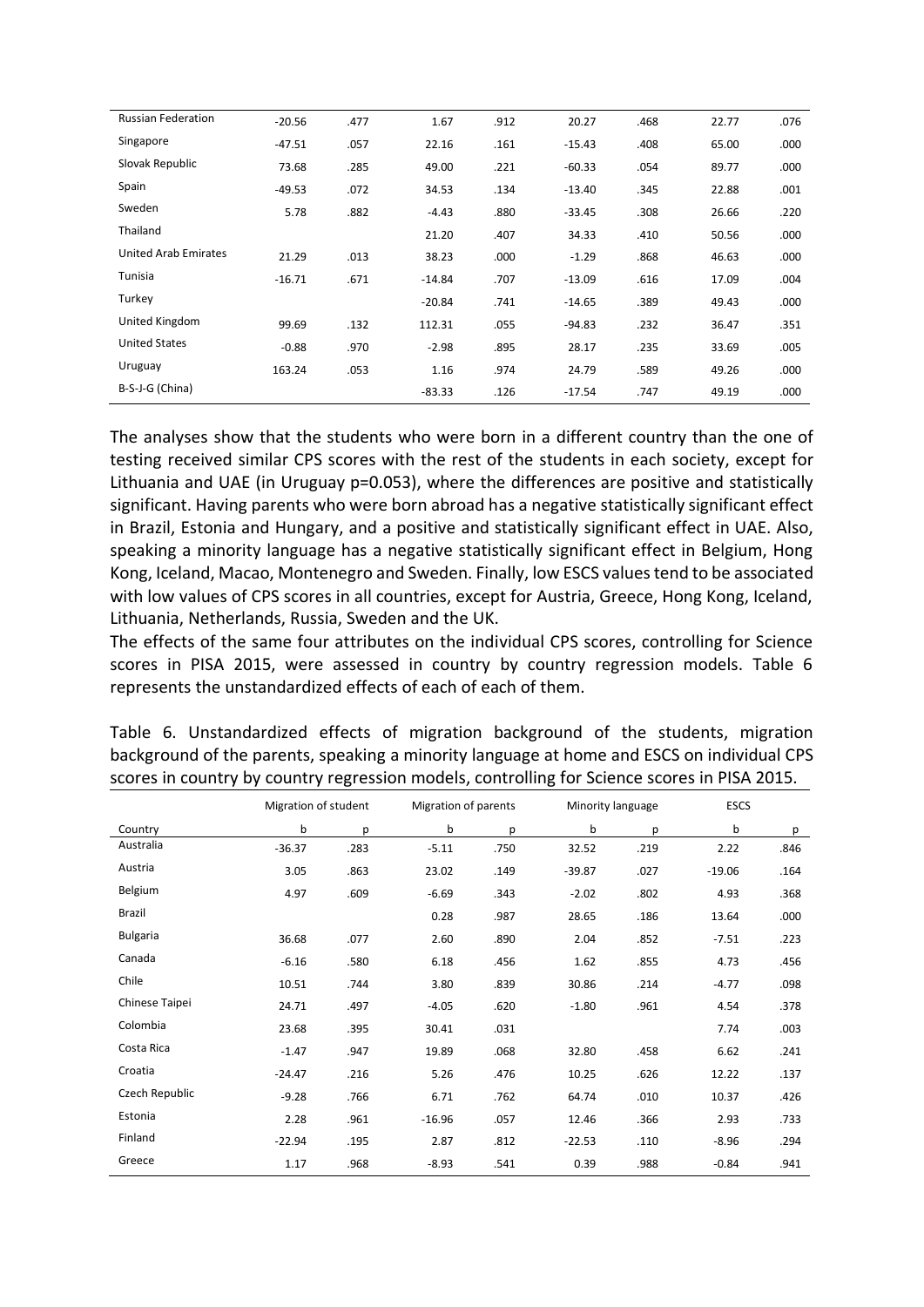| Russian Federation | -20.56 | .477 | 1.67 | .912 | 20.27 | .468 | 22.77 | .076 |
|---|---|---|---|---|---|---|---|---|
| Singapore | -47.51 | .057 | 22.16 | .161 | -15.43 | .408 | 65.00 | .000 |
| Slovak Republic | 73.68 | .285 | 49.00 | .221 | -60.33 | .054 | 89.77 | .000 |
| Spain | -49.53 | .072 | 34.53 | .134 | -13.40 | .345 | 22.88 | .001 |
| Sweden | 5.78 | .882 | -4.43 | .880 | -33.45 | .308 | 26.66 | .220 |
| Thailand | | | 21.20 | .407 | 34.33 | .410 | 50.56 | .000 |
| United Arab Emirates | 21.29 | .013 | 38.23 | .000 | -1.29 | .868 | 46.63 | .000 |
| Tunisia | -16.71 | .671 | -14.84 | .707 | -13.09 | .616 | 17.09 | .004 |
| Turkey | | | -20.84 | .741 | -14.65 | .389 | 49.43 | .000 |
| United Kingdom | 99.69 | .132 | 112.31 | .055 | -94.83 | .232 | 36.47 | .351 |
| United States | -0.88 | .970 | -2.98 | .895 | 28.17 | .235 | 33.69 | .005 |
| Uruguay | 163.24 | .053 | 1.16 | .974 | 24.79 | .589 | 49.26 | .000 |
| B-S-J-G (China) | | | -83.33 | .126 | -17.54 | .747 | 49.19 | .000 |

The analyses show that the students who were born in a different country than the one of testing received similar CPS scores with the rest of the students in each society, except for Lithuania and UAE (in Uruguay p=0.053), where the differences are positive and statistically significant. Having parents who were born abroad has a negative statistically significant effect in Brazil, Estonia and Hungary, and a positive and statistically significant effect in UAE. Also, speaking a minority language has a negative statistically significant effect in Belgium, Hong Kong, Iceland, Macao, Montenegro and Sweden. Finally, low ESCS values tend to be associated with low values of CPS scores in all countries, except for Austria, Greece, Hong Kong, Iceland, Lithuania, Netherlands, Russia, Sweden and the UK.

The effects of the same four attributes on the individual CPS scores, controlling for Science scores in PISA 2015, were assessed in country by country regression models. Table 6 represents the unstandardized effects of each of each of them.

Table 6. Unstandardized effects of migration background of the students, migration background of the parents, speaking a minority language at home and ESCS on individual CPS scores in country by country regression models, controlling for Science scores in PISA 2015.

| | Migration of student | | Migration of parents | | Minority language | | ESCS | |
|---|---|---|---|---|---|---|---|---|
| Country | b | p | b | p | b | p | b | p |
| Australia | -36.37 | .283 | -5.11 | .750 | 32.52 | .219 | 2.22 | .846 |
| Austria | 3.05 | .863 | 23.02 | .149 | -39.87 | .027 | -19.06 | .164 |
| Belgium | 4.97 | .609 | -6.69 | .343 | -2.02 | .802 | 4.93 | .368 |
| Brazil | | | 0.28 | .987 | 28.65 | .186 | 13.64 | .000 |
| Bulgaria | 36.68 | .077 | 2.60 | .890 | 2.04 | .852 | -7.51 | .223 |
| Canada | -6.16 | .580 | 6.18 | .456 | 1.62 | .855 | 4.73 | .456 |
| Chile | 10.51 | .744 | 3.80 | .839 | 30.86 | .214 | -4.77 | .098 |
| Chinese Taipei | 24.71 | .497 | -4.05 | .620 | -1.80 | .961 | 4.54 | .378 |
| Colombia | 23.68 | .395 | 30.41 | .031 | | | 7.74 | .003 |
| Costa Rica | -1.47 | .947 | 19.89 | .068 | 32.80 | .458 | 6.62 | .241 |
| Croatia | -24.47 | .216 | 5.26 | .476 | 10.25 | .626 | 12.22 | .137 |
| Czech Republic | -9.28 | .766 | 6.71 | .762 | 64.74 | .010 | 10.37 | .426 |
| Estonia | 2.28 | .961 | -16.96 | .057 | 12.46 | .366 | 2.93 | .733 |
| Finland | -22.94 | .195 | 2.87 | .812 | -22.53 | .110 | -8.96 | .294 |
| Greece | 1.17 | .968 | -8.93 | .541 | 0.39 | .988 | -0.84 | .941 |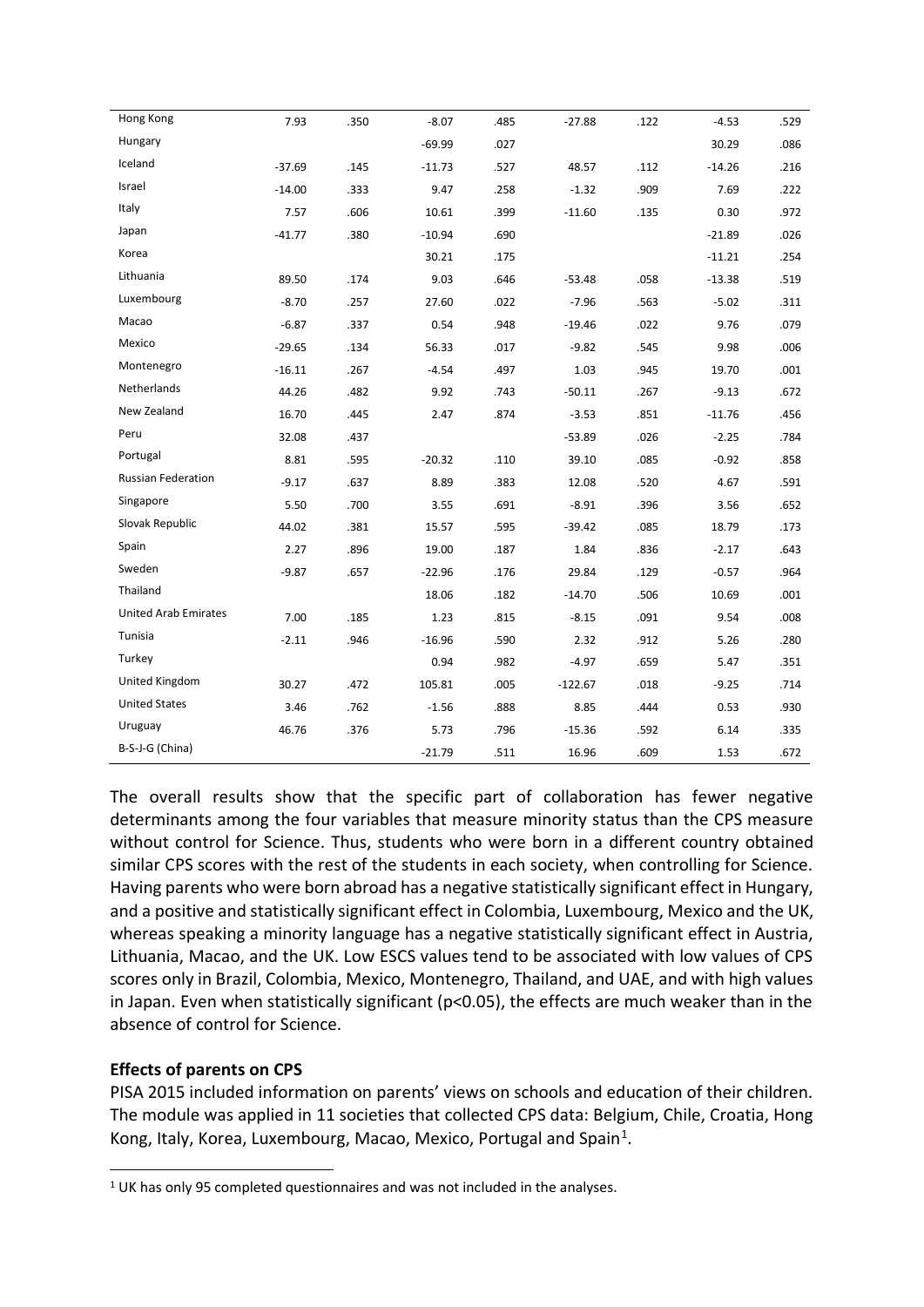| | | | | | | | | |
|---|---|---|---|---|---|---|---|---|
| Hong Kong | 7.93 | .350 | -8.07 | .485 | -27.88 | .122 | -4.53 | .529 |
| Hungary | | | -69.99 | .027 | | | 30.29 | .086 |
| Iceland | -37.69 | .145 | -11.73 | .527 | 48.57 | .112 | -14.26 | .216 |
| Israel | -14.00 | .333 | 9.47 | .258 | -1.32 | .909 | 7.69 | .222 |
| Italy | 7.57 | .606 | 10.61 | .399 | -11.60 | .135 | 0.30 | .972 |
| Japan | -41.77 | .380 | -10.94 | .690 | | | -21.89 | .026 |
| Korea | | | 30.21 | .175 | | | -11.21 | .254 |
| Lithuania | 89.50 | .174 | 9.03 | .646 | -53.48 | .058 | -13.38 | .519 |
| Luxembourg | -8.70 | .257 | 27.60 | .022 | -7.96 | .563 | -5.02 | .311 |
| Macao | -6.87 | .337 | 0.54 | .948 | -19.46 | .022 | 9.76 | .079 |
| Mexico | -29.65 | .134 | 56.33 | .017 | -9.82 | .545 | 9.98 | .006 |
| Montenegro | -16.11 | .267 | -4.54 | .497 | 1.03 | .945 | 19.70 | .001 |
| Netherlands | 44.26 | .482 | 9.92 | .743 | -50.11 | .267 | -9.13 | .672 |
| New Zealand | 16.70 | .445 | 2.47 | .874 | -3.53 | .851 | -11.76 | .456 |
| Peru | 32.08 | .437 | | | -53.89 | .026 | -2.25 | .784 |
| Portugal | 8.81 | .595 | -20.32 | .110 | 39.10 | .085 | -0.92 | .858 |
| Russian Federation | -9.17 | .637 | 8.89 | .383 | 12.08 | .520 | 4.67 | .591 |
| Singapore | 5.50 | .700 | 3.55 | .691 | -8.91 | .396 | 3.56 | .652 |
| Slovak Republic | 44.02 | .381 | 15.57 | .595 | -39.42 | .085 | 18.79 | .173 |
| Spain | 2.27 | .896 | 19.00 | .187 | 1.84 | .836 | -2.17 | .643 |
| Sweden | -9.87 | .657 | -22.96 | .176 | 29.84 | .129 | -0.57 | .964 |
| Thailand | | | 18.06 | .182 | -14.70 | .506 | 10.69 | .001 |
| United Arab Emirates | 7.00 | .185 | 1.23 | .815 | -8.15 | .091 | 9.54 | .008 |
| Tunisia | -2.11 | .946 | -16.96 | .590 | 2.32 | .912 | 5.26 | .280 |
| Turkey | | | 0.94 | .982 | -4.97 | .659 | 5.47 | .351 |
| United Kingdom | 30.27 | .472 | 105.81 | .005 | -122.67 | .018 | -9.25 | .714 |
| United States | 3.46 | .762 | -1.56 | .888 | 8.85 | .444 | 0.53 | .930 |
| Uruguay | 46.76 | .376 | 5.73 | .796 | -15.36 | .592 | 6.14 | .335 |
| B-S-J-G (China) | | | -21.79 | .511 | 16.96 | .609 | 1.53 | .672 |

The overall results show that the specific part of collaboration has fewer negative determinants among the four variables that measure minority status than the CPS measure without control for Science. Thus, students who were born in a different country obtained similar CPS scores with the rest of the students in each society, when controlling for Science. Having parents who were born abroad has a negative statistically significant effect in Hungary, and a positive and statistically significant effect in Colombia, Luxembourg, Mexico and the UK, whereas speaking a minority language has a negative statistically significant effect in Austria, Lithuania, Macao, and the UK. Low ESCS values tend to be associated with low values of CPS scores only in Brazil, Colombia, Mexico, Montenegro, Thailand, and UAE, and with high values in Japan. Even when statistically significant ($p<0.05$), the effects are much weaker than in the absence of control for Science.

**Effects of parents on CPS**

PISA 2015 included information on parents' views on schools and education of their children. The module was applied in 11 societies that collected CPS data: Belgium, Chile, Croatia, Hong Kong, Italy, Korea, Luxembourg, Macao, Mexico, Portugal and Spain[1].

[1] UK has only 95 completed questionnaires and was not included in the analyses.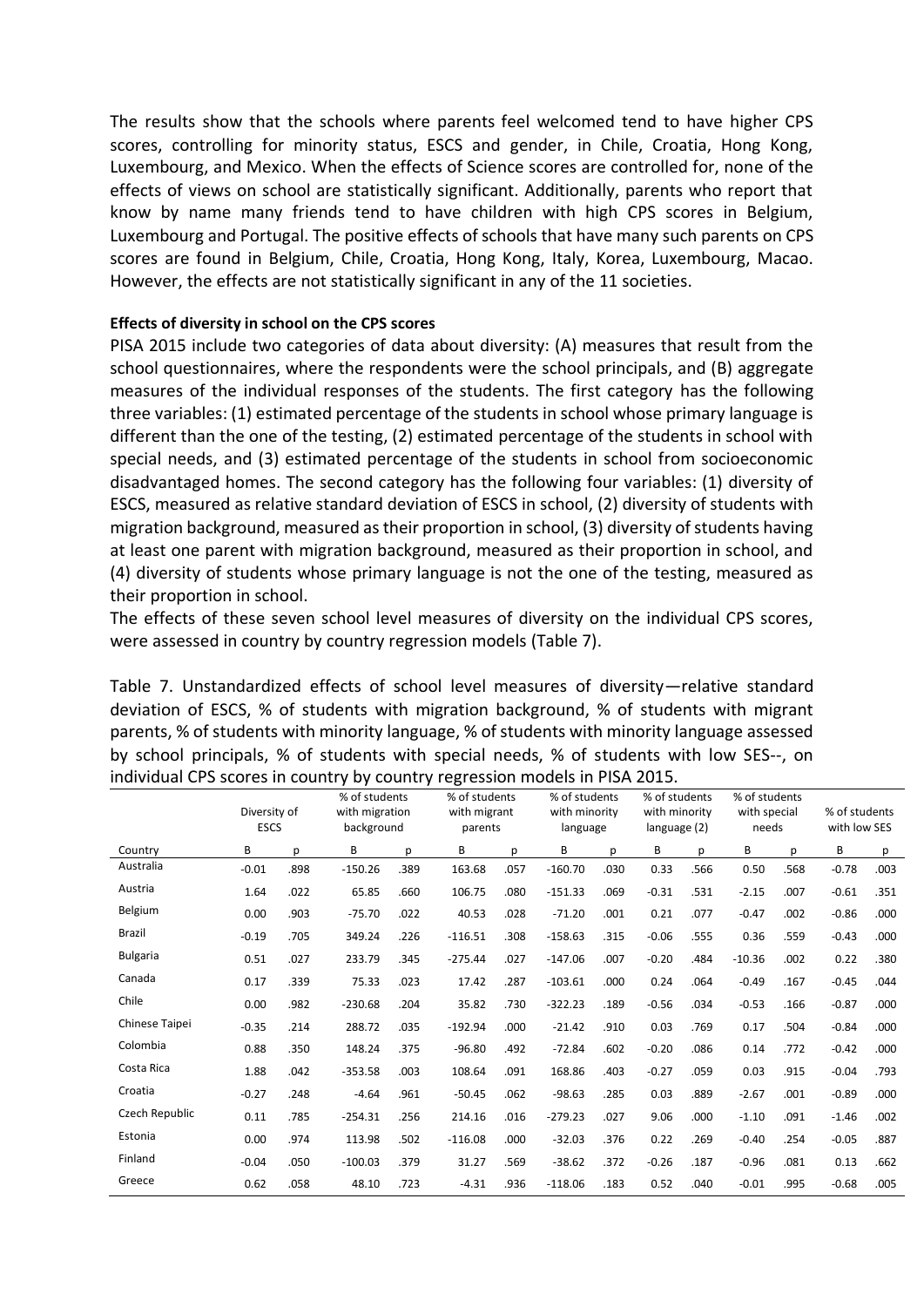The results show that the schools where parents feel welcomed tend to have higher CPS scores, controlling for minority status, ESCS and gender, in Chile, Croatia, Hong Kong, Luxembourg, and Mexico. When the effects of Science scores are controlled for, none of the effects of views on school are statistically significant. Additionally, parents who report that know by name many friends tend to have children with high CPS scores in Belgium, Luxembourg and Portugal. The positive effects of schools that have many such parents on CPS scores are found in Belgium, Chile, Croatia, Hong Kong, Italy, Korea, Luxembourg, Macao. However, the effects are not statistically significant in any of the 11 societies.

**Effects of diversity in school on the CPS scores**

PISA 2015 include two categories of data about diversity: (A) measures that result from the school questionnaires, where the respondents were the school principals, and (B) aggregate measures of the individual responses of the students. The first category has the following three variables: (1) estimated percentage of the students in school whose primary language is different than the one of the testing, (2) estimated percentage of the students in school with special needs, and (3) estimated percentage of the students in school from socioeconomic disadvantaged homes. The second category has the following four variables: (1) diversity of ESCS, measured as relative standard deviation of ESCS in school, (2) diversity of students with migration background, measured as their proportion in school, (3) diversity of students having at least one parent with migration background, measured as their proportion in school, and (4) diversity of students whose primary language is not the one of the testing, measured as their proportion in school.

The effects of these seven school level measures of diversity on the individual CPS scores, were assessed in country by country regression models (Table 7).

Table 7. Unstandardized effects of school level measures of diversity—relative standard deviation of ESCS, % of students with migration background, % of students with migrant parents, % of students with minority language, % of students with minority language assessed by school principals, % of students with special needs, % of students with low SES--, on individual CPS scores in country by country regression models in PISA 2015.

| | Diversity of ESCS | | % of students with migration background | | % of students with migrant parents | | % of students with minority language | | % of students with minority language (2) | | % of students with special needs | | % of students with low SES | |
|---|---|---|---|---|---|---|---|---|---|---|---|---|---|---|
| Country | B | p | B | p | B | p | B | p | B | p | B | p | B | p |
| Australia | -0.01 | .898 | -150.26 | .389 | 163.68 | .057 | -160.70 | .030 | 0.33 | .566 | 0.50 | .568 | -0.78 | .003 |
| Austria | 1.64 | .022 | 65.85 | .660 | 106.75 | .080 | -151.33 | .069 | -0.31 | .531 | -2.15 | .007 | -0.61 | .351 |
| Belgium | 0.00 | .903 | -75.70 | .022 | 40.53 | .028 | -71.20 | .001 | 0.21 | .077 | -0.47 | .002 | -0.86 | .000 |
| Brazil | -0.19 | .705 | 349.24 | .226 | -116.51 | .308 | -158.63 | .315 | -0.06 | .555 | 0.36 | .559 | -0.43 | .000 |
| Bulgaria | 0.51 | .027 | 233.79 | .345 | -275.44 | .027 | -147.06 | .007 | -0.20 | .484 | -10.36 | .002 | 0.22 | .380 |
| Canada | 0.17 | .339 | 75.33 | .023 | 17.42 | .287 | -103.61 | .000 | 0.24 | .064 | -0.49 | .167 | -0.45 | .044 |
| Chile | 0.00 | .982 | -230.68 | .204 | 35.82 | .730 | -322.23 | .189 | -0.56 | .034 | -0.53 | .166 | -0.87 | .000 |
| Chinese Taipei | -0.35 | .214 | 288.72 | .035 | -192.94 | .000 | -21.42 | .910 | 0.03 | .769 | 0.17 | .504 | -0.84 | .000 |
| Colombia | 0.88 | .350 | 148.24 | .375 | -96.80 | .492 | -72.84 | .602 | -0.20 | .086 | 0.14 | .772 | -0.42 | .000 |
| Costa Rica | 1.88 | .042 | -353.58 | .003 | 108.64 | .091 | 168.86 | .403 | -0.27 | .059 | 0.03 | .915 | -0.04 | .793 |
| Croatia | -0.27 | .248 | -4.64 | .961 | -50.45 | .062 | -98.63 | .285 | 0.03 | .889 | -2.67 | .001 | -0.89 | .000 |
| Czech Republic | 0.11 | .785 | -254.31 | .256 | 214.16 | .016 | -279.23 | .027 | 9.06 | .000 | -1.10 | .091 | -1.46 | .002 |
| Estonia | 0.00 | .974 | 113.98 | .502 | -116.08 | .000 | -32.03 | .376 | 0.22 | .269 | -0.40 | .254 | -0.05 | .887 |
| Finland | -0.04 | .050 | -100.03 | .379 | 31.27 | .569 | -38.62 | .372 | -0.26 | .187 | -0.96 | .081 | 0.13 | .662 |
| Greece | 0.62 | .058 | 48.10 | .723 | -4.31 | .936 | -118.06 | .183 | 0.52 | .040 | -0.01 | .995 | -0.68 | .005 |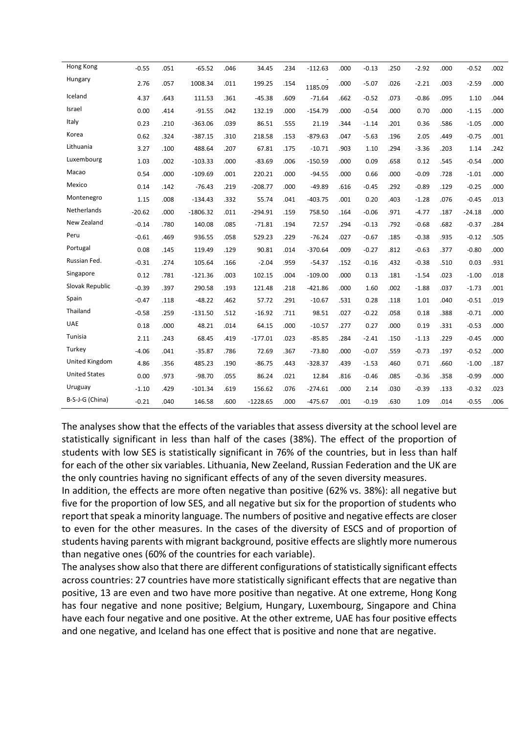| Hong Kong | -0.55 | .051 | -65.52 | .046 | 34.45 | .234 | -112.63 | .000 | -0.13 | .250 | -2.92 | .000 | -0.52 | .002 |
|---|---|---|---|---|---|---|---|---|---|---|---|---|---|---|
| Hungary | 2.76 | .057 | 1008.34 | .011 | 199.25 | .154 | -1185.09 | .000 | -5.07 | .026 | -2.21 | .003 | -2.59 | .000 |
| Iceland | 4.37 | .643 | 111.53 | .361 | -45.38 | .609 | -71.64 | .662 | -0.52 | .073 | -0.86 | .095 | 1.10 | .044 |
| Israel | 0.00 | .414 | -91.55 | .042 | 132.19 | .000 | -154.79 | .000 | -0.54 | .000 | 0.70 | .000 | -1.15 | .000 |
| Italy | 0.23 | .210 | -363.06 | .039 | 86.51 | .555 | 21.19 | .344 | -1.14 | .201 | 0.36 | .586 | -1.05 | .000 |
| Korea | 0.62 | .324 | -387.15 | .310 | 218.58 | .153 | -879.63 | .047 | -5.63 | .196 | 2.05 | .449 | -0.75 | .001 |
| Lithuania | 3.27 | .100 | 488.64 | .207 | 67.81 | .175 | -10.71 | .903 | 1.10 | .294 | -3.36 | .203 | 1.14 | .242 |
| Luxembourg | 1.03 | .002 | -103.33 | .000 | -83.69 | .006 | -150.59 | .000 | 0.09 | .658 | 0.12 | .545 | -0.54 | .000 |
| Macao | 0.54 | .000 | -109.69 | .001 | 220.21 | .000 | -94.55 | .000 | 0.66 | .000 | -0.09 | .728 | -1.01 | .000 |
| Mexico | 0.14 | .142 | -76.43 | .219 | -208.77 | .000 | -49.89 | .616 | -0.45 | .292 | -0.89 | .129 | -0.25 | .000 |
| Montenegro | 1.15 | .008 | -134.43 | .332 | 55.74 | .041 | -403.75 | .001 | 0.20 | .403 | -1.28 | .076 | -0.45 | .013 |
| Netherlands | -20.62 | .000 | -1806.32 | .011 | -294.91 | .159 | 758.50 | .164 | -0.06 | .971 | -4.77 | .187 | -24.18 | .000 |
| New Zealand | -0.14 | .780 | 140.08 | .085 | -71.81 | .194 | 72.57 | .294 | -0.13 | .792 | -0.68 | .682 | -0.37 | .284 |
| Peru | -0.61 | .469 | 936.55 | .058 | 529.23 | .229 | -76.24 | .027 | -0.67 | .185 | -0.38 | .935 | -0.12 | .505 |
| Portugal | 0.08 | .145 | 119.49 | .129 | 90.81 | .014 | -370.64 | .009 | -0.27 | .812 | -0.63 | .377 | -0.80 | .000 |
| Russian Fed. | -0.31 | .274 | 105.64 | .166 | -2.04 | .959 | -54.37 | .152 | -0.16 | .432 | -0.38 | .510 | 0.03 | .931 |
| Singapore | 0.12 | .781 | -121.36 | .003 | 102.15 | .004 | -109.00 | .000 | 0.13 | .181 | -1.54 | .023 | -1.00 | .018 |
| Slovak Republic | -0.39 | .397 | 290.58 | .193 | 121.48 | .218 | -421.86 | .000 | 1.60 | .002 | -1.88 | .037 | -1.73 | .001 |
| Spain | -0.47 | .118 | -48.22 | .462 | 57.72 | .291 | -10.67 | .531 | 0.28 | .118 | 1.01 | .040 | -0.51 | .019 |
| Thailand | -0.58 | .259 | -131.50 | .512 | -16.92 | .711 | 98.51 | .027 | -0.22 | .058 | 0.18 | .388 | -0.71 | .000 |
| UAE | 0.18 | .000 | 48.21 | .014 | 64.15 | .000 | -10.57 | .277 | 0.27 | .000 | 0.19 | .331 | -0.53 | .000 |
| Tunisia | 2.11 | .243 | 68.45 | .419 | -177.01 | .023 | -85.85 | .284 | -2.41 | .150 | -1.13 | .229 | -0.45 | .000 |
| Turkey | -4.06 | .041 | -35.87 | .786 | 72.69 | .367 | -73.80 | .000 | -0.07 | .559 | -0.73 | .197 | -0.52 | .000 |
| United Kingdom | 4.86 | .356 | 485.23 | .190 | -86.75 | .443 | -328.37 | .439 | -1.53 | .460 | 0.71 | .660 | -1.00 | .187 |
| United States | 0.00 | .973 | -98.70 | .055 | 86.24 | .021 | 12.84 | .816 | -0.46 | .085 | -0.36 | .358 | -0.99 | .000 |
| Uruguay | -1.10 | .429 | -101.34 | .619 | 156.62 | .076 | -274.61 | .000 | 2.14 | .030 | -0.39 | .133 | -0.32 | .023 |
| B-S-J-G (China) | -0.21 | .040 | 146.58 | .600 | -1228.65 | .000 | -475.67 | .001 | -0.19 | .630 | 1.09 | .014 | -0.55 | .006 |

The analyses show that the effects of the variables that assess diversity at the school level are statistically significant in less than half of the cases (38%). The effect of the proportion of students with low SES is statistically significant in 76% of the countries, but in less than half for each of the other six variables. Lithuania, New Zeeland, Russian Federation and the UK are the only countries having no significant effects of any of the seven diversity measures.

In addition, the effects are more often negative than positive (62% vs. 38%): all negative but five for the proportion of low SES, and all negative but six for the proportion of students who report that speak a minority language. The numbers of positive and negative effects are closer to even for the other measures. In the cases of the diversity of ESCS and of proportion of students having parents with migrant background, positive effects are slightly more numerous than negative ones (60% of the countries for each variable).

The analyses show also that there are different configurations of statistically significant effects across countries: 27 countries have more statistically significant effects that are negative than positive, 13 are even and two have more positive than negative. At one extreme, Hong Kong has four negative and none positive; Belgium, Hungary, Luxembourg, Singapore and China have each four negative and one positive. At the other extreme, UAE has four positive effects and one negative, and Iceland has one effect that is positive and none that are negative.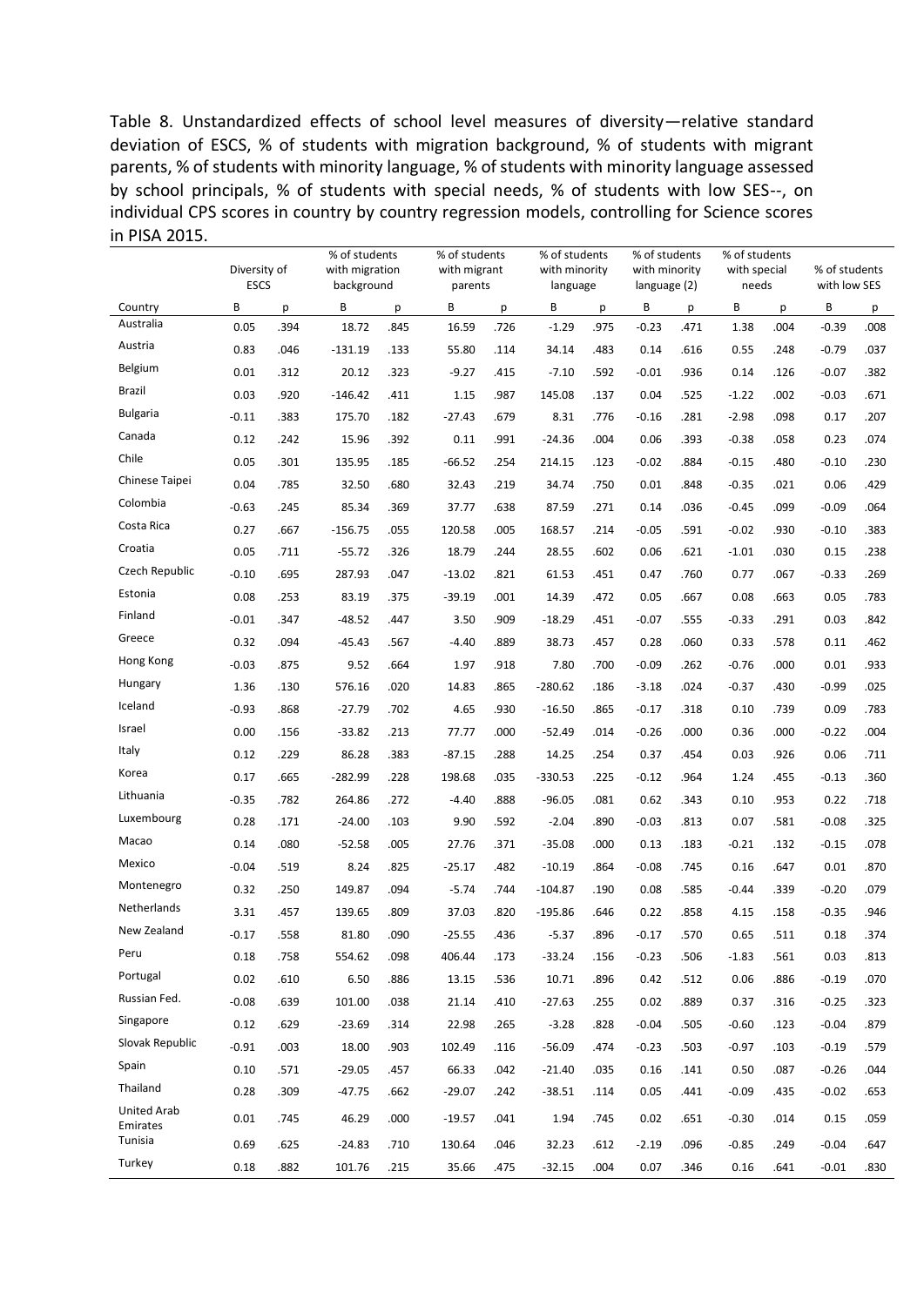Table 8. Unstandardized effects of school level measures of diversity—relative standard deviation of ESCS, % of students with migration background, % of students with migrant parents, % of students with minority language, % of students with minority language assessed by school principals, % of students with special needs, % of students with low SES--, on individual CPS scores in country by country regression models, controlling for Science scores in PISA 2015.

| | Diversity of ESCS | | % of students with migration background | | % of students with migrant parents | | % of students with minority language | | % of students with minority language (2) | | % of students with special needs | | % of students with low SES | |
|---|---|---|---|---|---|---|---|---|---|---|---|---|---|---|
| Country | B | p | B | p | B | p | B | p | B | p | B | p | B | p |
| Australia | 0.05 | .394 | 18.72 | .845 | 16.59 | .726 | -1.29 | .975 | -0.23 | .471 | 1.38 | .004 | -0.39 | .008 |
| Austria | 0.83 | .046 | -131.19 | .133 | 55.80 | .114 | 34.14 | .483 | 0.14 | .616 | 0.55 | .248 | -0.79 | .037 |
| Belgium | 0.01 | .312 | 20.12 | .323 | -9.27 | .415 | -7.10 | .592 | -0.01 | .936 | 0.14 | .126 | -0.07 | .382 |
| Brazil | 0.03 | .920 | -146.42 | .411 | 1.15 | .987 | 145.08 | .137 | 0.04 | .525 | -1.22 | .002 | -0.03 | .671 |
| Bulgaria | -0.11 | .383 | 175.70 | .182 | -27.43 | .679 | 8.31 | .776 | -0.16 | .281 | -2.98 | .098 | 0.17 | .207 |
| Canada | 0.12 | .242 | 15.96 | .392 | 0.11 | .991 | -24.36 | .004 | 0.06 | .393 | -0.38 | .058 | 0.23 | .074 |
| Chile | 0.05 | .301 | 135.95 | .185 | -66.52 | .254 | 214.15 | .123 | -0.02 | .884 | -0.15 | .480 | -0.10 | .230 |
| Chinese Taipei | 0.04 | .785 | 32.50 | .680 | 32.43 | .219 | 34.74 | .750 | 0.01 | .848 | -0.35 | .021 | 0.06 | .429 |
| Colombia | -0.63 | .245 | 85.34 | .369 | 37.77 | .638 | 87.59 | .271 | 0.14 | .036 | -0.45 | .099 | -0.09 | .064 |
| Costa Rica | 0.27 | .667 | -156.75 | .055 | 120.58 | .005 | 168.57 | .214 | -0.05 | .591 | -0.02 | .930 | -0.10 | .383 |
| Croatia | 0.05 | .711 | -55.72 | .326 | 18.79 | .244 | 28.55 | .602 | 0.06 | .621 | -1.01 | .030 | 0.15 | .238 |
| Czech Republic | -0.10 | .695 | 287.93 | .047 | -13.02 | .821 | 61.53 | .451 | 0.47 | .760 | 0.77 | .067 | -0.33 | .269 |
| Estonia | 0.08 | .253 | 83.19 | .375 | -39.19 | .001 | 14.39 | .472 | 0.05 | .667 | 0.08 | .663 | 0.05 | .783 |
| Finland | -0.01 | .347 | -48.52 | .447 | 3.50 | .909 | -18.29 | .451 | -0.07 | .555 | -0.33 | .291 | 0.03 | .842 |
| Greece | 0.32 | .094 | -45.43 | .567 | -4.40 | .889 | 38.73 | .457 | 0.28 | .060 | 0.33 | .578 | 0.11 | .462 |
| Hong Kong | -0.03 | .875 | 9.52 | .664 | 1.97 | .918 | 7.80 | .700 | -0.09 | .262 | -0.76 | .000 | 0.01 | .933 |
| Hungary | 1.36 | .130 | 576.16 | .020 | 14.83 | .865 | -280.62 | .186 | -3.18 | .024 | -0.37 | .430 | -0.99 | .025 |
| Iceland | -0.93 | .868 | -27.79 | .702 | 4.65 | .930 | -16.50 | .865 | -0.17 | .318 | 0.10 | .739 | 0.09 | .783 |
| Israel | 0.00 | .156 | -33.82 | .213 | 77.77 | .000 | -52.49 | .014 | -0.26 | .000 | 0.36 | .000 | -0.22 | .004 |
| Italy | 0.12 | .229 | 86.28 | .383 | -87.15 | .288 | 14.25 | .254 | 0.37 | .454 | 0.03 | .926 | 0.06 | .711 |
| Korea | 0.17 | .665 | -282.99 | .228 | 198.68 | .035 | -330.53 | .225 | -0.12 | .964 | 1.24 | .455 | -0.13 | .360 |
| Lithuania | -0.35 | .782 | 264.86 | .272 | -4.40 | .888 | -96.05 | .081 | 0.62 | .343 | 0.10 | .953 | 0.22 | .718 |
| Luxembourg | 0.28 | .171 | -24.00 | .103 | 9.90 | .592 | -2.04 | .890 | -0.03 | .813 | 0.07 | .581 | -0.08 | .325 |
| Macao | 0.14 | .080 | -52.58 | .005 | 27.76 | .371 | -35.08 | .000 | 0.13 | .183 | -0.21 | .132 | -0.15 | .078 |
| Mexico | -0.04 | .519 | 8.24 | .825 | -25.17 | .482 | -10.19 | .864 | -0.08 | .745 | 0.16 | .647 | 0.01 | .870 |
| Montenegro | 0.32 | .250 | 149.87 | .094 | -5.74 | .744 | -104.87 | .190 | 0.08 | .585 | -0.44 | .339 | -0.20 | .079 |
| Netherlands | 3.31 | .457 | 139.65 | .809 | 37.03 | .820 | -195.86 | .646 | 0.22 | .858 | 4.15 | .158 | -0.35 | .946 |
| New Zealand | -0.17 | .558 | 81.80 | .090 | -25.55 | .436 | -5.37 | .896 | -0.17 | .570 | 0.65 | .511 | 0.18 | .374 |
| Peru | 0.18 | .758 | 554.62 | .098 | 406.44 | .173 | -33.24 | .156 | -0.23 | .506 | -1.83 | .561 | 0.03 | .813 |
| Portugal | 0.02 | .610 | 6.50 | .886 | 13.15 | .536 | 10.71 | .896 | 0.42 | .512 | 0.06 | .886 | -0.19 | .070 |
| Russian Fed. | -0.08 | .639 | 101.00 | .038 | 21.14 | .410 | -27.63 | .255 | 0.02 | .889 | 0.37 | .316 | -0.25 | .323 |
| Singapore | 0.12 | .629 | -23.69 | .314 | 22.98 | .265 | -3.28 | .828 | -0.04 | .505 | -0.60 | .123 | -0.04 | .879 |
| Slovak Republic | -0.91 | .003 | 18.00 | .903 | 102.49 | .116 | -56.09 | .474 | -0.23 | .503 | -0.97 | .103 | -0.19 | .579 |
| Spain | 0.10 | .571 | -29.05 | .457 | 66.33 | .042 | -21.40 | .035 | 0.16 | .141 | 0.50 | .087 | -0.26 | .044 |
| Thailand | 0.28 | .309 | -47.75 | .662 | -29.07 | .242 | -38.51 | .114 | 0.05 | .441 | -0.09 | .435 | -0.02 | .653 |
| United Arab Emirates | 0.01 | .745 | 46.29 | .000 | -19.57 | .041 | 1.94 | .745 | 0.02 | .651 | -0.30 | .014 | 0.15 | .059 |
| Tunisia | 0.69 | .625 | -24.83 | .710 | 130.64 | .046 | 32.23 | .612 | -2.19 | .096 | -0.85 | .249 | -0.04 | .647 |
| Turkey | 0.18 | .882 | 101.76 | .215 | 35.66 | .475 | -32.15 | .004 | 0.07 | .346 | 0.16 | .641 | -0.01 | .830 |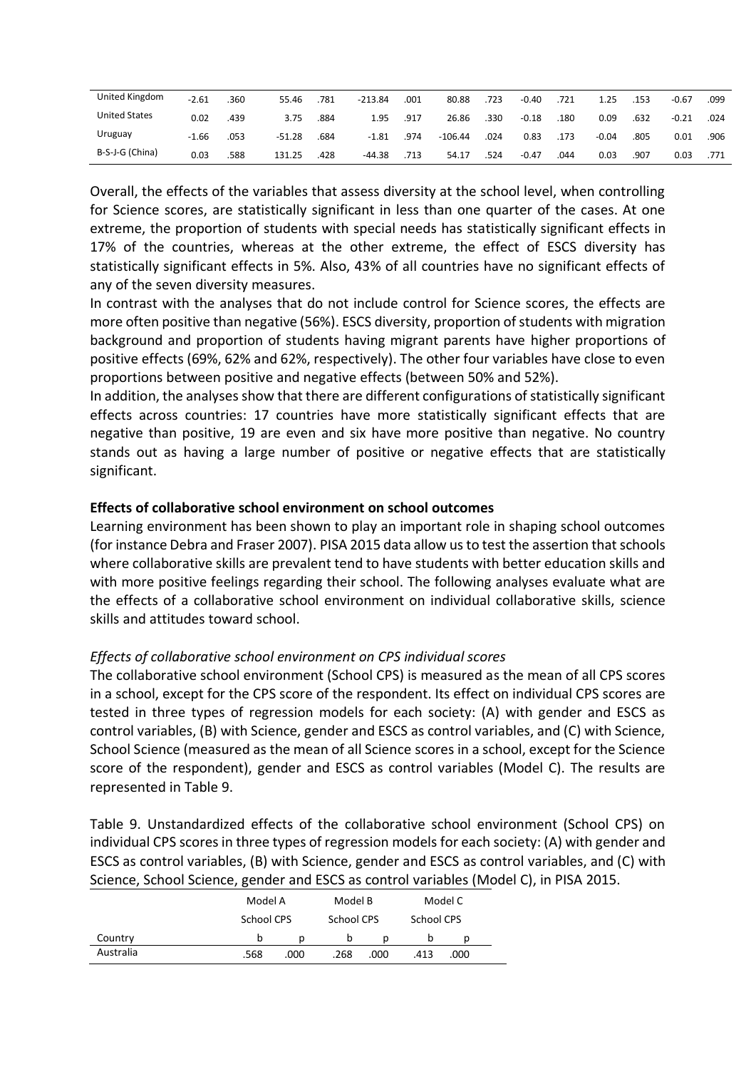| | | | | | | | | | | | | | | |
|---|---|---|---|---|---|---|---|---|---|---|---|---|---|---|
| United Kingdom | -2.61 | .360 | 55.46 | .781 | -213.84 | .001 | 80.88 | .723 | -0.40 | .721 | 1.25 | .153 | -0.67 | .099 |
| United States | 0.02 | .439 | 3.75 | .884 | 1.95 | .917 | 26.86 | .330 | -0.18 | .180 | 0.09 | .632 | -0.21 | .024 |
| Uruguay | -1.66 | .053 | -51.28 | .684 | -1.81 | .974 | -106.44 | .024 | 0.83 | .173 | -0.04 | .805 | 0.01 | .906 |
| B-S-J-G (China) | 0.03 | .588 | 131.25 | .428 | -44.38 | .713 | 54.17 | .524 | -0.47 | .044 | 0.03 | .907 | 0.03 | .771 |

Overall, the effects of the variables that assess diversity at the school level, when controlling for Science scores, are statistically significant in less than one quarter of the cases. At one extreme, the proportion of students with special needs has statistically significant effects in 17% of the countries, whereas at the other extreme, the effect of ESCS diversity has statistically significant effects in 5%. Also, 43% of all countries have no significant effects of any of the seven diversity measures.

In contrast with the analyses that do not include control for Science scores, the effects are more often positive than negative (56%). ESCS diversity, proportion of students with migration background and proportion of students having migrant parents have higher proportions of positive effects (69%, 62% and 62%, respectively). The other four variables have close to even proportions between positive and negative effects (between 50% and 52%).

In addition, the analyses show that there are different configurations of statistically significant effects across countries: 17 countries have more statistically significant effects that are negative than positive, 19 are even and six have more positive than negative. No country stands out as having a large number of positive or negative effects that are statistically significant.

**Effects of collaborative school environment on school outcomes**

Learning environment has been shown to play an important role in shaping school outcomes (for instance Debra and Fraser 2007). PISA 2015 data allow us to test the assertion that schools where collaborative skills are prevalent tend to have students with better education skills and with more positive feelings regarding their school. The following analyses evaluate what are the effects of a collaborative school environment on individual collaborative skills, science skills and attitudes toward school.

*Effects of collaborative school environment on CPS individual scores*

The collaborative school environment (School CPS) is measured as the mean of all CPS scores in a school, except for the CPS score of the respondent. Its effect on individual CPS scores are tested in three types of regression models for each society: (A) with gender and ESCS as control variables, (B) with Science, gender and ESCS as control variables, and (C) with Science, School Science (measured as the mean of all Science scores in a school, except for the Science score of the respondent), gender and ESCS as control variables (Model C). The results are represented in Table 9.

Table 9. Unstandardized effects of the collaborative school environment (School CPS) on individual CPS scores in three types of regression models for each society: (A) with gender and ESCS as control variables, (B) with Science, gender and ESCS as control variables, and (C) with Science, School Science, gender and ESCS as control variables (Model C), in PISA 2015.

| | Model A | | Model B | | Model C | |
|---|---|---|---|---|---|---|
| | School CPS | | School CPS | | School CPS | |
| Country | b | p | b | p | b | p |
| Australia | .568 | .000 | .268 | .000 | .413 | .000 |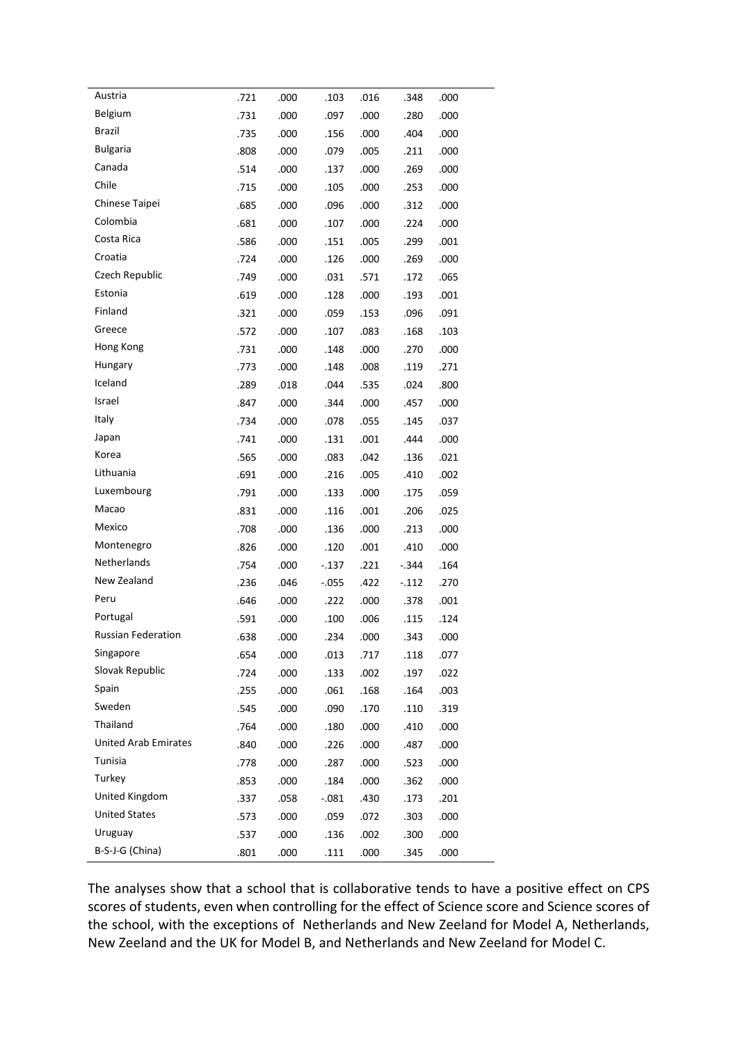| | | | | | | |
|---|---|---|---|---|---|---|
| Austria | .721 | .000 | .103 | .016 | .348 | .000 |
| Belgium | .731 | .000 | .097 | .000 | .280 | .000 |
| Brazil | .735 | .000 | .156 | .000 | .404 | .000 |
| Bulgaria | .808 | .000 | .079 | .005 | .211 | .000 |
| Canada | .514 | .000 | .137 | .000 | .269 | .000 |
| Chile | .715 | .000 | .105 | .000 | .253 | .000 |
| Chinese Taipei | .685 | .000 | .096 | .000 | .312 | .000 |
| Colombia | .681 | .000 | .107 | .000 | .224 | .000 |
| Costa Rica | .586 | .000 | .151 | .005 | .299 | .001 |
| Croatia | .724 | .000 | .126 | .000 | .269 | .000 |
| Czech Republic | .749 | .000 | .031 | .571 | .172 | .065 |
| Estonia | .619 | .000 | .128 | .000 | .193 | .001 |
| Finland | .321 | .000 | .059 | .153 | .096 | .091 |
| Greece | .572 | .000 | .107 | .083 | .168 | .103 |
| Hong Kong | .731 | .000 | .148 | .000 | .270 | .000 |
| Hungary | .773 | .000 | .148 | .008 | .119 | .271 |
| Iceland | .289 | .018 | .044 | .535 | .024 | .800 |
| Israel | .847 | .000 | .344 | .000 | .457 | .000 |
| Italy | .734 | .000 | .078 | .055 | .145 | .037 |
| Japan | .741 | .000 | .131 | .001 | .444 | .000 |
| Korea | .565 | .000 | .083 | .042 | .136 | .021 |
| Lithuania | .691 | .000 | .216 | .005 | .410 | .002 |
| Luxembourg | .791 | .000 | .133 | .000 | .175 | .059 |
| Macao | .831 | .000 | .116 | .001 | .206 | .025 |
| Mexico | .708 | .000 | .136 | .000 | .213 | .000 |
| Montenegro | .826 | .000 | .120 | .001 | .410 | .000 |
| Netherlands | .754 | .000 | -.137 | .221 | -.344 | .164 |
| New Zealand | .236 | .046 | -.055 | .422 | -.112 | .270 |
| Peru | .646 | .000 | .222 | .000 | .378 | .001 |
| Portugal | .591 | .000 | .100 | .006 | .115 | .124 |
| Russian Federation | .638 | .000 | .234 | .000 | .343 | .000 |
| Singapore | .654 | .000 | .013 | .717 | .118 | .077 |
| Slovak Republic | .724 | .000 | .133 | .002 | .197 | .022 |
| Spain | .255 | .000 | .061 | .168 | .164 | .003 |
| Sweden | .545 | .000 | .090 | .170 | .110 | .319 |
| Thailand | .764 | .000 | .180 | .000 | .410 | .000 |
| United Arab Emirates | .840 | .000 | .226 | .000 | .487 | .000 |
| Tunisia | .778 | .000 | .287 | .000 | .523 | .000 |
| Turkey | .853 | .000 | .184 | .000 | .362 | .000 |
| United Kingdom | .337 | .058 | -.081 | .430 | .173 | .201 |
| United States | .573 | .000 | .059 | .072 | .303 | .000 |
| Uruguay | .537 | .000 | .136 | .002 | .300 | .000 |
| B-S-J-G (China) | .801 | .000 | .111 | .000 | .345 | .000 |

The analyses show that a school that is collaborative tends to have a positive effect on CPS scores of students, even when controlling for the effect of Science score and Science scores of the school, with the exceptions of Netherlands and New Zeeland for Model A, Netherlands, New Zeeland and the UK for Model B, and Netherlands and New Zeeland for Model C.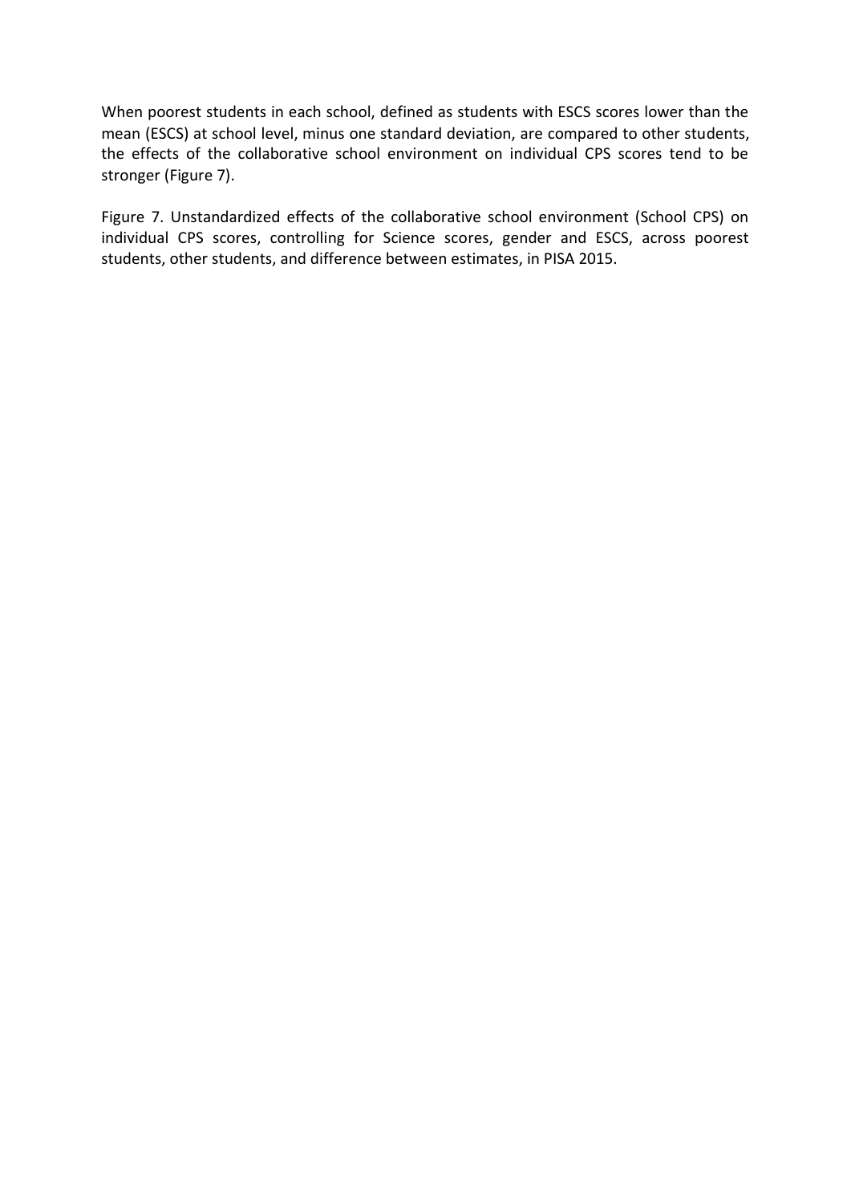When poorest students in each school, defined as students with ESCS scores lower than the mean (ESCS) at school level, minus one standard deviation, are compared to other students, the effects of the collaborative school environment on individual CPS scores tend to be stronger (Figure 7).

Figure 7. Unstandardized effects of the collaborative school environment (School CPS) on individual CPS scores, controlling for Science scores, gender and ESCS, across poorest students, other students, and difference between estimates, in PISA 2015.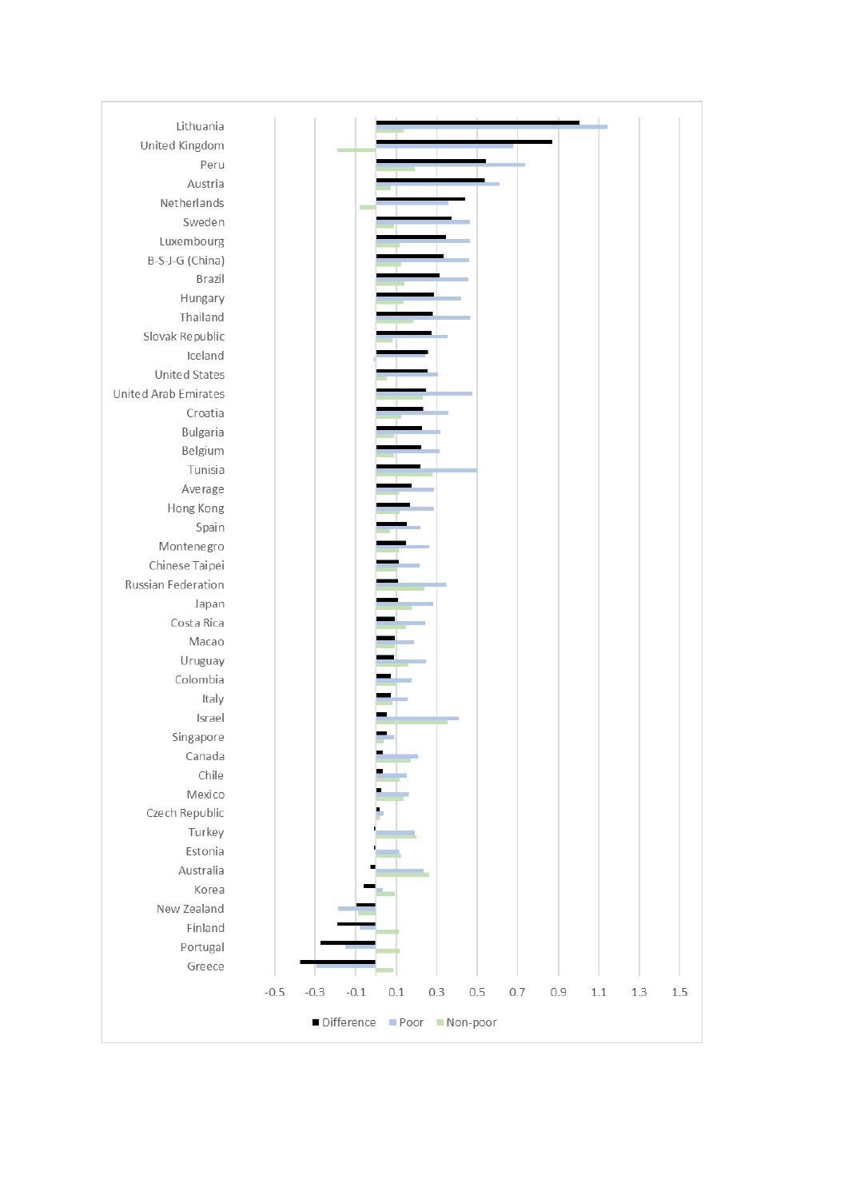Lithuania
United Kingdom
Peru
Austria
Netherlands
Sweden
Luxembourg
B-S-J-G (China)
Brazil
Hungary
Thailand
Slovak Republic
Iceland
United States
United Arab Emirates
Croatia
Bulgaria
Belgium
Tunisia
Average
Hong Kong
Spain
Montenegro
Chinese Taipei
Russian Federation
Japan
Costa Rica
Macao
Uruguay
Colombia
Italy
Israel
Singapore
Canada
Chile
Mexico
Czech Republic
Turkey
Estonia
Australia
Korea
New Zealand
Finland
Portugal
Greece

-0.5 -0.3 -0.1 0.1 0.3 0.5 0.7 0.9 1.1 1.3 1.5

■ Difference ■ Poor ■ Non-poor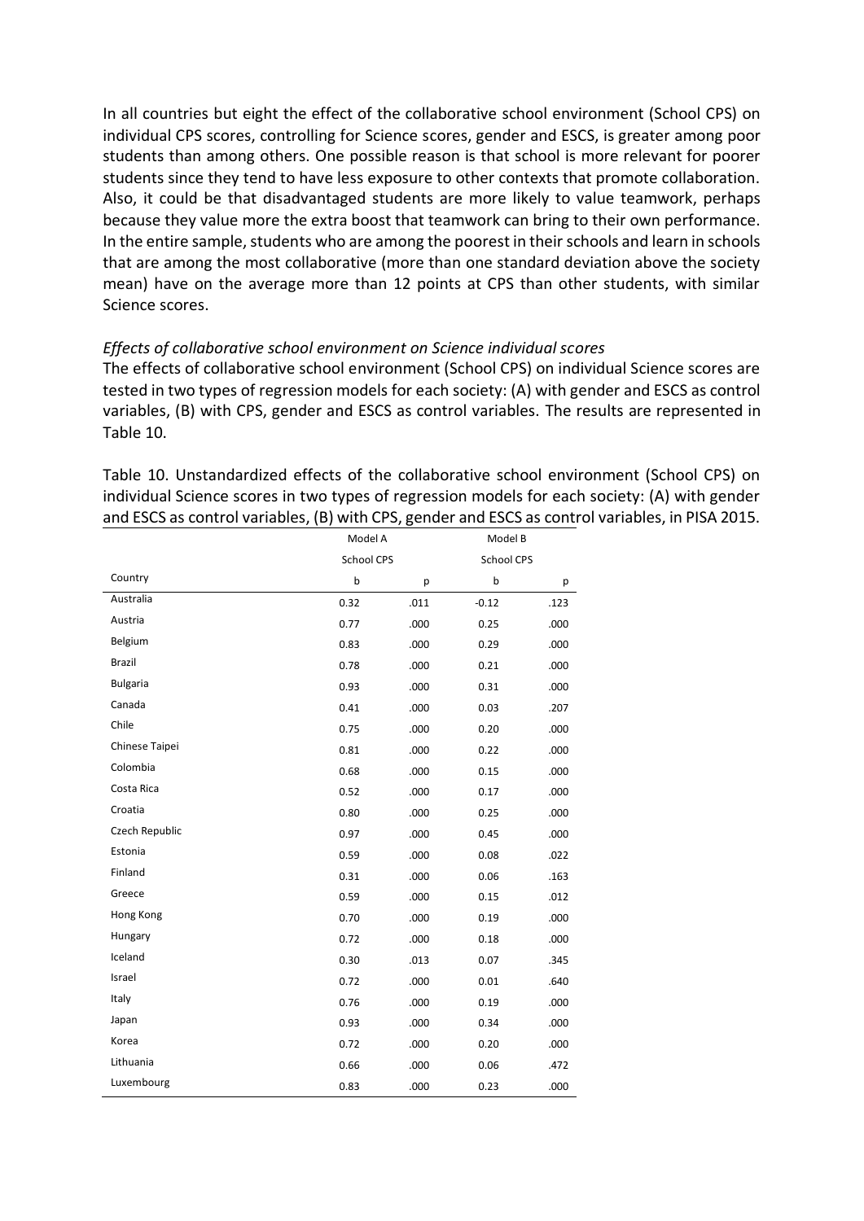In all countries but eight the effect of the collaborative school environment (School CPS) on individual CPS scores, controlling for Science scores, gender and ESCS, is greater among poor students than among others. One possible reason is that school is more relevant for poorer students since they tend to have less exposure to other contexts that promote collaboration. Also, it could be that disadvantaged students are more likely to value teamwork, perhaps because they value more the extra boost that teamwork can bring to their own performance. In the entire sample, students who are among the poorest in their schools and learn in schools that are among the most collaborative (more than one standard deviation above the society mean) have on the average more than 12 points at CPS than other students, with similar Science scores.

*Effects of collaborative school environment on Science individual scores*

The effects of collaborative school environment (School CPS) on individual Science scores are tested in two types of regression models for each society: (A) with gender and ESCS as control variables, (B) with CPS, gender and ESCS as control variables. The results are represented in Table 10.

Table 10. Unstandardized effects of the collaborative school environment (School CPS) on individual Science scores in two types of regression models for each society: (A) with gender and ESCS as control variables, (B) with CPS, gender and ESCS as control variables, in PISA 2015.

| | Model A | | Model B | |
|---|---|---|---|---|
| | School CPS | | School CPS | |
| Country | b | p | b | p |
| Australia | 0.32 | .011 | -0.12 | .123 |
| Austria | 0.77 | .000 | 0.25 | .000 |
| Belgium | 0.83 | .000 | 0.29 | .000 |
| Brazil | 0.78 | .000 | 0.21 | .000 |
| Bulgaria | 0.93 | .000 | 0.31 | .000 |
| Canada | 0.41 | .000 | 0.03 | .207 |
| Chile | 0.75 | .000 | 0.20 | .000 |
| Chinese Taipei | 0.81 | .000 | 0.22 | .000 |
| Colombia | 0.68 | .000 | 0.15 | .000 |
| Costa Rica | 0.52 | .000 | 0.17 | .000 |
| Croatia | 0.80 | .000 | 0.25 | .000 |
| Czech Republic | 0.97 | .000 | 0.45 | .000 |
| Estonia | 0.59 | .000 | 0.08 | .022 |
| Finland | 0.31 | .000 | 0.06 | .163 |
| Greece | 0.59 | .000 | 0.15 | .012 |
| Hong Kong | 0.70 | .000 | 0.19 | .000 |
| Hungary | 0.72 | .000 | 0.18 | .000 |
| Iceland | 0.30 | .013 | 0.07 | .345 |
| Israel | 0.72 | .000 | 0.01 | .640 |
| Italy | 0.76 | .000 | 0.19 | .000 |
| Japan | 0.93 | .000 | 0.34 | .000 |
| Korea | 0.72 | .000 | 0.20 | .000 |
| Lithuania | 0.66 | .000 | 0.06 | .472 |
| Luxembourg | 0.83 | .000 | 0.23 | .000 |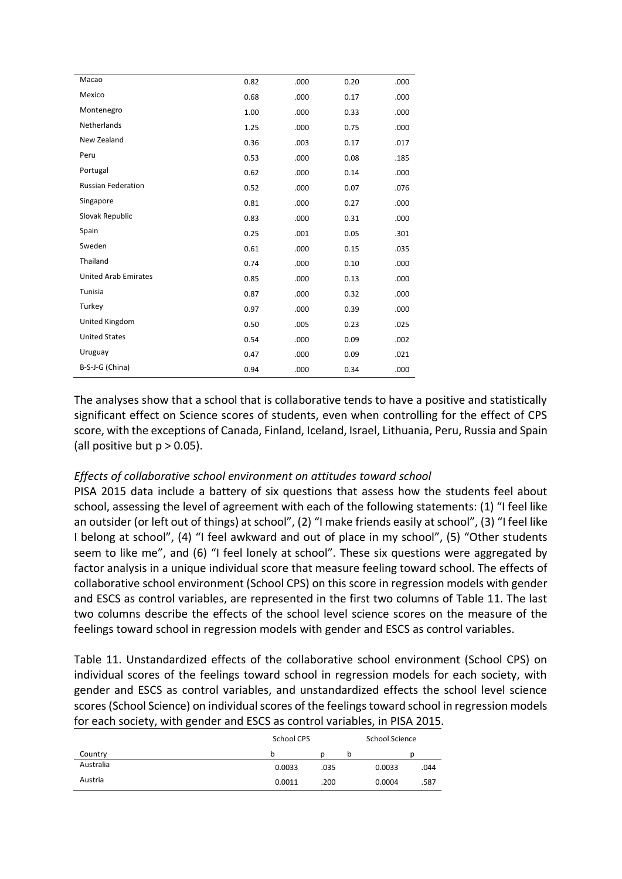| | | | | |
|---|---|---|---|---|
| Macao | 0.82 | .000 | 0.20 | .000 |
| Mexico | 0.68 | .000 | 0.17 | .000 |
| Montenegro | 1.00 | .000 | 0.33 | .000 |
| Netherlands | 1.25 | .000 | 0.75 | .000 |
| New Zealand | 0.36 | .003 | 0.17 | .017 |
| Peru | 0.53 | .000 | 0.08 | .185 |
| Portugal | 0.62 | .000 | 0.14 | .000 |
| Russian Federation | 0.52 | .000 | 0.07 | .076 |
| Singapore | 0.81 | .000 | 0.27 | .000 |
| Slovak Republic | 0.83 | .000 | 0.31 | .000 |
| Spain | 0.25 | .001 | 0.05 | .301 |
| Sweden | 0.61 | .000 | 0.15 | .035 |
| Thailand | 0.74 | .000 | 0.10 | .000 |
| United Arab Emirates | 0.85 | .000 | 0.13 | .000 |
| Tunisia | 0.87 | .000 | 0.32 | .000 |
| Turkey | 0.97 | .000 | 0.39 | .000 |
| United Kingdom | 0.50 | .005 | 0.23 | .025 |
| United States | 0.54 | .000 | 0.09 | .002 |
| Uruguay | 0.47 | .000 | 0.09 | .021 |
| B-S-J-G (China) | 0.94 | .000 | 0.34 | .000 |

The analyses show that a school that is collaborative tends to have a positive and statistically significant effect on Science scores of students, even when controlling for the effect of CPS score, with the exceptions of Canada, Finland, Iceland, Israel, Lithuania, Peru, Russia and Spain (all positive but $p > 0.05$).

*Effects of collaborative school environment on attitudes toward school*

PISA 2015 data include a battery of six questions that assess how the students feel about school, assessing the level of agreement with each of the following statements: (1) "I feel like an outsider (or left out of things) at school", (2) "I make friends easily at school", (3) "I feel like I belong at school", (4) "I feel awkward and out of place in my school", (5) "Other students seem to like me", and (6) "I feel lonely at school". These six questions were aggregated by factor analysis in a unique individual score that measure feeling toward school. The effects of collaborative school environment (School CPS) on this score in regression models with gender and ESCS as control variables, are represented in the first two columns of Table 11. The last two columns describe the effects of the school level science scores on the measure of the feelings toward school in regression models with gender and ESCS as control variables.

Table 11. Unstandardized effects of the collaborative school environment (School CPS) on individual scores of the feelings toward school in regression models for each society, with gender and ESCS as control variables, and unstandardized effects the school level science scores (School Science) on individual scores of the feelings toward school in regression models for each society, with gender and ESCS as control variables, in PISA 2015.

| | School CPS | | School Science | |
|---|---|---|---|---|
| Country | b | p | b | p |
| Australia | 0.0033 | .035 | 0.0033 | .044 |
| Austria | 0.0011 | .200 | 0.0004 | .587 |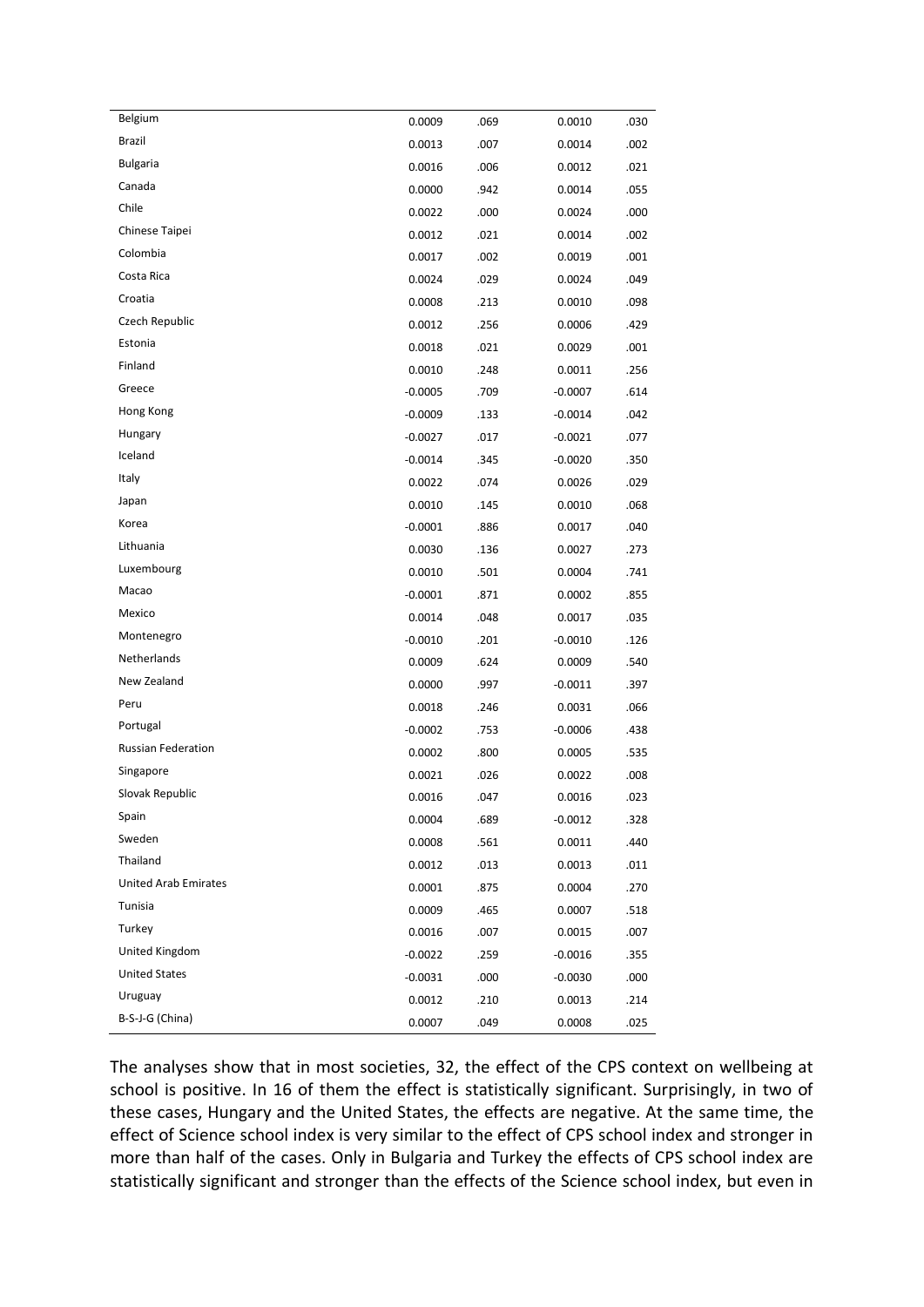| | | | | |
|---|---|---|---|---|
| Belgium | 0.0009 | .069 | 0.0010 | .030 |
| Brazil | 0.0013 | .007 | 0.0014 | .002 |
| Bulgaria | 0.0016 | .006 | 0.0012 | .021 |
| Canada | 0.0000 | .942 | 0.0014 | .055 |
| Chile | 0.0022 | .000 | 0.0024 | .000 |
| Chinese Taipei | 0.0012 | .021 | 0.0014 | .002 |
| Colombia | 0.0017 | .002 | 0.0019 | .001 |
| Costa Rica | 0.0024 | .029 | 0.0024 | .049 |
| Croatia | 0.0008 | .213 | 0.0010 | .098 |
| Czech Republic | 0.0012 | .256 | 0.0006 | .429 |
| Estonia | 0.0018 | .021 | 0.0029 | .001 |
| Finland | 0.0010 | .248 | 0.0011 | .256 |
| Greece | -0.0005 | .709 | -0.0007 | .614 |
| Hong Kong | -0.0009 | .133 | -0.0014 | .042 |
| Hungary | -0.0027 | .017 | -0.0021 | .077 |
| Iceland | -0.0014 | .345 | -0.0020 | .350 |
| Italy | 0.0022 | .074 | 0.0026 | .029 |
| Japan | 0.0010 | .145 | 0.0010 | .068 |
| Korea | -0.0001 | .886 | 0.0017 | .040 |
| Lithuania | 0.0030 | .136 | 0.0027 | .273 |
| Luxembourg | 0.0010 | .501 | 0.0004 | .741 |
| Macao | -0.0001 | .871 | 0.0002 | .855 |
| Mexico | 0.0014 | .048 | 0.0017 | .035 |
| Montenegro | -0.0010 | .201 | -0.0010 | .126 |
| Netherlands | 0.0009 | .624 | 0.0009 | .540 |
| New Zealand | 0.0000 | .997 | -0.0011 | .397 |
| Peru | 0.0018 | .246 | 0.0031 | .066 |
| Portugal | -0.0002 | .753 | -0.0006 | .438 |
| Russian Federation | 0.0002 | .800 | 0.0005 | .535 |
| Singapore | 0.0021 | .026 | 0.0022 | .008 |
| Slovak Republic | 0.0016 | .047 | 0.0016 | .023 |
| Spain | 0.0004 | .689 | -0.0012 | .328 |
| Sweden | 0.0008 | .561 | 0.0011 | .440 |
| Thailand | 0.0012 | .013 | 0.0013 | .011 |
| United Arab Emirates | 0.0001 | .875 | 0.0004 | .270 |
| Tunisia | 0.0009 | .465 | 0.0007 | .518 |
| Turkey | 0.0016 | .007 | 0.0015 | .007 |
| United Kingdom | -0.0022 | .259 | -0.0016 | .355 |
| United States | -0.0031 | .000 | -0.0030 | .000 |
| Uruguay | 0.0012 | .210 | 0.0013 | .214 |
| B-S-J-G (China) | 0.0007 | .049 | 0.0008 | .025 |

The analyses show that in most societies, 32, the effect of the CPS context on wellbeing at school is positive. In 16 of them the effect is statistically significant. Surprisingly, in two of these cases, Hungary and the United States, the effects are negative. At the same time, the effect of Science school index is very similar to the effect of CPS school index and stronger in more than half of the cases. Only in Bulgaria and Turkey the effects of CPS school index are statistically significant and stronger than the effects of the Science school index, but even in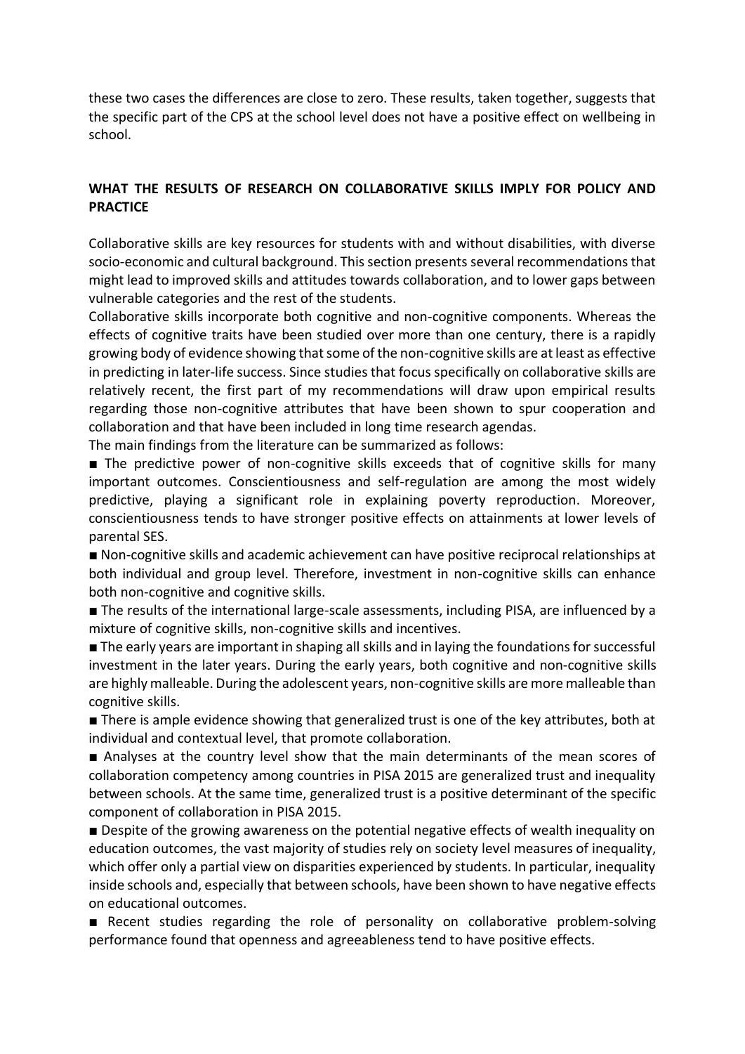these two cases the differences are close to zero. These results, taken together, suggests that the specific part of the CPS at the school level does not have a positive effect on wellbeing in school.

## WHAT THE RESULTS OF RESEARCH ON COLLABORATIVE SKILLS IMPLY FOR POLICY AND PRACTICE

Collaborative skills are key resources for students with and without disabilities, with diverse socio-economic and cultural background. This section presents several recommendations that might lead to improved skills and attitudes towards collaboration, and to lower gaps between vulnerable categories and the rest of the students.

Collaborative skills incorporate both cognitive and non-cognitive components. Whereas the effects of cognitive traits have been studied over more than one century, there is a rapidly growing body of evidence showing that some of the non-cognitive skills are at least as effective in predicting in later-life success. Since studies that focus specifically on collaborative skills are relatively recent, the first part of my recommendations will draw upon empirical results regarding those non-cognitive attributes that have been shown to spur cooperation and collaboration and that have been included in long time research agendas.

The main findings from the literature can be summarized as follows:

- The predictive power of non-cognitive skills exceeds that of cognitive skills for many important outcomes. Conscientiousness and self-regulation are among the most widely predictive, playing a significant role in explaining poverty reproduction. Moreover, conscientiousness tends to have stronger positive effects on attainments at lower levels of parental SES.
- Non-cognitive skills and academic achievement can have positive reciprocal relationships at both individual and group level. Therefore, investment in non-cognitive skills can enhance both non-cognitive and cognitive skills.
- The results of the international large-scale assessments, including PISA, are influenced by a mixture of cognitive skills, non-cognitive skills and incentives.
- The early years are important in shaping all skills and in laying the foundations for successful investment in the later years. During the early years, both cognitive and non-cognitive skills are highly malleable. During the adolescent years, non-cognitive skills are more malleable than cognitive skills.
- There is ample evidence showing that generalized trust is one of the key attributes, both at individual and contextual level, that promote collaboration.
- Analyses at the country level show that the main determinants of the mean scores of collaboration competency among countries in PISA 2015 are generalized trust and inequality between schools. At the same time, generalized trust is a positive determinant of the specific component of collaboration in PISA 2015.
- Despite of the growing awareness on the potential negative effects of wealth inequality on education outcomes, the vast majority of studies rely on society level measures of inequality, which offer only a partial view on disparities experienced by students. In particular, inequality inside schools and, especially that between schools, have been shown to have negative effects on educational outcomes.
- Recent studies regarding the role of personality on collaborative problem-solving performance found that openness and agreeableness tend to have positive effects.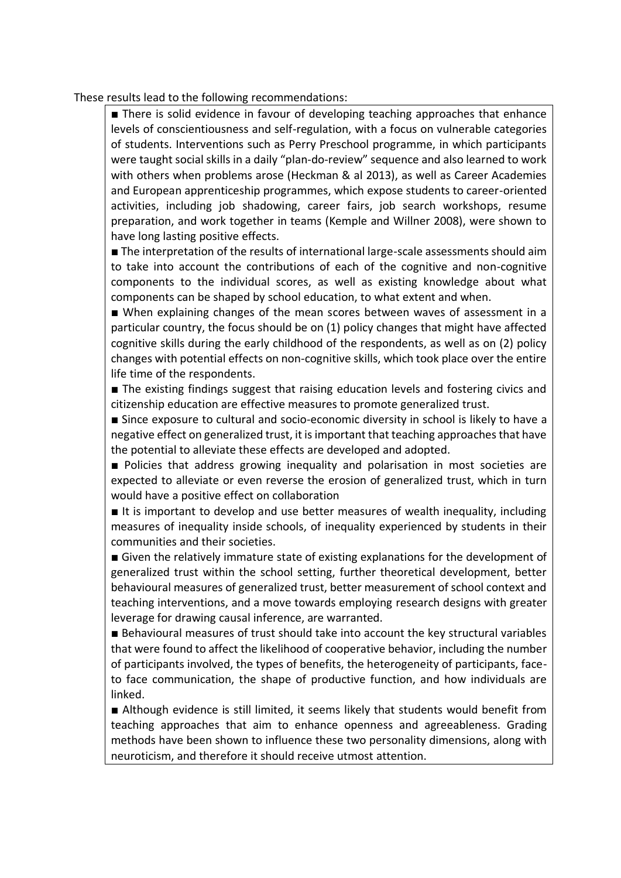These results lead to the following recommendations:

- There is solid evidence in favour of developing teaching approaches that enhance levels of conscientiousness and self-regulation, with a focus on vulnerable categories of students. Interventions such as Perry Preschool programme, in which participants were taught social skills in a daily "plan-do-review" sequence and also learned to work with others when problems arose (Heckman & al 2013), as well as Career Academies and European apprenticeship programmes, which expose students to career-oriented activities, including job shadowing, career fairs, job search workshops, resume preparation, and work together in teams (Kemple and Willner 2008), were shown to have long lasting positive effects.
- The interpretation of the results of international large-scale assessments should aim to take into account the contributions of each of the cognitive and non-cognitive components to the individual scores, as well as existing knowledge about what components can be shaped by school education, to what extent and when.
- When explaining changes of the mean scores between waves of assessment in a particular country, the focus should be on (1) policy changes that might have affected cognitive skills during the early childhood of the respondents, as well as on (2) policy changes with potential effects on non-cognitive skills, which took place over the entire life time of the respondents.
- The existing findings suggest that raising education levels and fostering civics and citizenship education are effective measures to promote generalized trust.
- Since exposure to cultural and socio-economic diversity in school is likely to have a negative effect on generalized trust, it is important that teaching approaches that have the potential to alleviate these effects are developed and adopted.
- Policies that address growing inequality and polarisation in most societies are expected to alleviate or even reverse the erosion of generalized trust, which in turn would have a positive effect on collaboration
- It is important to develop and use better measures of wealth inequality, including measures of inequality inside schools, of inequality experienced by students in their communities and their societies.
- Given the relatively immature state of existing explanations for the development of generalized trust within the school setting, further theoretical development, better behavioural measures of generalized trust, better measurement of school context and teaching interventions, and a move towards employing research designs with greater leverage for drawing causal inference, are warranted.
- Behavioural measures of trust should take into account the key structural variables that were found to affect the likelihood of cooperative behavior, including the number of participants involved, the types of benefits, the heterogeneity of participants, face-to face communication, the shape of productive function, and how individuals are linked.
- Although evidence is still limited, it seems likely that students would benefit from teaching approaches that aim to enhance openness and agreeableness. Grading methods have been shown to influence these two personality dimensions, along with neuroticism, and therefore it should receive utmost attention.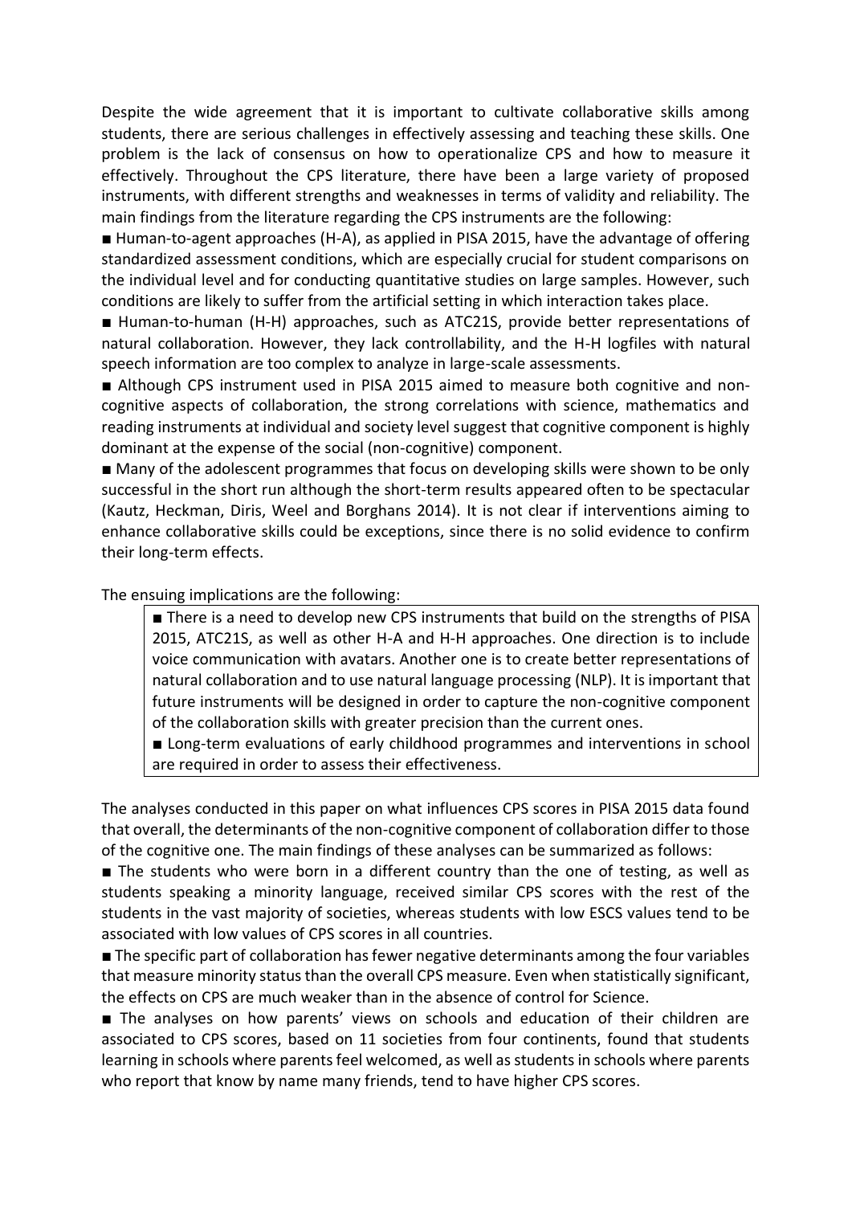Despite the wide agreement that it is important to cultivate collaborative skills among students, there are serious challenges in effectively assessing and teaching these skills. One problem is the lack of consensus on how to operationalize CPS and how to measure it effectively. Throughout the CPS literature, there have been a large variety of proposed instruments, with different strengths and weaknesses in terms of validity and reliability. The main findings from the literature regarding the CPS instruments are the following:

■ Human-to-agent approaches (H-A), as applied in PISA 2015, have the advantage of offering standardized assessment conditions, which are especially crucial for student comparisons on the individual level and for conducting quantitative studies on large samples. However, such conditions are likely to suffer from the artificial setting in which interaction takes place.

■ Human-to-human (H-H) approaches, such as ATC21S, provide better representations of natural collaboration. However, they lack controllability, and the H-H logfiles with natural speech information are too complex to analyze in large-scale assessments.

■ Although CPS instrument used in PISA 2015 aimed to measure both cognitive and non-cognitive aspects of collaboration, the strong correlations with science, mathematics and reading instruments at individual and society level suggest that cognitive component is highly dominant at the expense of the social (non-cognitive) component.

■ Many of the adolescent programmes that focus on developing skills were shown to be only successful in the short run although the short-term results appeared often to be spectacular (Kautz, Heckman, Diris, Weel and Borghans 2014). It is not clear if interventions aiming to enhance collaborative skills could be exceptions, since there is no solid evidence to confirm their long-term effects.

The ensuing implications are the following:

> ■ There is a need to develop new CPS instruments that build on the strengths of PISA 2015, ATC21S, as well as other H-A and H-H approaches. One direction is to include voice communication with avatars. Another one is to create better representations of natural collaboration and to use natural language processing (NLP). It is important that future instruments will be designed in order to capture the non-cognitive component of the collaboration skills with greater precision than the current ones.
>
> ■ Long-term evaluations of early childhood programmes and interventions in school are required in order to assess their effectiveness.

The analyses conducted in this paper on what influences CPS scores in PISA 2015 data found that overall, the determinants of the non-cognitive component of collaboration differ to those of the cognitive one. The main findings of these analyses can be summarized as follows:

■ The students who were born in a different country than the one of testing, as well as students speaking a minority language, received similar CPS scores with the rest of the students in the vast majority of societies, whereas students with low ESCS values tend to be associated with low values of CPS scores in all countries.

■ The specific part of collaboration has fewer negative determinants among the four variables that measure minority status than the overall CPS measure. Even when statistically significant, the effects on CPS are much weaker than in the absence of control for Science.

■ The analyses on how parents' views on schools and education of their children are associated to CPS scores, based on 11 societies from four continents, found that students learning in schools where parents feel welcomed, as well as students in schools where parents who report that know by name many friends, tend to have higher CPS scores.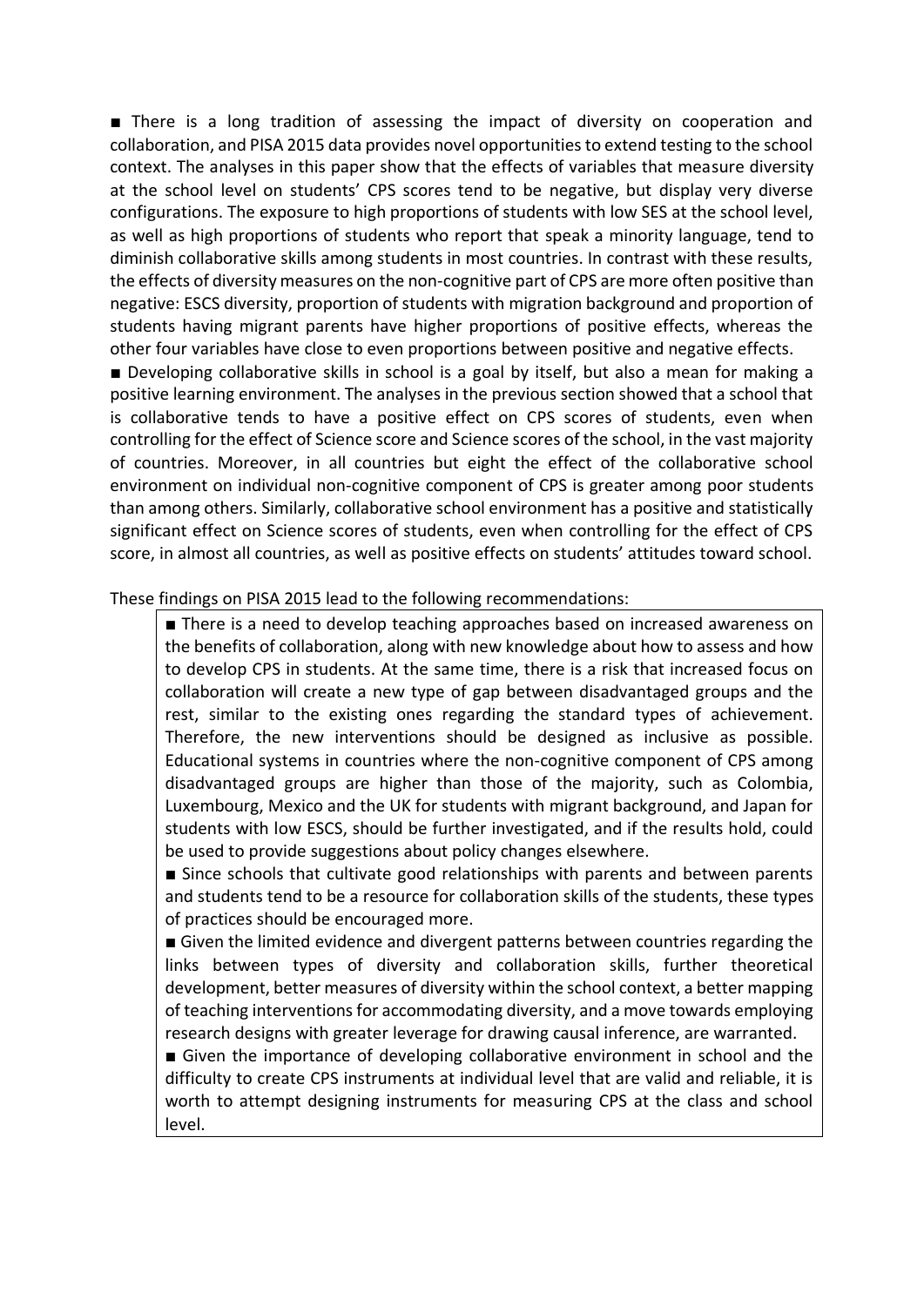■ There is a long tradition of assessing the impact of diversity on cooperation and collaboration, and PISA 2015 data provides novel opportunities to extend testing to the school context. The analyses in this paper show that the effects of variables that measure diversity at the school level on students' CPS scores tend to be negative, but display very diverse configurations. The exposure to high proportions of students with low SES at the school level, as well as high proportions of students who report that speak a minority language, tend to diminish collaborative skills among students in most countries. In contrast with these results, the effects of diversity measures on the non-cognitive part of CPS are more often positive than negative: ESCS diversity, proportion of students with migration background and proportion of students having migrant parents have higher proportions of positive effects, whereas the other four variables have close to even proportions between positive and negative effects.

■ Developing collaborative skills in school is a goal by itself, but also a mean for making a positive learning environment. The analyses in the previous section showed that a school that is collaborative tends to have a positive effect on CPS scores of students, even when controlling for the effect of Science score and Science scores of the school, in the vast majority of countries. Moreover, in all countries but eight the effect of the collaborative school environment on individual non-cognitive component of CPS is greater among poor students than among others. Similarly, collaborative school environment has a positive and statistically significant effect on Science scores of students, even when controlling for the effect of CPS score, in almost all countries, as well as positive effects on students' attitudes toward school.

These findings on PISA 2015 lead to the following recommendations:

> ■ There is a need to develop teaching approaches based on increased awareness on the benefits of collaboration, along with new knowledge about how to assess and how to develop CPS in students. At the same time, there is a risk that increased focus on collaboration will create a new type of gap between disadvantaged groups and the rest, similar to the existing ones regarding the standard types of achievement. Therefore, the new interventions should be designed as inclusive as possible. Educational systems in countries where the non-cognitive component of CPS among disadvantaged groups are higher than those of the majority, such as Colombia, Luxembourg, Mexico and the UK for students with migrant background, and Japan for students with low ESCS, should be further investigated, and if the results hold, could be used to provide suggestions about policy changes elsewhere.
>
> ■ Since schools that cultivate good relationships with parents and between parents and students tend to be a resource for collaboration skills of the students, these types of practices should be encouraged more.
>
> ■ Given the limited evidence and divergent patterns between countries regarding the links between types of diversity and collaboration skills, further theoretical development, better measures of diversity within the school context, a better mapping of teaching interventions for accommodating diversity, and a move towards employing research designs with greater leverage for drawing causal inference, are warranted.
>
> ■ Given the importance of developing collaborative environment in school and the difficulty to create CPS instruments at individual level that are valid and reliable, it is worth to attempt designing instruments for measuring CPS at the class and school level.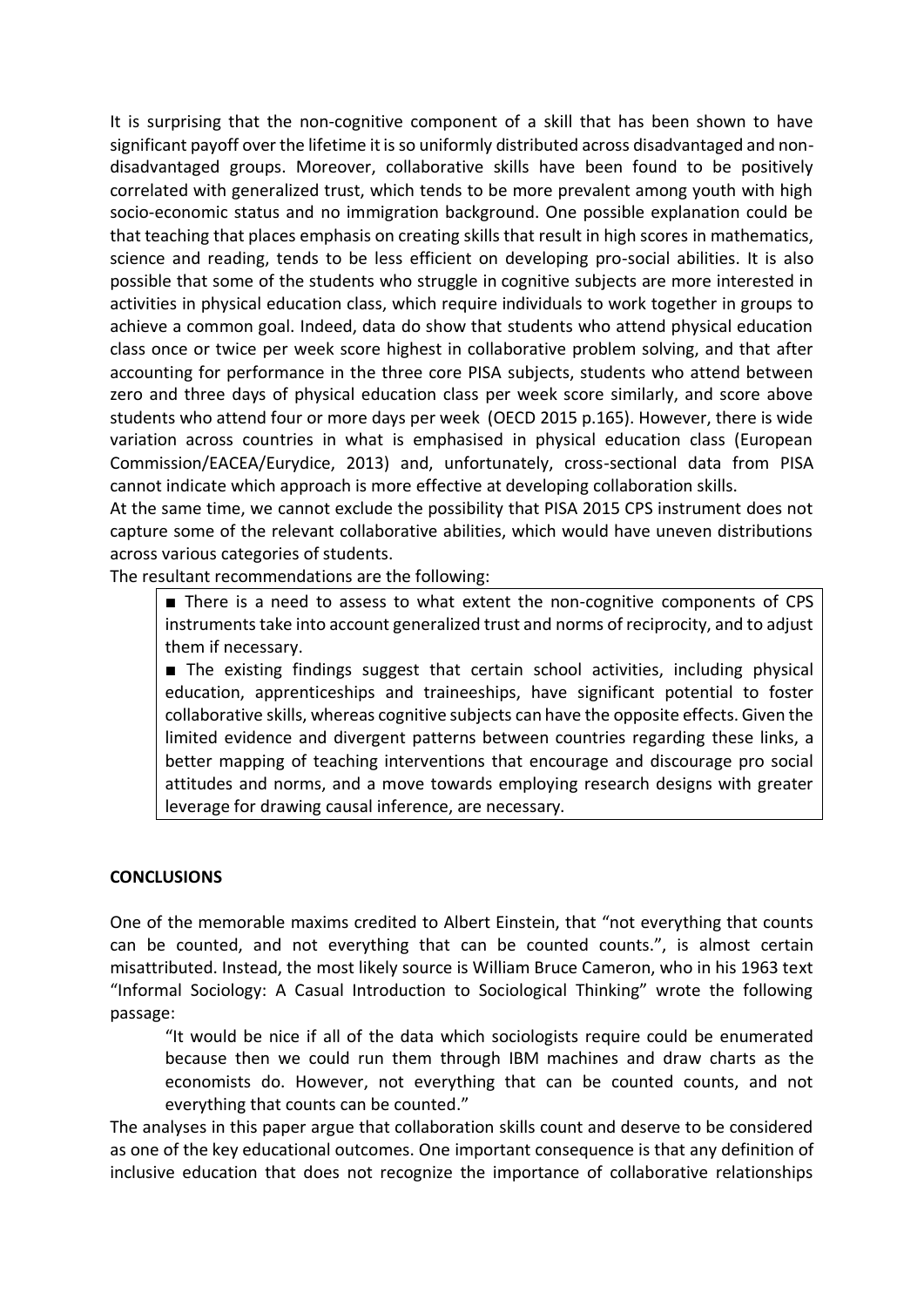It is surprising that the non-cognitive component of a skill that has been shown to have significant payoff over the lifetime it is so uniformly distributed across disadvantaged and non-disadvantaged groups. Moreover, collaborative skills have been found to be positively correlated with generalized trust, which tends to be more prevalent among youth with high socio-economic status and no immigration background. One possible explanation could be that teaching that places emphasis on creating skills that result in high scores in mathematics, science and reading, tends to be less efficient on developing pro-social abilities. It is also possible that some of the students who struggle in cognitive subjects are more interested in activities in physical education class, which require individuals to work together in groups to achieve a common goal. Indeed, data do show that students who attend physical education class once or twice per week score highest in collaborative problem solving, and that after accounting for performance in the three core PISA subjects, students who attend between zero and three days of physical education class per week score similarly, and score above students who attend four or more days per week (OECD 2015 p.165). However, there is wide variation across countries in what is emphasised in physical education class (European Commission/EACEA/Eurydice, 2013) and, unfortunately, cross-sectional data from PISA cannot indicate which approach is more effective at developing collaboration skills.

At the same time, we cannot exclude the possibility that PISA 2015 CPS instrument does not capture some of the relevant collaborative abilities, which would have uneven distributions across various categories of students.

The resultant recommendations are the following:

- There is a need to assess to what extent the non-cognitive components of CPS instruments take into account generalized trust and norms of reciprocity, and to adjust them if necessary.
- The existing findings suggest that certain school activities, including physical education, apprenticeships and traineeships, have significant potential to foster collaborative skills, whereas cognitive subjects can have the opposite effects. Given the limited evidence and divergent patterns between countries regarding these links, a better mapping of teaching interventions that encourage and discourage pro social attitudes and norms, and a move towards employing research designs with greater leverage for drawing causal inference, are necessary.

## CONCLUSIONS

One of the memorable maxims credited to Albert Einstein, that "not everything that counts can be counted, and not everything that can be counted counts.", is almost certain misattributed. Instead, the most likely source is William Bruce Cameron, who in his 1963 text "Informal Sociology: A Casual Introduction to Sociological Thinking" wrote the following passage:

> "It would be nice if all of the data which sociologists require could be enumerated because then we could run them through IBM machines and draw charts as the economists do. However, not everything that can be counted counts, and not everything that counts can be counted."

The analyses in this paper argue that collaboration skills count and deserve to be considered as one of the key educational outcomes. One important consequence is that any definition of inclusive education that does not recognize the importance of collaborative relationships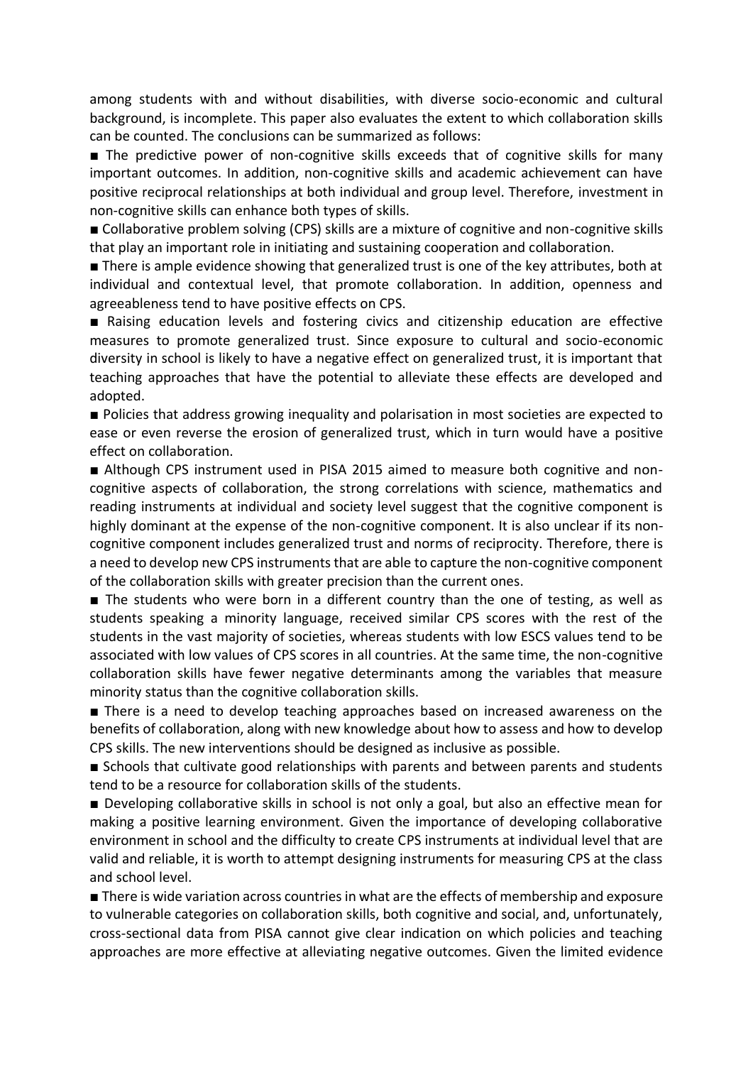among students with and without disabilities, with diverse socio-economic and cultural background, is incomplete. This paper also evaluates the extent to which collaboration skills can be counted. The conclusions can be summarized as follows:

■ The predictive power of non-cognitive skills exceeds that of cognitive skills for many important outcomes. In addition, non-cognitive skills and academic achievement can have positive reciprocal relationships at both individual and group level. Therefore, investment in non-cognitive skills can enhance both types of skills.

■ Collaborative problem solving (CPS) skills are a mixture of cognitive and non-cognitive skills that play an important role in initiating and sustaining cooperation and collaboration.

■ There is ample evidence showing that generalized trust is one of the key attributes, both at individual and contextual level, that promote collaboration. In addition, openness and agreeableness tend to have positive effects on CPS.

■ Raising education levels and fostering civics and citizenship education are effective measures to promote generalized trust. Since exposure to cultural and socio-economic diversity in school is likely to have a negative effect on generalized trust, it is important that teaching approaches that have the potential to alleviate these effects are developed and adopted.

■ Policies that address growing inequality and polarisation in most societies are expected to ease or even reverse the erosion of generalized trust, which in turn would have a positive effect on collaboration.

■ Although CPS instrument used in PISA 2015 aimed to measure both cognitive and non-cognitive aspects of collaboration, the strong correlations with science, mathematics and reading instruments at individual and society level suggest that the cognitive component is highly dominant at the expense of the non-cognitive component. It is also unclear if its non-cognitive component includes generalized trust and norms of reciprocity. Therefore, there is a need to develop new CPS instruments that are able to capture the non-cognitive component of the collaboration skills with greater precision than the current ones.

■ The students who were born in a different country than the one of testing, as well as students speaking a minority language, received similar CPS scores with the rest of the students in the vast majority of societies, whereas students with low ESCS values tend to be associated with low values of CPS scores in all countries. At the same time, the non-cognitive collaboration skills have fewer negative determinants among the variables that measure minority status than the cognitive collaboration skills.

■ There is a need to develop teaching approaches based on increased awareness on the benefits of collaboration, along with new knowledge about how to assess and how to develop CPS skills. The new interventions should be designed as inclusive as possible.

■ Schools that cultivate good relationships with parents and between parents and students tend to be a resource for collaboration skills of the students.

■ Developing collaborative skills in school is not only a goal, but also an effective mean for making a positive learning environment. Given the importance of developing collaborative environment in school and the difficulty to create CPS instruments at individual level that are valid and reliable, it is worth to attempt designing instruments for measuring CPS at the class and school level.

■ There is wide variation across countries in what are the effects of membership and exposure to vulnerable categories on collaboration skills, both cognitive and social, and, unfortunately, cross-sectional data from PISA cannot give clear indication on which policies and teaching approaches are more effective at alleviating negative outcomes. Given the limited evidence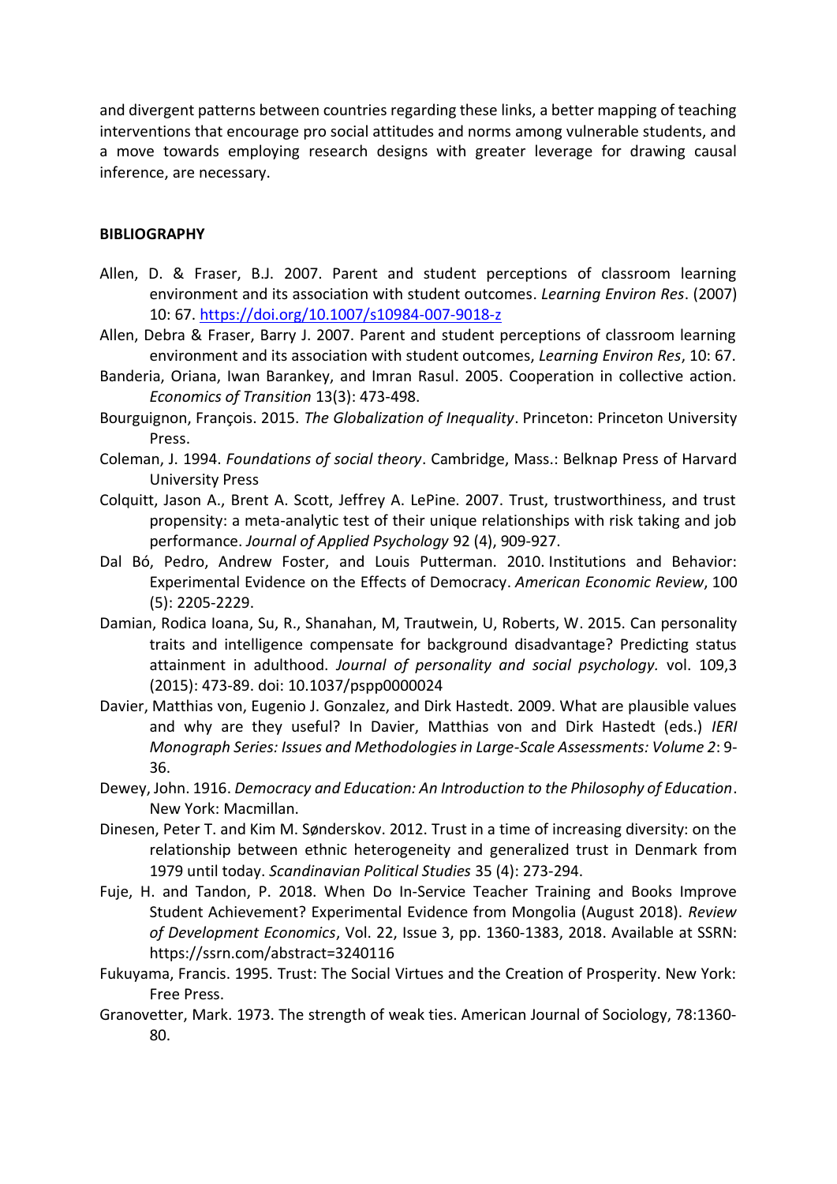and divergent patterns between countries regarding these links, a better mapping of teaching interventions that encourage pro social attitudes and norms among vulnerable students, and a move towards employing research designs with greater leverage for drawing causal inference, are necessary.

**BIBLIOGRAPHY**

Allen, D. & Fraser, B.J. 2007. Parent and student perceptions of classroom learning environment and its association with student outcomes. *Learning Environ Res*. (2007) 10: 67. https://doi.org/10.1007/s10984-007-9018-z

Allen, Debra & Fraser, Barry J. 2007. Parent and student perceptions of classroom learning environment and its association with student outcomes, *Learning Environ Res*, 10: 67.

Banderia, Oriana, Iwan Barankey, and Imran Rasul. 2005. Cooperation in collective action. *Economics of Transition* 13(3): 473-498.

Bourguignon, François. 2015. *The Globalization of Inequality*. Princeton: Princeton University Press.

Coleman, J. 1994. *Foundations of social theory*. Cambridge, Mass.: Belknap Press of Harvard University Press

Colquitt, Jason A., Brent A. Scott, Jeffrey A. LePine. 2007. Trust, trustworthiness, and trust propensity: a meta-analytic test of their unique relationships with risk taking and job performance. *Journal of Applied Psychology* 92 (4), 909-927.

Dal Bó, Pedro, Andrew Foster, and Louis Putterman. 2010. Institutions and Behavior: Experimental Evidence on the Effects of Democracy. *American Economic Review*, 100 (5): 2205-2229.

Damian, Rodica Ioana, Su, R., Shanahan, M, Trautwein, U, Roberts, W. 2015. Can personality traits and intelligence compensate for background disadvantage? Predicting status attainment in adulthood. *Journal of personality and social psychology.* vol. 109,3 (2015): 473-89. doi: 10.1037/pspp0000024

Davier, Matthias von, Eugenio J. Gonzalez, and Dirk Hastedt. 2009. What are plausible values and why are they useful? In Davier, Matthias von and Dirk Hastedt (eds.) *IERI Monograph Series: Issues and Methodologies in Large-Scale Assessments: Volume 2*: 9-36.

Dewey, John. 1916. *Democracy and Education: An Introduction to the Philosophy of Education*. New York: Macmillan.

Dinesen, Peter T. and Kim M. Sønderskov. 2012. Trust in a time of increasing diversity: on the relationship between ethnic heterogeneity and generalized trust in Denmark from 1979 until today. *Scandinavian Political Studies* 35 (4): 273-294.

Fuje, H. and Tandon, P. 2018. When Do In-Service Teacher Training and Books Improve Student Achievement? Experimental Evidence from Mongolia (August 2018). *Review of Development Economics*, Vol. 22, Issue 3, pp. 1360-1383, 2018. Available at SSRN: https://ssrn.com/abstract=3240116

Fukuyama, Francis. 1995. Trust: The Social Virtues and the Creation of Prosperity. New York: Free Press.

Granovetter, Mark. 1973. The strength of weak ties. American Journal of Sociology, 78:1360-80.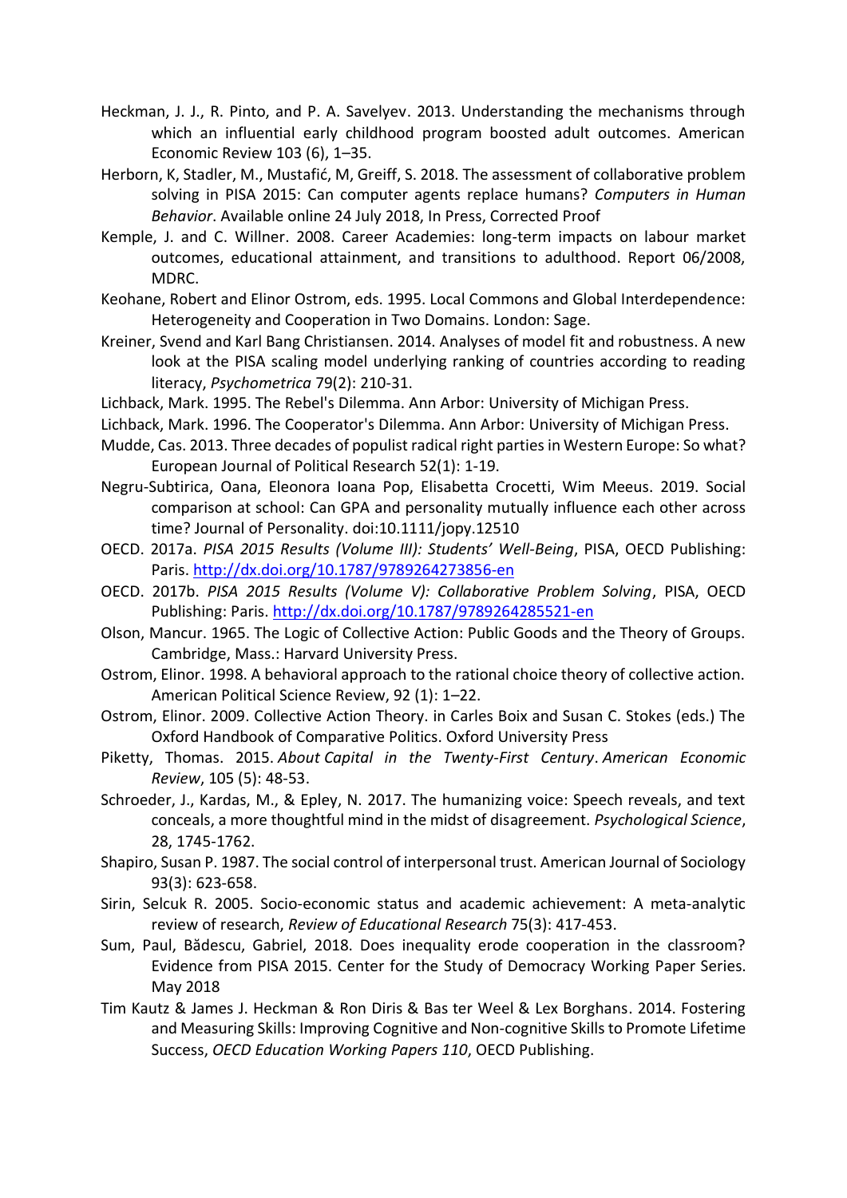Heckman, J. J., R. Pinto, and P. A. Savelyev. 2013. Understanding the mechanisms through which an influential early childhood program boosted adult outcomes. American Economic Review 103 (6), 1–35.

Herborn, K, Stadler, M., Mustafić, M, Greiff, S. 2018. The assessment of collaborative problem solving in PISA 2015: Can computer agents replace humans? *Computers in Human Behavior*. Available online 24 July 2018, In Press, Corrected Proof

Kemple, J. and C. Willner. 2008. Career Academies: long-term impacts on labour market outcomes, educational attainment, and transitions to adulthood. Report 06/2008, MDRC.

Keohane, Robert and Elinor Ostrom, eds. 1995. Local Commons and Global Interdependence: Heterogeneity and Cooperation in Two Domains. London: Sage.

Kreiner, Svend and Karl Bang Christiansen. 2014. Analyses of model fit and robustness. A new look at the PISA scaling model underlying ranking of countries according to reading literacy, *Psychometrica* 79(2): 210-31.

Lichback, Mark. 1995. The Rebel's Dilemma. Ann Arbor: University of Michigan Press.

Lichback, Mark. 1996. The Cooperator's Dilemma. Ann Arbor: University of Michigan Press.

Mudde, Cas. 2013. Three decades of populist radical right parties in Western Europe: So what? European Journal of Political Research 52(1): 1-19.

Negru-Subtirica, Oana, Eleonora Ioana Pop, Elisabetta Crocetti, Wim Meeus. 2019. Social comparison at school: Can GPA and personality mutually influence each other across time? Journal of Personality. doi:10.1111/jopy.12510

OECD. 2017a. *PISA 2015 Results (Volume III): Students' Well-Being*, PISA, OECD Publishing: Paris. http://dx.doi.org/10.1787/9789264273856-en

OECD. 2017b. *PISA 2015 Results (Volume V): Collaborative Problem Solving*, PISA, OECD Publishing: Paris. http://dx.doi.org/10.1787/9789264285521-en

Olson, Mancur. 1965. The Logic of Collective Action: Public Goods and the Theory of Groups. Cambridge, Mass.: Harvard University Press.

Ostrom, Elinor. 1998. A behavioral approach to the rational choice theory of collective action. American Political Science Review, 92 (1): 1–22.

Ostrom, Elinor. 2009. Collective Action Theory. in Carles Boix and Susan C. Stokes (eds.) The Oxford Handbook of Comparative Politics. Oxford University Press

Piketty, Thomas. 2015. *About Capital in the Twenty-First Century*. *American Economic Review*, 105 (5): 48-53.

Schroeder, J., Kardas, M., & Epley, N. 2017. The humanizing voice: Speech reveals, and text conceals, a more thoughtful mind in the midst of disagreement. *Psychological Science*, 28, 1745-1762.

Shapiro, Susan P. 1987. The social control of interpersonal trust. American Journal of Sociology 93(3): 623-658.

Sirin, Selcuk R. 2005. Socio-economic status and academic achievement: A meta-analytic review of research, *Review of Educational Research* 75(3): 417-453.

Sum, Paul, Bădescu, Gabriel, 2018. Does inequality erode cooperation in the classroom? Evidence from PISA 2015. Center for the Study of Democracy Working Paper Series. May 2018

Tim Kautz & James J. Heckman & Ron Diris & Bas ter Weel & Lex Borghans. 2014. Fostering and Measuring Skills: Improving Cognitive and Non-cognitive Skills to Promote Lifetime Success, *OECD Education Working Papers 110*, OECD Publishing.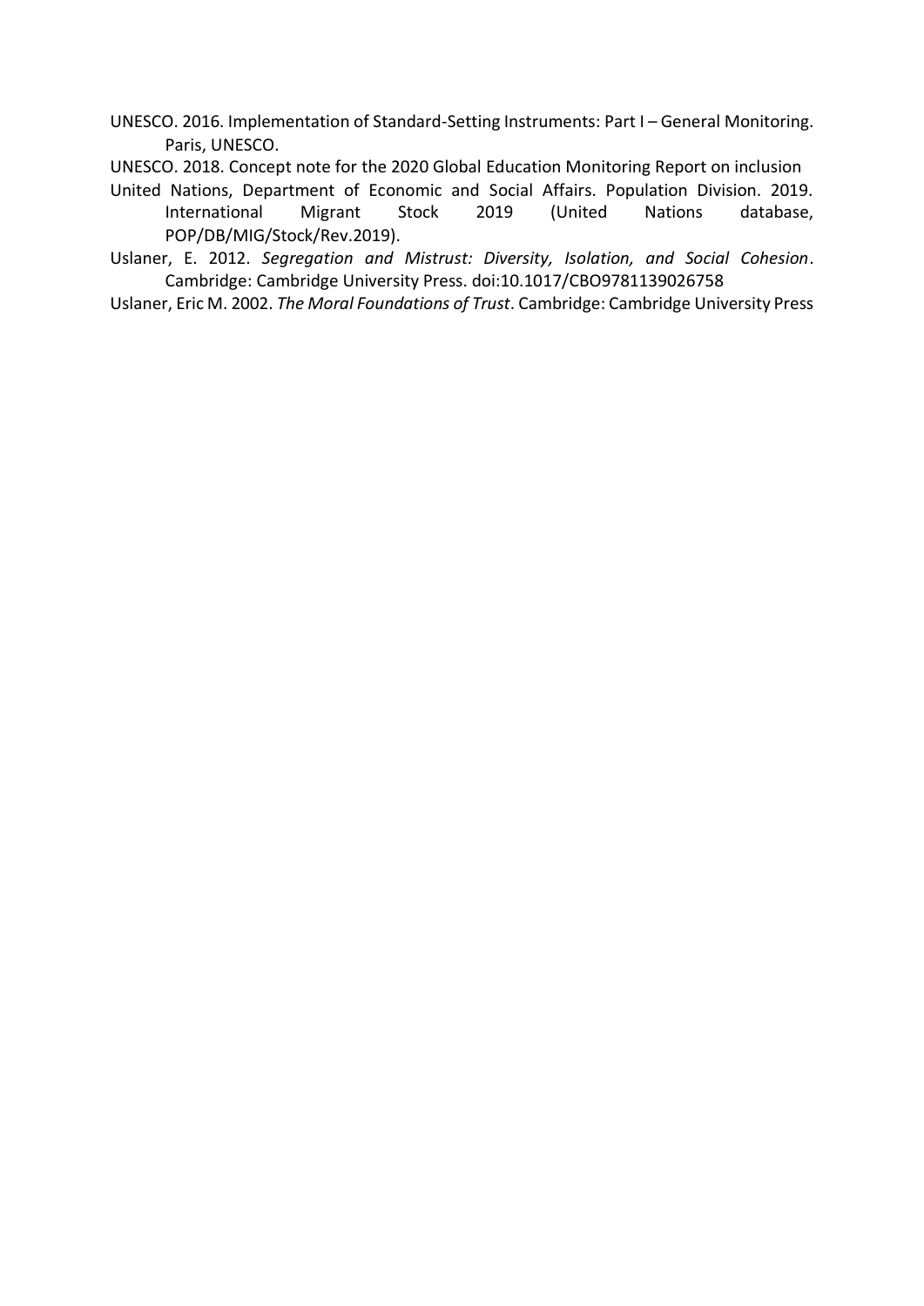UNESCO. 2016. Implementation of Standard-Setting Instruments: Part I – General Monitoring. Paris, UNESCO.

UNESCO. 2018. Concept note for the 2020 Global Education Monitoring Report on inclusion

United Nations, Department of Economic and Social Affairs. Population Division. 2019. International Migrant Stock 2019 (United Nations database, POP/DB/MIG/Stock/Rev.2019).

Uslaner, E. 2012. *Segregation and Mistrust: Diversity, Isolation, and Social Cohesion*. Cambridge: Cambridge University Press. doi:10.1017/CBO9781139026758

Uslaner, Eric M. 2002. *The Moral Foundations of Trust*. Cambridge: Cambridge University Press